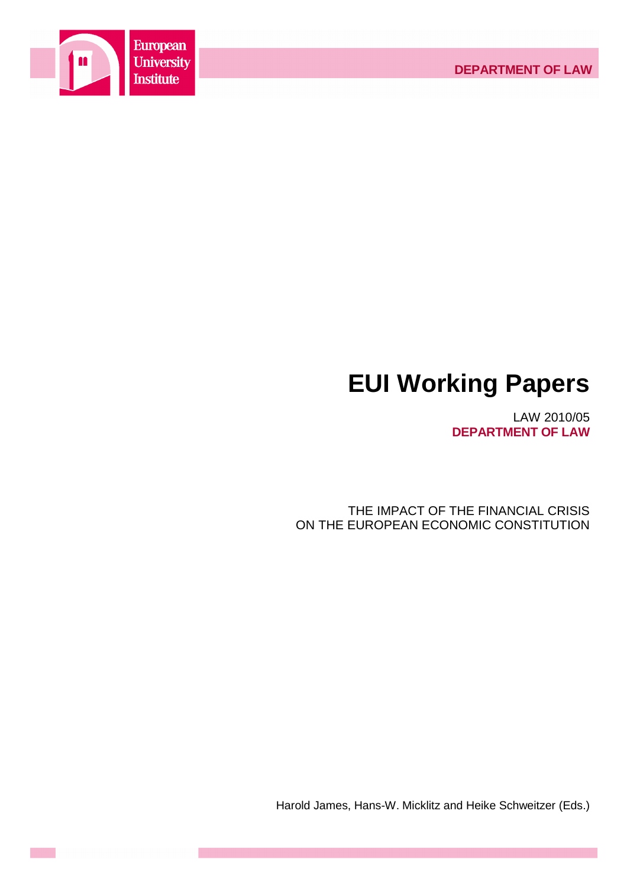European University Institute

DEPARTMENT OF LAW

# EUI Working Papers

LAW 2010/05
**DEPARTMENT OF LAW**

THE IMPACT OF THE FINANCIAL CRISIS
ON THE EUROPEAN ECONOMIC CONSTITUTION

Harold James, Hans-W. Micklitz and Heike Schweitzer (Eds.)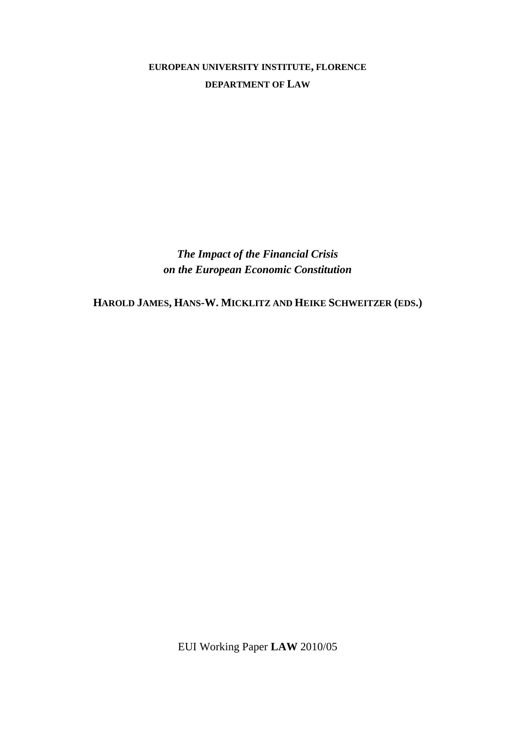**EUROPEAN UNIVERSITY INSTITUTE, FLORENCE**

**DEPARTMENT OF LAW**

***The Impact of the Financial Crisis on the European Economic Constitution***

**HAROLD JAMES, HANS-W. MICKLITZ AND HEIKE SCHWEITZER (EDS.)**

EUI Working Paper **LAW** 2010/05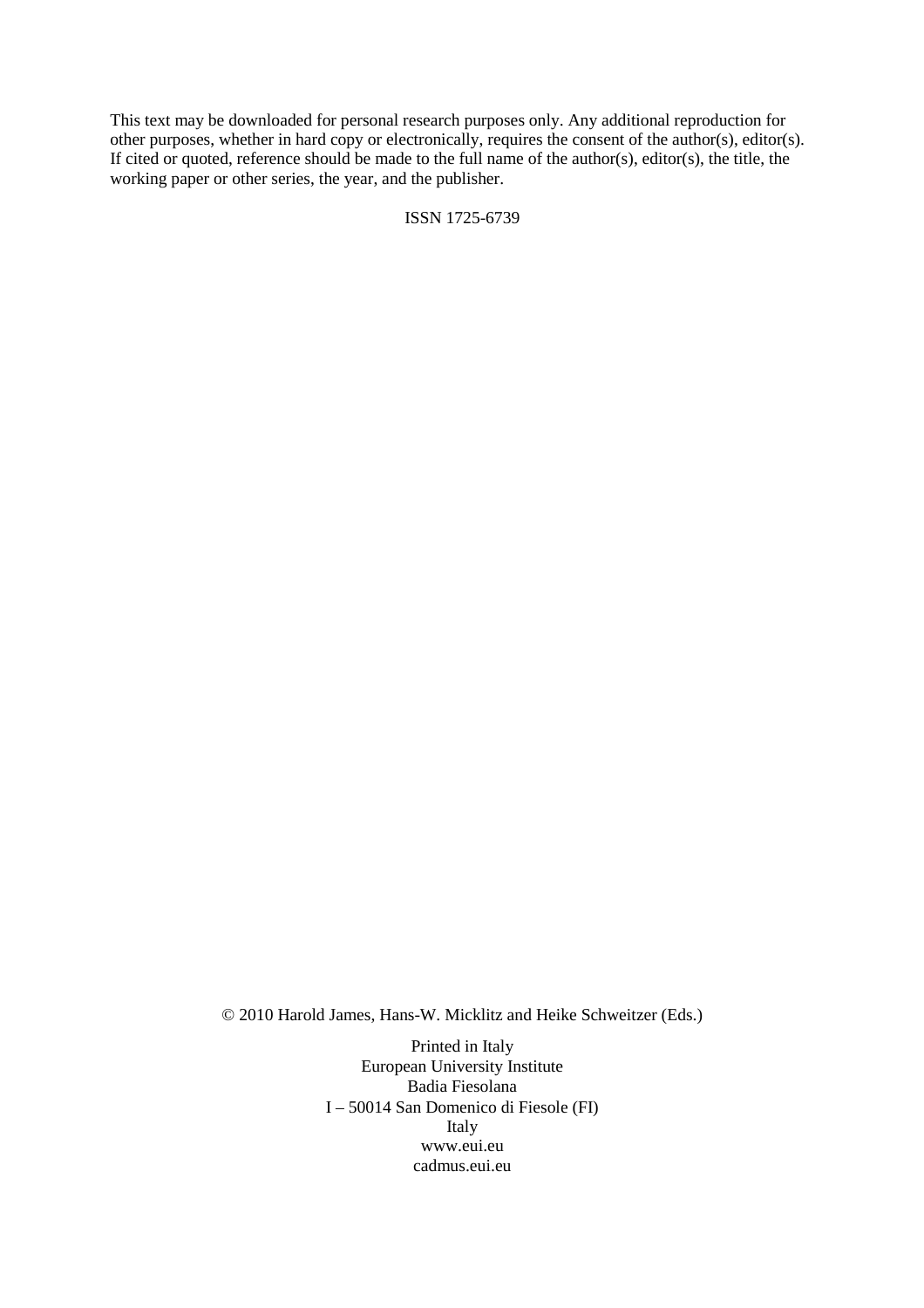This text may be downloaded for personal research purposes only. Any additional reproduction for other purposes, whether in hard copy or electronically, requires the consent of the author(s), editor(s). If cited or quoted, reference should be made to the full name of the author(s), editor(s), the title, the working paper or other series, the year, and the publisher.

ISSN 1725-6739

© 2010 Harold James, Hans-W. Micklitz and Heike Schweitzer (Eds.)

Printed in Italy
European University Institute
Badia Fiesolana
I – 50014 San Domenico di Fiesole (FI)
Italy
www.eui.eu
cadmus.eui.eu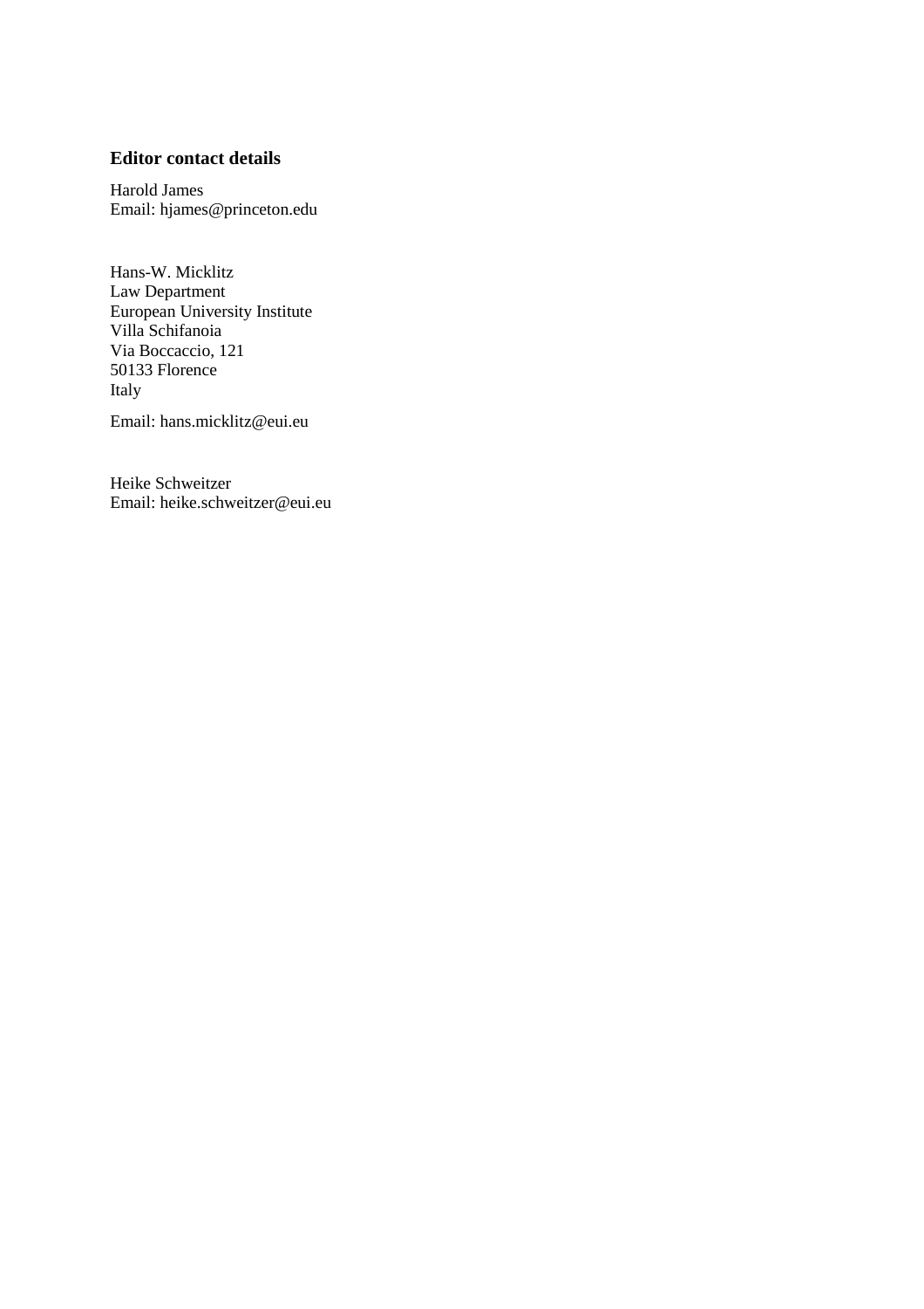### Editor contact details

Harold James
Email: hjames@princeton.edu

Hans-W. Micklitz
Law Department
European University Institute
Villa Schifanoia
Via Boccaccio, 121
50133 Florence
Italy

Email: hans.micklitz@eui.eu

Heike Schweitzer
Email: heike.schweitzer@eui.eu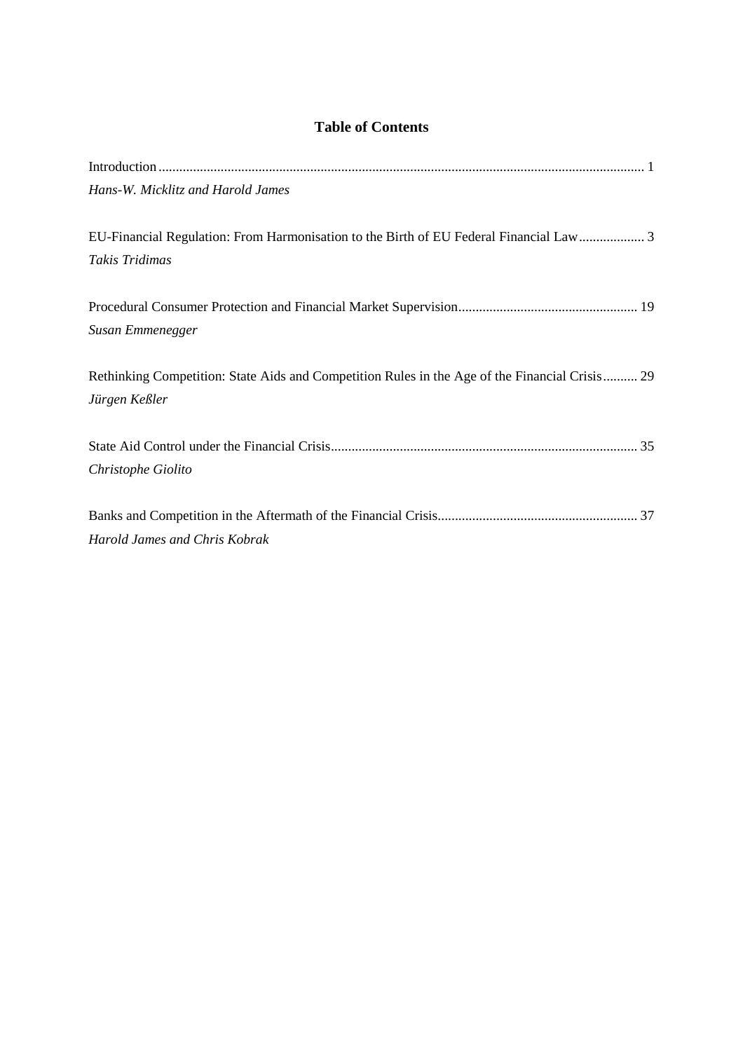## Table of Contents

Introduction ........................................................................................................................................ 1
*Hans-W. Micklitz and Harold James*

EU-Financial Regulation: From Harmonisation to the Birth of EU Federal Financial Law .................. 3
*Takis Tridimas*

Procedural Consumer Protection and Financial Market Supervision ................................................... 19
*Susan Emmenegger*

Rethinking Competition: State Aids and Competition Rules in the Age of the Financial Crisis .......... 29
*Jürgen Keßler*

State Aid Control under the Financial Crisis ........................................................................................ 35
*Christophe Giolito*

Banks and Competition in the Aftermath of the Financial Crisis ......................................................... 37
*Harold James and Chris Kobrak*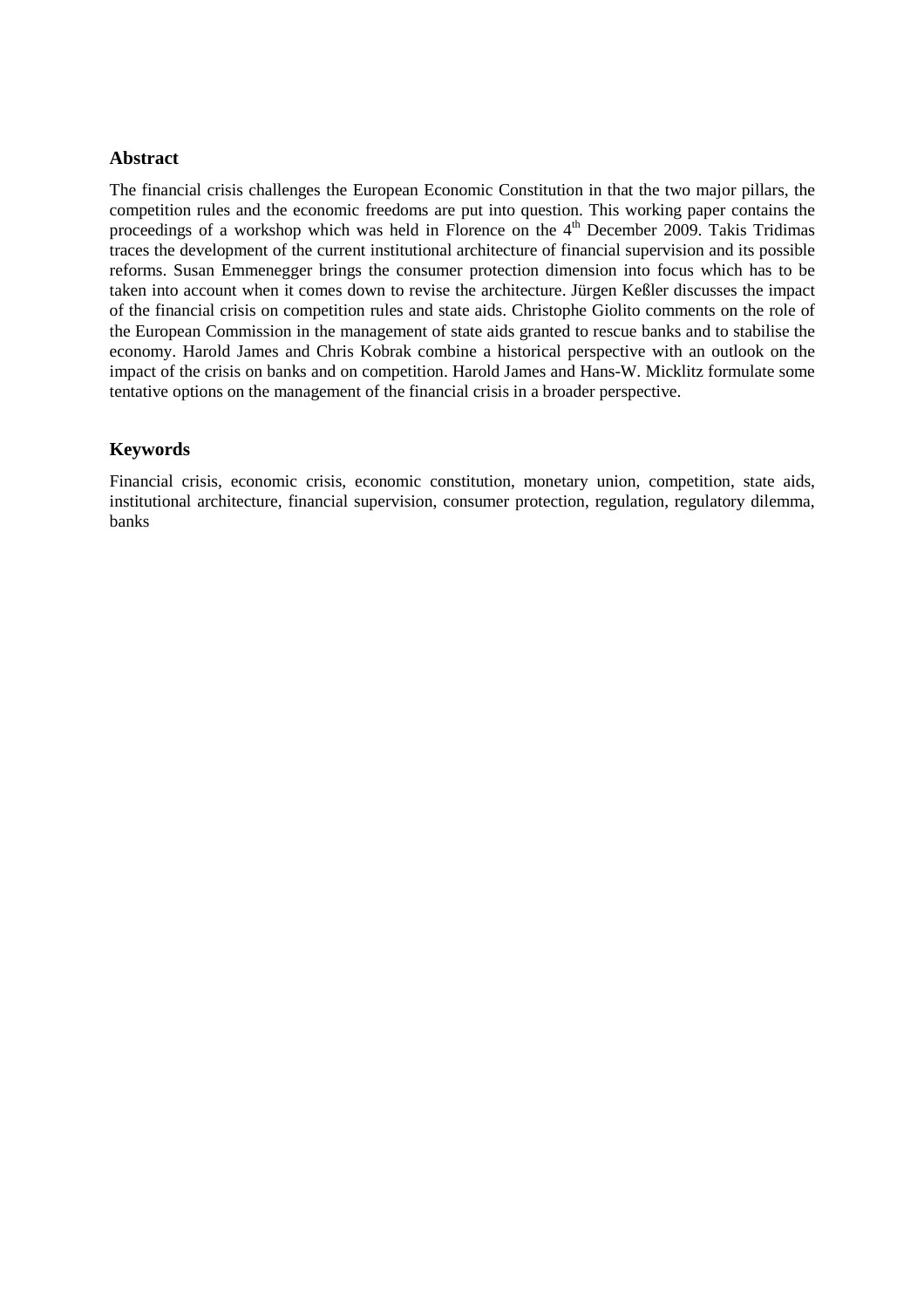## Abstract

The financial crisis challenges the European Economic Constitution in that the two major pillars, the competition rules and the economic freedoms are put into question. This working paper contains the proceedings of a workshop which was held in Florence on the 4th December 2009. Takis Tridimas traces the development of the current institutional architecture of financial supervision and its possible reforms. Susan Emmenegger brings the consumer protection dimension into focus which has to be taken into account when it comes down to revise the architecture. Jürgen Keßler discusses the impact of the financial crisis on competition rules and state aids. Christophe Giolito comments on the role of the European Commission in the management of state aids granted to rescue banks and to stabilise the economy. Harold James and Chris Kobrak combine a historical perspective with an outlook on the impact of the crisis on banks and on competition. Harold James and Hans-W. Micklitz formulate some tentative options on the management of the financial crisis in a broader perspective.

## Keywords

Financial crisis, economic crisis, economic constitution, monetary union, competition, state aids, institutional architecture, financial supervision, consumer protection, regulation, regulatory dilemma, banks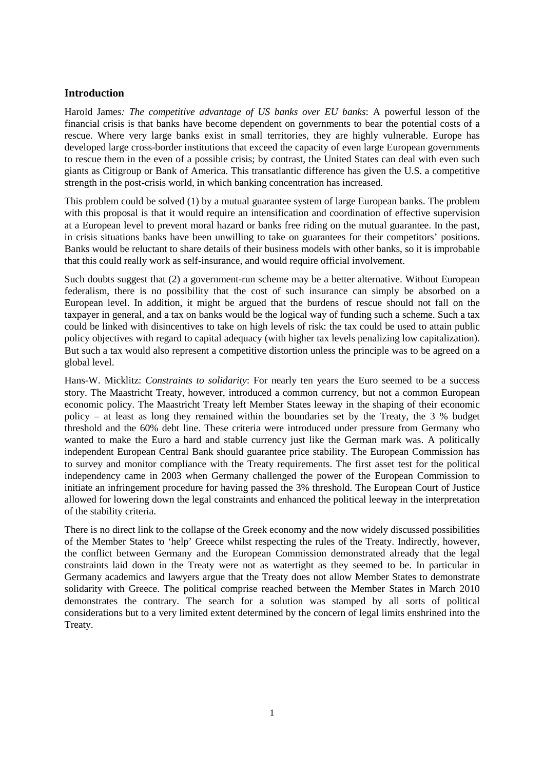## Introduction

Harold James*: The competitive advantage of US banks over EU banks*: A powerful lesson of the financial crisis is that banks have become dependent on governments to bear the potential costs of a rescue. Where very large banks exist in small territories, they are highly vulnerable. Europe has developed large cross-border institutions that exceed the capacity of even large European governments to rescue them in the even of a possible crisis; by contrast, the United States can deal with even such giants as Citigroup or Bank of America. This transatlantic difference has given the U.S. a competitive strength in the post-crisis world, in which banking concentration has increased.

This problem could be solved (1) by a mutual guarantee system of large European banks. The problem with this proposal is that it would require an intensification and coordination of effective supervision at a European level to prevent moral hazard or banks free riding on the mutual guarantee. In the past, in crisis situations banks have been unwilling to take on guarantees for their competitors' positions. Banks would be reluctant to share details of their business models with other banks, so it is improbable that this could really work as self-insurance, and would require official involvement.

Such doubts suggest that (2) a government-run scheme may be a better alternative. Without European federalism, there is no possibility that the cost of such insurance can simply be absorbed on a European level. In addition, it might be argued that the burdens of rescue should not fall on the taxpayer in general, and a tax on banks would be the logical way of funding such a scheme. Such a tax could be linked with disincentives to take on high levels of risk: the tax could be used to attain public policy objectives with regard to capital adequacy (with higher tax levels penalizing low capitalization). But such a tax would also represent a competitive distortion unless the principle was to be agreed on a global level.

Hans-W. Micklitz: *Constraints to solidarity*: For nearly ten years the Euro seemed to be a success story. The Maastricht Treaty, however, introduced a common currency, but not a common European economic policy. The Maastricht Treaty left Member States leeway in the shaping of their economic policy – at least as long they remained within the boundaries set by the Treaty, the 3 % budget threshold and the 60% debt line. These criteria were introduced under pressure from Germany who wanted to make the Euro a hard and stable currency just like the German mark was. A politically independent European Central Bank should guarantee price stability. The European Commission has to survey and monitor compliance with the Treaty requirements. The first asset test for the political independency came in 2003 when Germany challenged the power of the European Commission to initiate an infringement procedure for having passed the 3% threshold. The European Court of Justice allowed for lowering down the legal constraints and enhanced the political leeway in the interpretation of the stability criteria.

There is no direct link to the collapse of the Greek economy and the now widely discussed possibilities of the Member States to 'help' Greece whilst respecting the rules of the Treaty. Indirectly, however, the conflict between Germany and the European Commission demonstrated already that the legal constraints laid down in the Treaty were not as watertight as they seemed to be. In particular in Germany academics and lawyers argue that the Treaty does not allow Member States to demonstrate solidarity with Greece. The political comprise reached between the Member States in March 2010 demonstrates the contrary. The search for a solution was stamped by all sorts of political considerations but to a very limited extent determined by the concern of legal limits enshrined into the Treaty.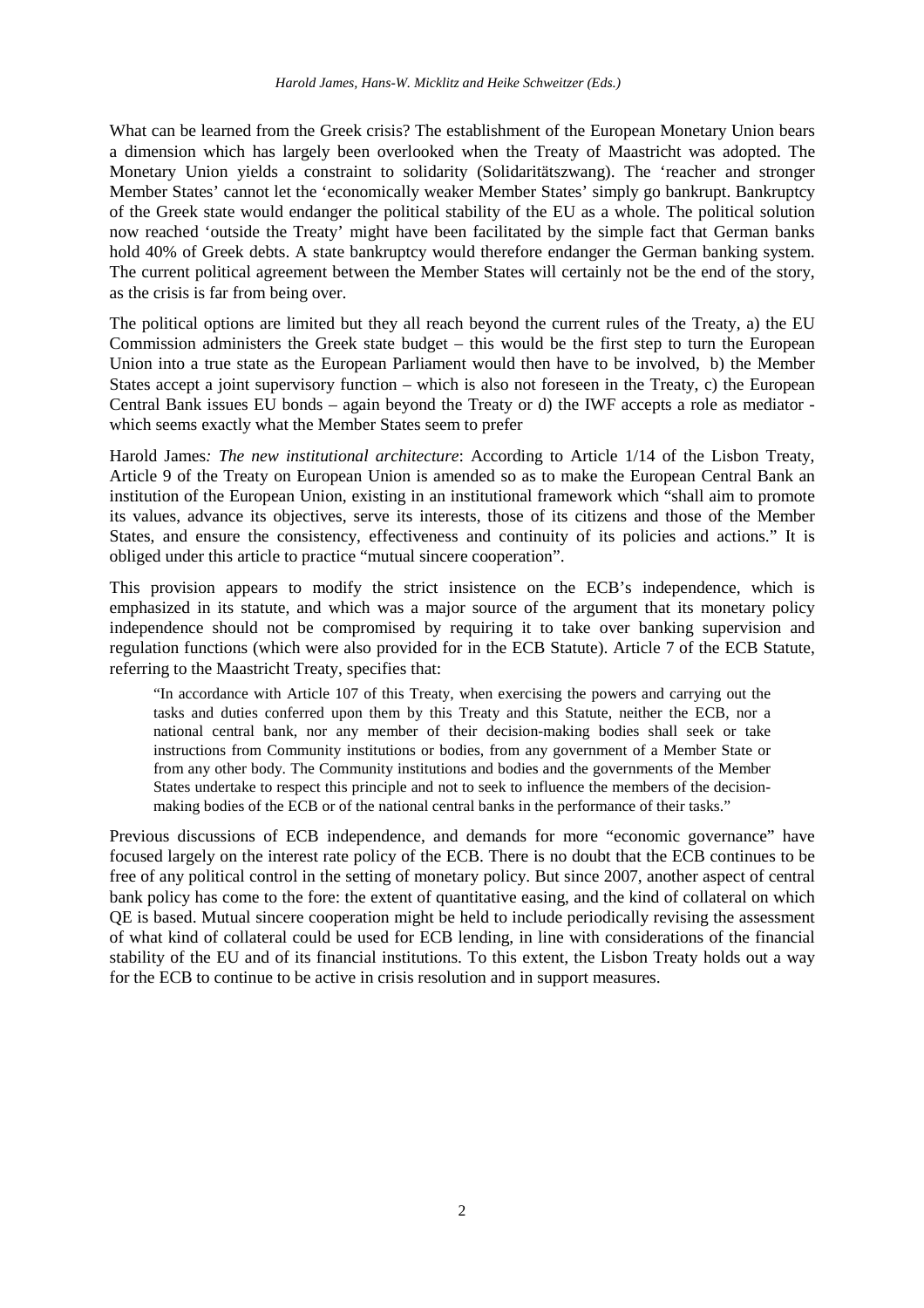What can be learned from the Greek crisis? The establishment of the European Monetary Union bears a dimension which has largely been overlooked when the Treaty of Maastricht was adopted. The Monetary Union yields a constraint to solidarity (Solidaritätszwang). The 'reacher and stronger Member States' cannot let the 'economically weaker Member States' simply go bankrupt. Bankruptcy of the Greek state would endanger the political stability of the EU as a whole. The political solution now reached 'outside the Treaty' might have been facilitated by the simple fact that German banks hold 40% of Greek debts. A state bankruptcy would therefore endanger the German banking system. The current political agreement between the Member States will certainly not be the end of the story, as the crisis is far from being over.

The political options are limited but they all reach beyond the current rules of the Treaty, a) the EU Commission administers the Greek state budget – this would be the first step to turn the European Union into a true state as the European Parliament would then have to be involved, b) the Member States accept a joint supervisory function – which is also not foreseen in the Treaty, c) the European Central Bank issues EU bonds – again beyond the Treaty or d) the IWF accepts a role as mediator - which seems exactly what the Member States seem to prefer

Harold James*: The new institutional architecture*: According to Article 1/14 of the Lisbon Treaty, Article 9 of the Treaty on European Union is amended so as to make the European Central Bank an institution of the European Union, existing in an institutional framework which "shall aim to promote its values, advance its objectives, serve its interests, those of its citizens and those of the Member States, and ensure the consistency, effectiveness and continuity of its policies and actions." It is obliged under this article to practice "mutual sincere cooperation".

This provision appears to modify the strict insistence on the ECB's independence, which is emphasized in its statute, and which was a major source of the argument that its monetary policy independence should not be compromised by requiring it to take over banking supervision and regulation functions (which were also provided for in the ECB Statute). Article 7 of the ECB Statute, referring to the Maastricht Treaty, specifies that:

> "In accordance with Article 107 of this Treaty, when exercising the powers and carrying out the tasks and duties conferred upon them by this Treaty and this Statute, neither the ECB, nor a national central bank, nor any member of their decision-making bodies shall seek or take instructions from Community institutions or bodies, from any government of a Member State or from any other body. The Community institutions and bodies and the governments of the Member States undertake to respect this principle and not to seek to influence the members of the decision-making bodies of the ECB or of the national central banks in the performance of their tasks."

Previous discussions of ECB independence, and demands for more "economic governance" have focused largely on the interest rate policy of the ECB. There is no doubt that the ECB continues to be free of any political control in the setting of monetary policy. But since 2007, another aspect of central bank policy has come to the fore: the extent of quantitative easing, and the kind of collateral on which QE is based. Mutual sincere cooperation might be held to include periodically revising the assessment of what kind of collateral could be used for ECB lending, in line with considerations of the financial stability of the EU and of its financial institutions. To this extent, the Lisbon Treaty holds out a way for the ECB to continue to be active in crisis resolution and in support measures.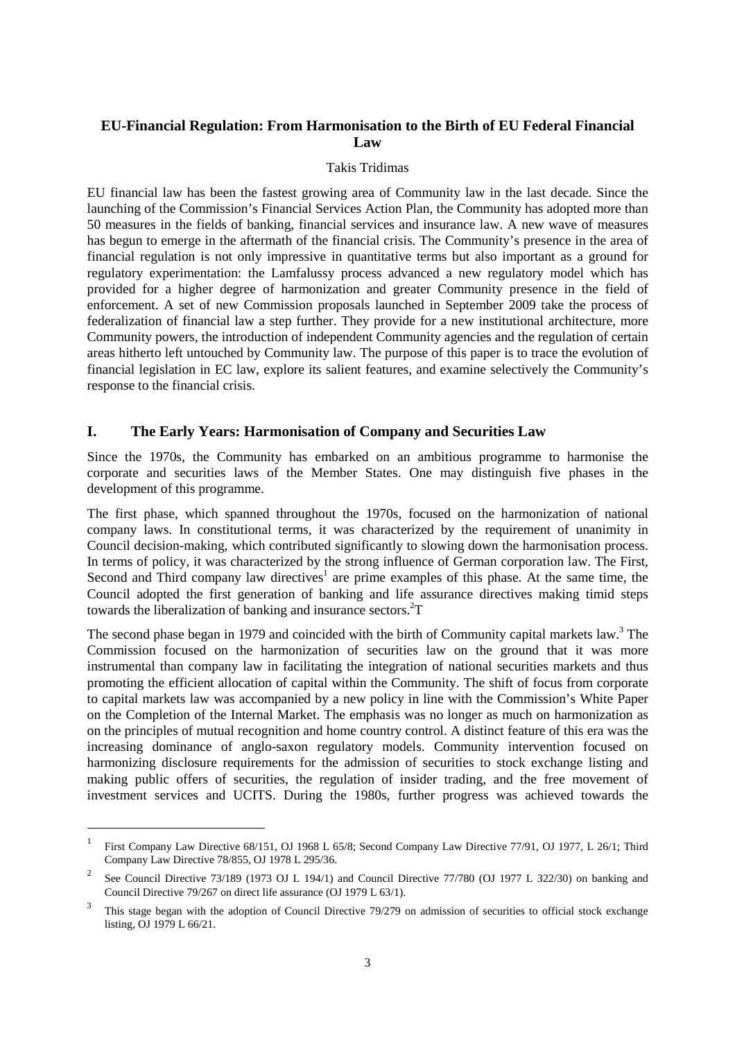## EU-Financial Regulation: From Harmonisation to the Birth of EU Federal Financial Law

Takis Tridimas

EU financial law has been the fastest growing area of Community law in the last decade. Since the launching of the Commission's Financial Services Action Plan, the Community has adopted more than 50 measures in the fields of banking, financial services and insurance law. A new wave of measures has begun to emerge in the aftermath of the financial crisis. The Community's presence in the area of financial regulation is not only impressive in quantitative terms but also important as a ground for regulatory experimentation: the Lamfalussy process advanced a new regulatory model which has provided for a higher degree of harmonization and greater Community presence in the field of enforcement. A set of new Commission proposals launched in September 2009 take the process of federalization of financial law a step further. They provide for a new institutional architecture, more Community powers, the introduction of independent Community agencies and the regulation of certain areas hitherto left untouched by Community law. The purpose of this paper is to trace the evolution of financial legislation in EC law, explore its salient features, and examine selectively the Community's response to the financial crisis.

### I. The Early Years: Harmonisation of Company and Securities Law

Since the 1970s, the Community has embarked on an ambitious programme to harmonise the corporate and securities laws of the Member States. One may distinguish five phases in the development of this programme.

The first phase, which spanned throughout the 1970s, focused on the harmonization of national company laws. In constitutional terms, it was characterized by the requirement of unanimity in Council decision-making, which contributed significantly to slowing down the harmonisation process. In terms of policy, it was characterized by the strong influence of German corporation law. The First, Second and Third company law directives[1] are prime examples of this phase. At the same time, the Council adopted the first generation of banking and life assurance directives making timid steps towards the liberalization of banking and insurance sectors.[2]T

The second phase began in 1979 and coincided with the birth of Community capital markets law.[3] The Commission focused on the harmonization of securities law on the ground that it was more instrumental than company law in facilitating the integration of national securities markets and thus promoting the efficient allocation of capital within the Community. The shift of focus from corporate to capital markets law was accompanied by a new policy in line with the Commission's White Paper on the Completion of the Internal Market. The emphasis was no longer as much on harmonization as on the principles of mutual recognition and home country control. A distinct feature of this era was the increasing dominance of anglo-saxon regulatory models. Community intervention focused on harmonizing disclosure requirements for the admission of securities to stock exchange listing and making public offers of securities, the regulation of insider trading, and the free movement of investment services and UCITS. During the 1980s, further progress was achieved towards the

---

[1] First Company Law Directive 68/151, OJ 1968 L 65/8; Second Company Law Directive 77/91, OJ 1977, L 26/1; Third Company Law Directive 78/855, OJ 1978 L 295/36.

[2] See Council Directive 73/189 (1973 OJ L 194/1) and Council Directive 77/780 (OJ 1977 L 322/30) on banking and Council Directive 79/267 on direct life assurance (OJ 1979 L 63/1).

[3] This stage began with the adoption of Council Directive 79/279 on admission of securities to official stock exchange listing, OJ 1979 L 66/21.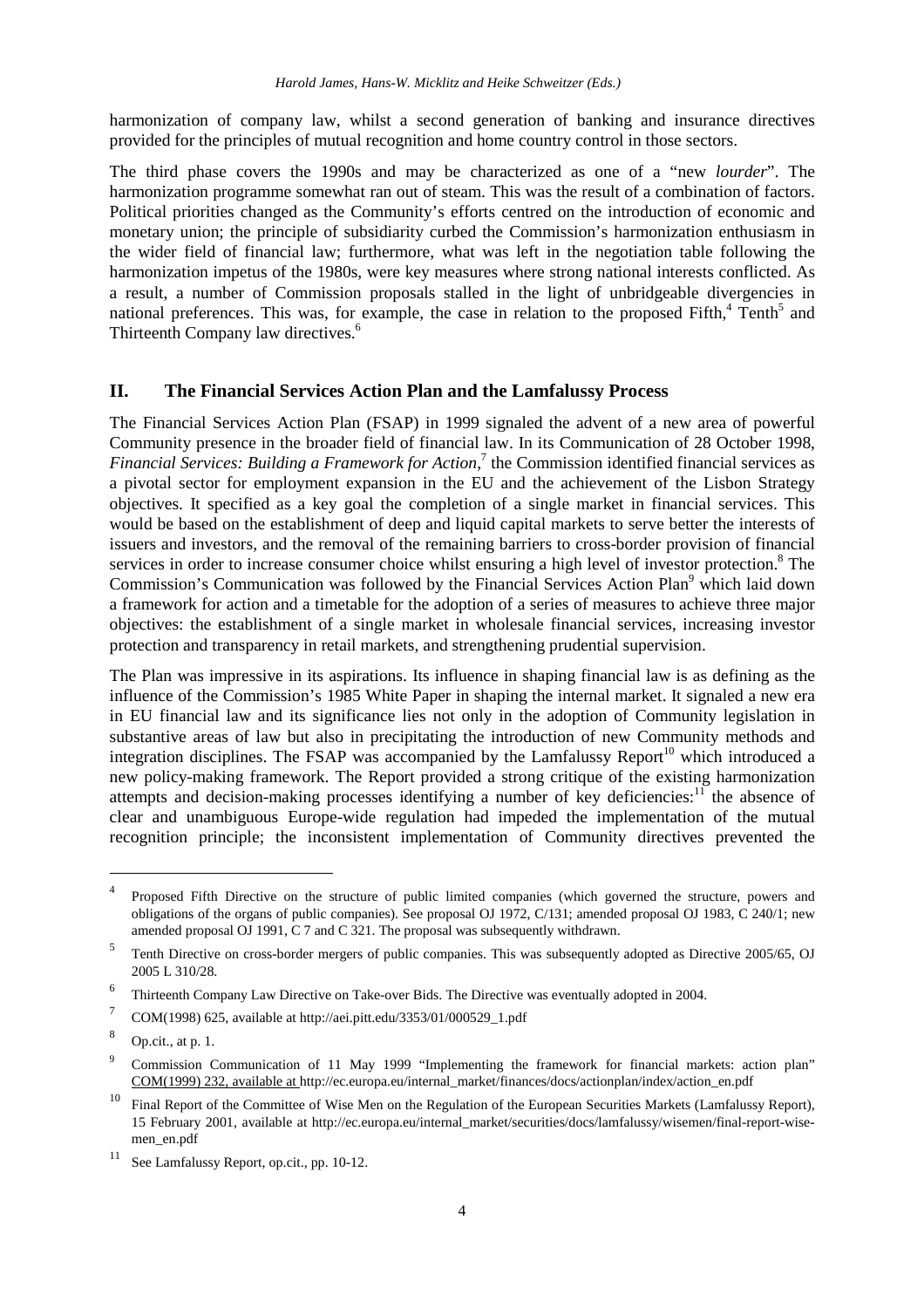harmonization of company law, whilst a second generation of banking and insurance directives provided for the principles of mutual recognition and home country control in those sectors.

The third phase covers the 1990s and may be characterized as one of a "new *lourder*". The harmonization programme somewhat ran out of steam. This was the result of a combination of factors. Political priorities changed as the Community's efforts centred on the introduction of economic and monetary union; the principle of subsidiarity curbed the Commission's harmonization enthusiasm in the wider field of financial law; furthermore, what was left in the negotiation table following the harmonization impetus of the 1980s, were key measures where strong national interests conflicted. As a result, a number of Commission proposals stalled in the light of unbridgeable divergencies in national preferences. This was, for example, the case in relation to the proposed Fifth,[4] Tenth[5] and Thirteenth Company law directives.[6]

## II. The Financial Services Action Plan and the Lamfalussy Process

The Financial Services Action Plan (FSAP) in 1999 signaled the advent of a new area of powerful Community presence in the broader field of financial law. In its Communication of 28 October 1998, *Financial Services: Building a Framework for Action*,[7] the Commission identified financial services as a pivotal sector for employment expansion in the EU and the achievement of the Lisbon Strategy objectives. It specified as a key goal the completion of a single market in financial services. This would be based on the establishment of deep and liquid capital markets to serve better the interests of issuers and investors, and the removal of the remaining barriers to cross-border provision of financial services in order to increase consumer choice whilst ensuring a high level of investor protection.[8] The Commission's Communication was followed by the Financial Services Action Plan[9] which laid down a framework for action and a timetable for the adoption of a series of measures to achieve three major objectives: the establishment of a single market in wholesale financial services, increasing investor protection and transparency in retail markets, and strengthening prudential supervision.

The Plan was impressive in its aspirations. Its influence in shaping financial law is as defining as the influence of the Commission's 1985 White Paper in shaping the internal market. It signaled a new era in EU financial law and its significance lies not only in the adoption of Community legislation in substantive areas of law but also in precipitating the introduction of new Community methods and integration disciplines. The FSAP was accompanied by the Lamfalussy Report[10] which introduced a new policy-making framework. The Report provided a strong critique of the existing harmonization attempts and decision-making processes identifying a number of key deficiencies:[11] the absence of clear and unambiguous Europe-wide regulation had impeded the implementation of the mutual recognition principle; the inconsistent implementation of Community directives prevented the

---

[4] Proposed Fifth Directive on the structure of public limited companies (which governed the structure, powers and obligations of the organs of public companies). See proposal OJ 1972, C/131; amended proposal OJ 1983, C 240/1; new amended proposal OJ 1991, C 7 and C 321. The proposal was subsequently withdrawn.

[5] Tenth Directive on cross-border mergers of public companies. This was subsequently adopted as Directive 2005/65, OJ 2005 L 310/28.

[6] Thirteenth Company Law Directive on Take-over Bids. The Directive was eventually adopted in 2004.

[7] COM(1998) 625, available at http://aei.pitt.edu/3353/01/000529_1.pdf

[8] Op.cit., at p. 1.

[9] Commission Communication of 11 May 1999 "Implementing the framework for financial markets: action plan" COM(1999) 232, available at http://ec.europa.eu/internal_market/finances/docs/actionplan/index/action_en.pdf

[10] Final Report of the Committee of Wise Men on the Regulation of the European Securities Markets (Lamfalussy Report), 15 February 2001, available at http://ec.europa.eu/internal_market/securities/docs/lamfalussy/wisemen/final-report-wise-men_en.pdf

[11] See Lamfalussy Report, op.cit., pp. 10-12.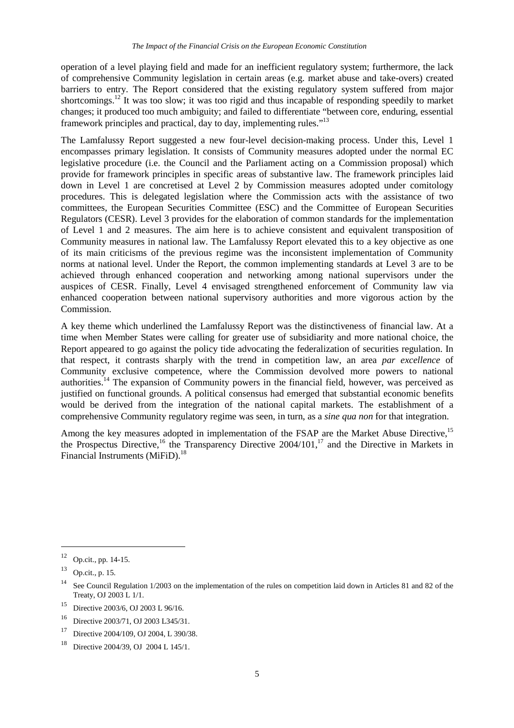operation of a level playing field and made for an inefficient regulatory system; furthermore, the lack of comprehensive Community legislation in certain areas (e.g. market abuse and take-overs) created barriers to entry. The Report considered that the existing regulatory system suffered from major shortcomings.[12] It was too slow; it was too rigid and thus incapable of responding speedily to market changes; it produced too much ambiguity; and failed to differentiate "between core, enduring, essential framework principles and practical, day to day, implementing rules."[13]

The Lamfalussy Report suggested a new four-level decision-making process. Under this, Level 1 encompasses primary legislation. It consists of Community measures adopted under the normal EC legislative procedure (i.e. the Council and the Parliament acting on a Commission proposal) which provide for framework principles in specific areas of substantive law. The framework principles laid down in Level 1 are concretised at Level 2 by Commission measures adopted under comitology procedures. This is delegated legislation where the Commission acts with the assistance of two committees, the European Securities Committee (ESC) and the Committee of European Securities Regulators (CESR). Level 3 provides for the elaboration of common standards for the implementation of Level 1 and 2 measures. The aim here is to achieve consistent and equivalent transposition of Community measures in national law. The Lamfalussy Report elevated this to a key objective as one of its main criticisms of the previous regime was the inconsistent implementation of Community norms at national level. Under the Report, the common implementing standards at Level 3 are to be achieved through enhanced cooperation and networking among national supervisors under the auspices of CESR. Finally, Level 4 envisaged strengthened enforcement of Community law via enhanced cooperation between national supervisory authorities and more vigorous action by the Commission.

A key theme which underlined the Lamfalussy Report was the distinctiveness of financial law. At a time when Member States were calling for greater use of subsidiarity and more national choice, the Report appeared to go against the policy tide advocating the federalization of securities regulation. In that respect, it contrasts sharply with the trend in competition law, an area *par excellence* of Community exclusive competence, where the Commission devolved more powers to national authorities.[14] The expansion of Community powers in the financial field, however, was perceived as justified on functional grounds. A political consensus had emerged that substantial economic benefits would be derived from the integration of the national capital markets. The establishment of a comprehensive Community regulatory regime was seen, in turn, as a *sine qua non* for that integration.

Among the key measures adopted in implementation of the FSAP are the Market Abuse Directive,[15] the Prospectus Directive,[16] the Transparency Directive 2004/101,[17] and the Directive in Markets in Financial Instruments (MiFiD).[18]

---

[12] Op.cit., pp. 14-15.

[13] Op.cit., p. 15.

[14] See Council Regulation 1/2003 on the implementation of the rules on competition laid down in Articles 81 and 82 of the Treaty, OJ 2003 L 1/1.

[15] Directive 2003/6, OJ 2003 L 96/16.

[16] Directive 2003/71, OJ 2003 L345/31.

[17] Directive 2004/109, OJ 2004, L 390/38.

[18] Directive 2004/39, OJ 2004 L 145/1.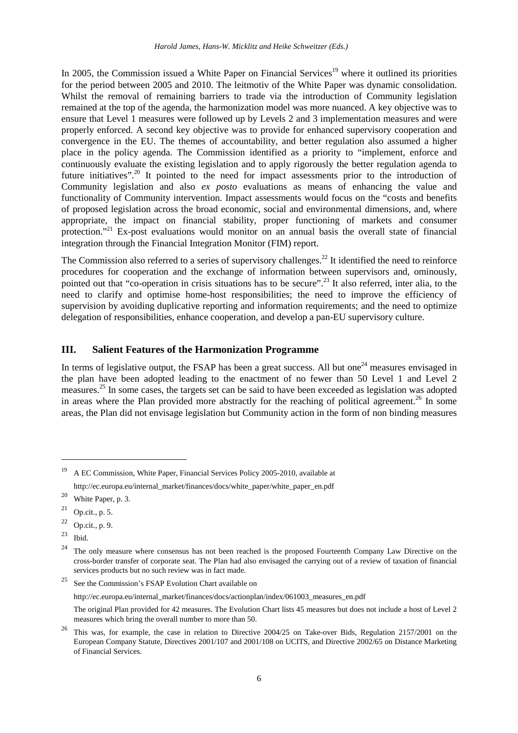In 2005, the Commission issued a White Paper on Financial Services[19] where it outlined its priorities for the period between 2005 and 2010. The leitmotiv of the White Paper was dynamic consolidation. Whilst the removal of remaining barriers to trade via the introduction of Community legislation remained at the top of the agenda, the harmonization model was more nuanced. A key objective was to ensure that Level 1 measures were followed up by Levels 2 and 3 implementation measures and were properly enforced. A second key objective was to provide for enhanced supervisory cooperation and convergence in the EU. The themes of accountability, and better regulation also assumed a higher place in the policy agenda. The Commission identified as a priority to "implement, enforce and continuously evaluate the existing legislation and to apply rigorously the better regulation agenda to future initiatives".[20] It pointed to the need for impact assessments prior to the introduction of Community legislation and also *ex posto* evaluations as means of enhancing the value and functionality of Community intervention. Impact assessments would focus on the "costs and benefits of proposed legislation across the broad economic, social and environmental dimensions, and, where appropriate, the impact on financial stability, proper functioning of markets and consumer protection."[21] Ex-post evaluations would monitor on an annual basis the overall state of financial integration through the Financial Integration Monitor (FIM) report.

The Commission also referred to a series of supervisory challenges.[22] It identified the need to reinforce procedures for cooperation and the exchange of information between supervisors and, ominously, pointed out that "co-operation in crisis situations has to be secure".[23] It also referred, inter alia, to the need to clarify and optimise home-host responsibilities; the need to improve the efficiency of supervision by avoiding duplicative reporting and information requirements; and the need to optimize delegation of responsibilities, enhance cooperation, and develop a pan-EU supervisory culture.

## III. Salient Features of the Harmonization Programme

In terms of legislative output, the FSAP has been a great success. All but one[24] measures envisaged in the plan have been adopted leading to the enactment of no fewer than 50 Level 1 and Level 2 measures.[25] In some cases, the targets set can be said to have been exceeded as legislation was adopted in areas where the Plan provided more abstractly for the reaching of political agreement.[26] In some areas, the Plan did not envisage legislation but Community action in the form of non binding measures

---

[19] A EC Commission, White Paper, Financial Services Policy 2005-2010, available at http://ec.europa.eu/internal_market/finances/docs/white_paper/white_paper_en.pdf

[20] White Paper, p. 3.

[21] Op.cit., p. 5.

[22] Op.cit., p. 9.

[23] Ibid.

[24] The only measure where consensus has not been reached is the proposed Fourteenth Company Law Directive on the cross-border transfer of corporate seat. The Plan had also envisaged the carrying out of a review of taxation of financial services products but no such review was in fact made.

[25] See the Commission's FSAP Evolution Chart available on

http://ec.europa.eu/internal_market/finances/docs/actionplan/index/061003_measures_en.pdf

The original Plan provided for 42 measures. The Evolution Chart lists 45 measures but does not include a host of Level 2 measures which bring the overall number to more than 50.

[26] This was, for example, the case in relation to Directive 2004/25 on Take-over Bids, Regulation 2157/2001 on the European Company Statute, Directives 2001/107 and 2001/108 on UCITS, and Directive 2002/65 on Distance Marketing of Financial Services.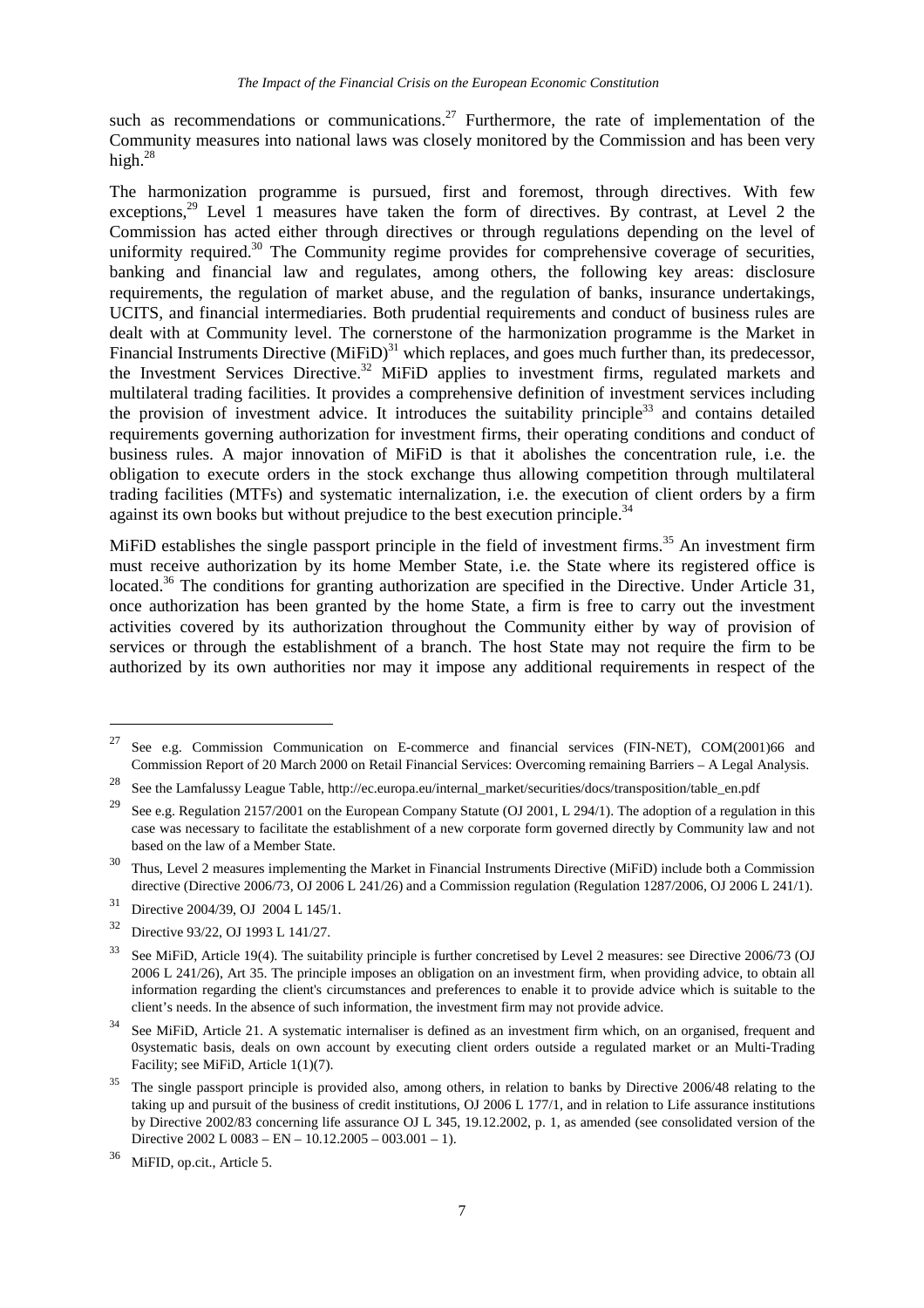such as recommendations or communications.[27] Furthermore, the rate of implementation of the Community measures into national laws was closely monitored by the Commission and has been very high.[28]

The harmonization programme is pursued, first and foremost, through directives. With few exceptions,[29] Level 1 measures have taken the form of directives. By contrast, at Level 2 the Commission has acted either through directives or through regulations depending on the level of uniformity required.[30] The Community regime provides for comprehensive coverage of securities, banking and financial law and regulates, among others, the following key areas: disclosure requirements, the regulation of market abuse, and the regulation of banks, insurance undertakings, UCITS, and financial intermediaries. Both prudential requirements and conduct of business rules are dealt with at Community level. The cornerstone of the harmonization programme is the Market in Financial Instruments Directive (MiFiD)[31] which replaces, and goes much further than, its predecessor, the Investment Services Directive.[32] MiFiD applies to investment firms, regulated markets and multilateral trading facilities. It provides a comprehensive definition of investment services including the provision of investment advice. It introduces the suitability principle[33] and contains detailed requirements governing authorization for investment firms, their operating conditions and conduct of business rules. A major innovation of MiFiD is that it abolishes the concentration rule, i.e. the obligation to execute orders in the stock exchange thus allowing competition through multilateral trading facilities (MTFs) and systematic internalization, i.e. the execution of client orders by a firm against its own books but without prejudice to the best execution principle.[34]

MiFiD establishes the single passport principle in the field of investment firms.[35] An investment firm must receive authorization by its home Member State, i.e. the State where its registered office is located.[36] The conditions for granting authorization are specified in the Directive. Under Article 31, once authorization has been granted by the home State, a firm is free to carry out the investment activities covered by its authorization throughout the Community either by way of provision of services or through the establishment of a branch. The host State may not require the firm to be authorized by its own authorities nor may it impose any additional requirements in respect of the

---

[27] See e.g. Commission Communication on E-commerce and financial services (FIN-NET), COM(2001)66 and Commission Report of 20 March 2000 on Retail Financial Services: Overcoming remaining Barriers – A Legal Analysis.

[28] See the Lamfalussy League Table, http://ec.europa.eu/internal_market/securities/docs/transposition/table_en.pdf

[29] See e.g. Regulation 2157/2001 on the European Company Statute (OJ 2001, L 294/1). The adoption of a regulation in this case was necessary to facilitate the establishment of a new corporate form governed directly by Community law and not based on the law of a Member State.

[30] Thus, Level 2 measures implementing the Market in Financial Instruments Directive (MiFiD) include both a Commission directive (Directive 2006/73, OJ 2006 L 241/26) and a Commission regulation (Regulation 1287/2006, OJ 2006 L 241/1).

[31] Directive 2004/39, OJ 2004 L 145/1.

[32] Directive 93/22, OJ 1993 L 141/27.

[33] See MiFiD, Article 19(4). The suitability principle is further concretised by Level 2 measures: see Directive 2006/73 (OJ 2006 L 241/26), Art 35. The principle imposes an obligation on an investment firm, when providing advice, to obtain all information regarding the client's circumstances and preferences to enable it to provide advice which is suitable to the client's needs. In the absence of such information, the investment firm may not provide advice.

[34] See MiFiD, Article 21. A systematic internaliser is defined as an investment firm which, on an organised, frequent and 0systematic basis, deals on own account by executing client orders outside a regulated market or an Multi-Trading Facility; see MiFiD, Article 1(1)(7).

[35] The single passport principle is provided also, among others, in relation to banks by Directive 2006/48 relating to the taking up and pursuit of the business of credit institutions, OJ 2006 L 177/1, and in relation to Life assurance institutions by Directive 2002/83 concerning life assurance OJ L 345, 19.12.2002, p. 1, as amended (see consolidated version of the Directive 2002 L 0083 – EN – 10.12.2005 – 003.001 – 1).

[36] MiFID, op.cit., Article 5.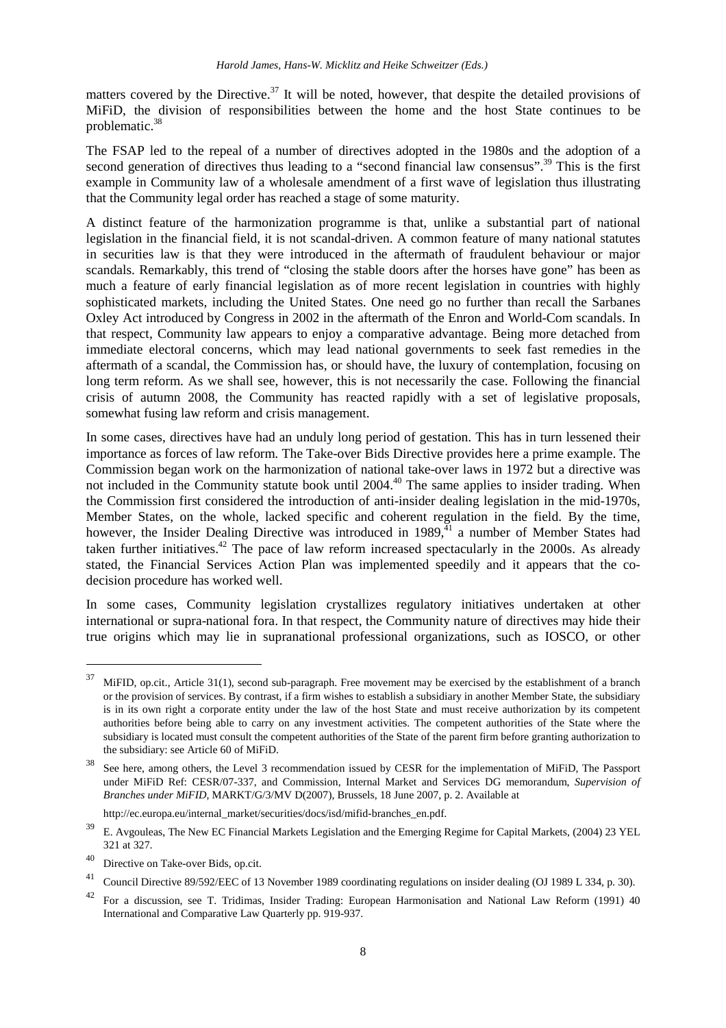matters covered by the Directive.[37] It will be noted, however, that despite the detailed provisions of MiFiD, the division of responsibilities between the home and the host State continues to be problematic.[38]

The FSAP led to the repeal of a number of directives adopted in the 1980s and the adoption of a second generation of directives thus leading to a "second financial law consensus".[39] This is the first example in Community law of a wholesale amendment of a first wave of legislation thus illustrating that the Community legal order has reached a stage of some maturity.

A distinct feature of the harmonization programme is that, unlike a substantial part of national legislation in the financial field, it is not scandal-driven. A common feature of many national statutes in securities law is that they were introduced in the aftermath of fraudulent behaviour or major scandals. Remarkably, this trend of "closing the stable doors after the horses have gone" has been as much a feature of early financial legislation as of more recent legislation in countries with highly sophisticated markets, including the United States. One need go no further than recall the Sarbanes Oxley Act introduced by Congress in 2002 in the aftermath of the Enron and World-Com scandals. In that respect, Community law appears to enjoy a comparative advantage. Being more detached from immediate electoral concerns, which may lead national governments to seek fast remedies in the aftermath of a scandal, the Commission has, or should have, the luxury of contemplation, focusing on long term reform. As we shall see, however, this is not necessarily the case. Following the financial crisis of autumn 2008, the Community has reacted rapidly with a set of legislative proposals, somewhat fusing law reform and crisis management.

In some cases, directives have had an unduly long period of gestation. This has in turn lessened their importance as forces of law reform. The Take-over Bids Directive provides here a prime example. The Commission began work on the harmonization of national take-over laws in 1972 but a directive was not included in the Community statute book until 2004.[40] The same applies to insider trading. When the Commission first considered the introduction of anti-insider dealing legislation in the mid-1970s, Member States, on the whole, lacked specific and coherent regulation in the field. By the time, however, the Insider Dealing Directive was introduced in 1989,[41] a number of Member States had taken further initiatives.[42] The pace of law reform increased spectacularly in the 2000s. As already stated, the Financial Services Action Plan was implemented speedily and it appears that the co-decision procedure has worked well.

In some cases, Community legislation crystallizes regulatory initiatives undertaken at other international or supra-national fora. In that respect, the Community nature of directives may hide their true origins which may lie in supranational professional organizations, such as IOSCO, or other

---

[37] MiFID, op.cit., Article 31(1), second sub-paragraph. Free movement may be exercised by the establishment of a branch or the provision of services. By contrast, if a firm wishes to establish a subsidiary in another Member State, the subsidiary is in its own right a corporate entity under the law of the host State and must receive authorization by its competent authorities before being able to carry on any investment activities. The competent authorities of the State where the subsidiary is located must consult the competent authorities of the State of the parent firm before granting authorization to the subsidiary: see Article 60 of MiFID.

[38] See here, among others, the Level 3 recommendation issued by CESR for the implementation of MiFID, The Passport under MiFID Ref: CESR/07-337, and Commission, Internal Market and Services DG memorandum, *Supervision of Branches under MiFID*, MARKT/G/3/MV D(2007), Brussels, 18 June 2007, p. 2. Available at http://ec.europa.eu/internal_market/securities/docs/isd/mifid-branches_en.pdf.

[39] E. Avgouleas, The New EC Financial Markets Legislation and the Emerging Regime for Capital Markets, (2004) 23 YEL 321 at 327.

[40] Directive on Take-over Bids, op.cit.

[41] Council Directive 89/592/EEC of 13 November 1989 coordinating regulations on insider dealing (OJ 1989 L 334, p. 30).

[42] For a discussion, see T. Tridimas, Insider Trading: European Harmonisation and National Law Reform (1991) 40 International and Comparative Law Quarterly pp. 919-937.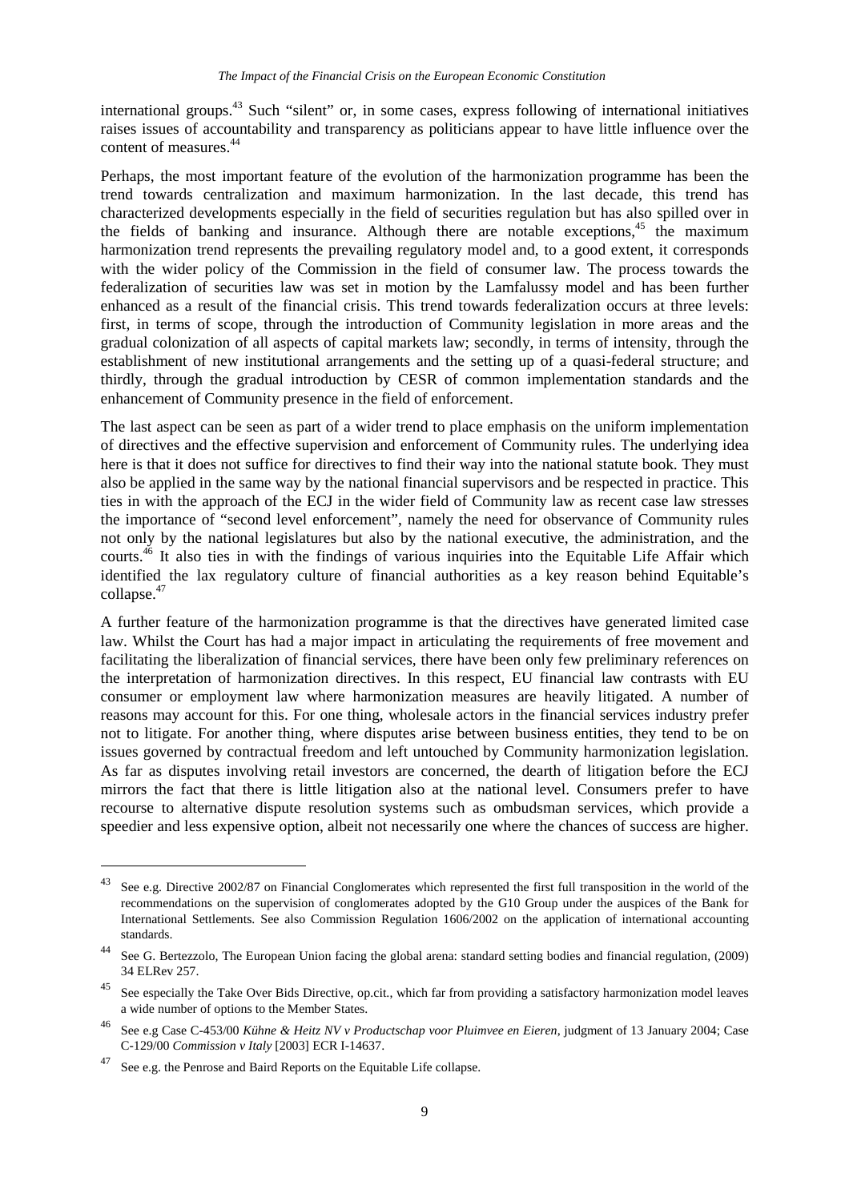international groups.[43] Such "silent" or, in some cases, express following of international initiatives raises issues of accountability and transparency as politicians appear to have little influence over the content of measures.[44]

Perhaps, the most important feature of the evolution of the harmonization programme has been the trend towards centralization and maximum harmonization. In the last decade, this trend has characterized developments especially in the field of securities regulation but has also spilled over in the fields of banking and insurance. Although there are notable exceptions,[45] the maximum harmonization trend represents the prevailing regulatory model and, to a good extent, it corresponds with the wider policy of the Commission in the field of consumer law. The process towards the federalization of securities law was set in motion by the Lamfalussy model and has been further enhanced as a result of the financial crisis. This trend towards federalization occurs at three levels: first, in terms of scope, through the introduction of Community legislation in more areas and the gradual colonization of all aspects of capital markets law; secondly, in terms of intensity, through the establishment of new institutional arrangements and the setting up of a quasi-federal structure; and thirdly, through the gradual introduction by CESR of common implementation standards and the enhancement of Community presence in the field of enforcement.

The last aspect can be seen as part of a wider trend to place emphasis on the uniform implementation of directives and the effective supervision and enforcement of Community rules. The underlying idea here is that it does not suffice for directives to find their way into the national statute book. They must also be applied in the same way by the national financial supervisors and be respected in practice. This ties in with the approach of the ECJ in the wider field of Community law as recent case law stresses the importance of "second level enforcement", namely the need for observance of Community rules not only by the national legislatures but also by the national executive, the administration, and the courts.[46] It also ties in with the findings of various inquiries into the Equitable Life Affair which identified the lax regulatory culture of financial authorities as a key reason behind Equitable's collapse.[47]

A further feature of the harmonization programme is that the directives have generated limited case law. Whilst the Court has had a major impact in articulating the requirements of free movement and facilitating the liberalization of financial services, there have been only few preliminary references on the interpretation of harmonization directives. In this respect, EU financial law contrasts with EU consumer or employment law where harmonization measures are heavily litigated. A number of reasons may account for this. For one thing, wholesale actors in the financial services industry prefer not to litigate. For another thing, where disputes arise between business entities, they tend to be on issues governed by contractual freedom and left untouched by Community harmonization legislation. As far as disputes involving retail investors are concerned, the dearth of litigation before the ECJ mirrors the fact that there is little litigation also at the national level. Consumers prefer to have recourse to alternative dispute resolution systems such as ombudsman services, which provide a speedier and less expensive option, albeit not necessarily one where the chances of success are higher.

---

[43] See e.g. Directive 2002/87 on Financial Conglomerates which represented the first full transposition in the world of the recommendations on the supervision of conglomerates adopted by the G10 Group under the auspices of the Bank for International Settlements. See also Commission Regulation 1606/2002 on the application of international accounting standards.

[44] See G. Bertezzolo, The European Union facing the global arena: standard setting bodies and financial regulation, (2009) 34 ELRev 257.

[45] See especially the Take Over Bids Directive, op.cit., which far from providing a satisfactory harmonization model leaves a wide number of options to the Member States.

[46] See e.g Case C-453/00 *Kühne & Heitz NV v Productschap voor Pluimvee en Eieren*, judgment of 13 January 2004; Case C-129/00 *Commission v Italy* [2003] ECR I-14637.

[47] See e.g. the Penrose and Baird Reports on the Equitable Life collapse.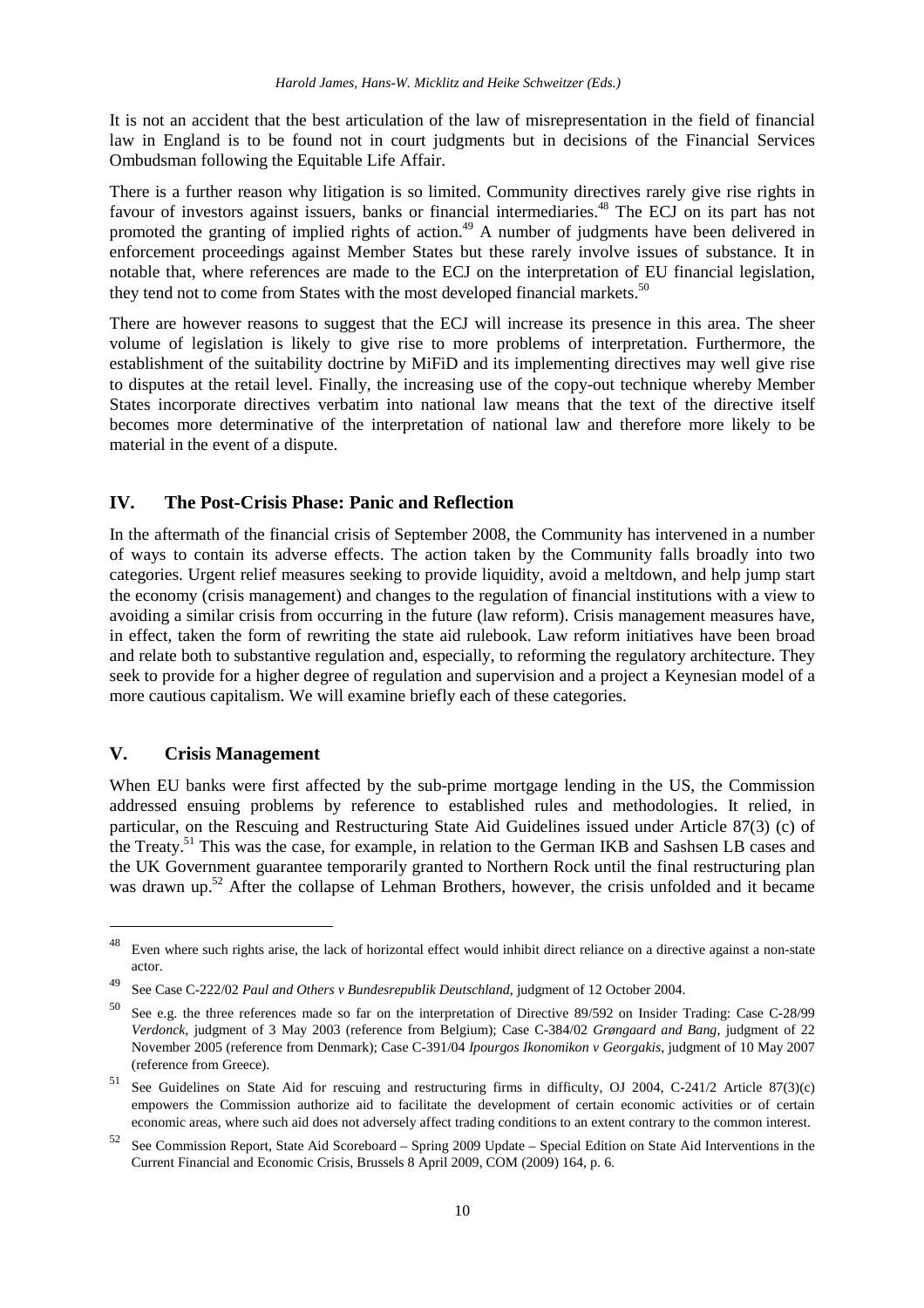It is not an accident that the best articulation of the law of misrepresentation in the field of financial law in England is to be found not in court judgments but in decisions of the Financial Services Ombudsman following the Equitable Life Affair.

There is a further reason why litigation is so limited. Community directives rarely give rise rights in favour of investors against issuers, banks or financial intermediaries.[48] The ECJ on its part has not promoted the granting of implied rights of action.[49] A number of judgments have been delivered in enforcement proceedings against Member States but these rarely involve issues of substance. It in notable that, where references are made to the ECJ on the interpretation of EU financial legislation, they tend not to come from States with the most developed financial markets.[50]

There are however reasons to suggest that the ECJ will increase its presence in this area. The sheer volume of legislation is likely to give rise to more problems of interpretation. Furthermore, the establishment of the suitability doctrine by MiFiD and its implementing directives may well give rise to disputes at the retail level. Finally, the increasing use of the copy-out technique whereby Member States incorporate directives verbatim into national law means that the text of the directive itself becomes more determinative of the interpretation of national law and therefore more likely to be material in the event of a dispute.

## IV. The Post-Crisis Phase: Panic and Reflection

In the aftermath of the financial crisis of September 2008, the Community has intervened in a number of ways to contain its adverse effects. The action taken by the Community falls broadly into two categories. Urgent relief measures seeking to provide liquidity, avoid a meltdown, and help jump start the economy (crisis management) and changes to the regulation of financial institutions with a view to avoiding a similar crisis from occurring in the future (law reform). Crisis management measures have, in effect, taken the form of rewriting the state aid rulebook. Law reform initiatives have been broad and relate both to substantive regulation and, especially, to reforming the regulatory architecture. They seek to provide for a higher degree of regulation and supervision and a project a Keynesian model of a more cautious capitalism. We will examine briefly each of these categories.

## V. Crisis Management

When EU banks were first affected by the sub-prime mortgage lending in the US, the Commission addressed ensuing problems by reference to established rules and methodologies. It relied, in particular, on the Rescuing and Restructuring State Aid Guidelines issued under Article 87(3) (c) of the Treaty.[51] This was the case, for example, in relation to the German IKB and Sashsen LB cases and the UK Government guarantee temporarily granted to Northern Rock until the final restructuring plan was drawn up.[52] After the collapse of Lehman Brothers, however, the crisis unfolded and it became

---

[48] Even where such rights arise, the lack of horizontal effect would inhibit direct reliance on a directive against a non-state actor.

[49] See Case C-222/02 *Paul and Others v Bundesrepublik Deutschland*, judgment of 12 October 2004.

[50] See e.g. the three references made so far on the interpretation of Directive 89/592 on Insider Trading: Case C-28/99 *Verdonck*, judgment of 3 May 2003 (reference from Belgium); Case C-384/02 *Grøngaard and Bang*, judgment of 22 November 2005 (reference from Denmark); Case C-391/04 *Ipourgos Ikonomikon v Georgakis*, judgment of 10 May 2007 (reference from Greece).

[51] See Guidelines on State Aid for rescuing and restructuring firms in difficulty, OJ 2004, C-241/2 Article 87(3)(c) empowers the Commission authorize aid to facilitate the development of certain economic activities or of certain economic areas, where such aid does not adversely affect trading conditions to an extent contrary to the common interest.

[52] See Commission Report, State Aid Scoreboard – Spring 2009 Update – Special Edition on State Aid Interventions in the Current Financial and Economic Crisis, Brussels 8 April 2009, COM (2009) 164, p. 6.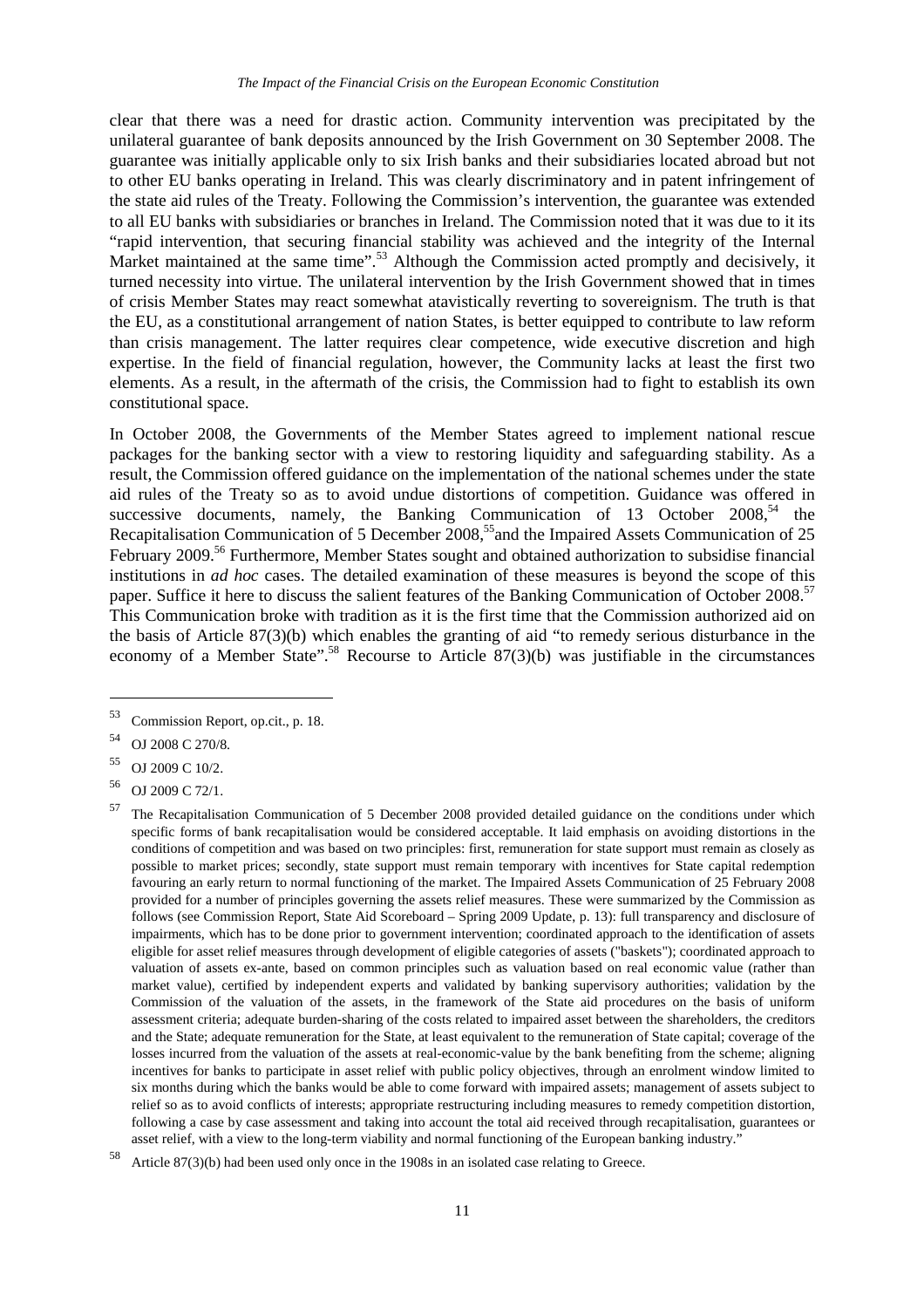clear that there was a need for drastic action. Community intervention was precipitated by the unilateral guarantee of bank deposits announced by the Irish Government on 30 September 2008. The guarantee was initially applicable only to six Irish banks and their subsidiaries located abroad but not to other EU banks operating in Ireland. This was clearly discriminatory and in patent infringement of the state aid rules of the Treaty. Following the Commission's intervention, the guarantee was extended to all EU banks with subsidiaries or branches in Ireland. The Commission noted that it was due to it its "rapid intervention, that securing financial stability was achieved and the integrity of the Internal Market maintained at the same time".[53] Although the Commission acted promptly and decisively, it turned necessity into virtue. The unilateral intervention by the Irish Government showed that in times of crisis Member States may react somewhat atavistically reverting to sovereignism. The truth is that the EU, as a constitutional arrangement of nation States, is better equipped to contribute to law reform than crisis management. The latter requires clear competence, wide executive discretion and high expertise. In the field of financial regulation, however, the Community lacks at least the first two elements. As a result, in the aftermath of the crisis, the Commission had to fight to establish its own constitutional space.

In October 2008, the Governments of the Member States agreed to implement national rescue packages for the banking sector with a view to restoring liquidity and safeguarding stability. As a result, the Commission offered guidance on the implementation of the national schemes under the state aid rules of the Treaty so as to avoid undue distortions of competition. Guidance was offered in successive documents, namely, the Banking Communication of 13 October 2008,[54] the Recapitalisation Communication of 5 December 2008,[55]and the Impaired Assets Communication of 25 February 2009.[56] Furthermore, Member States sought and obtained authorization to subsidise financial institutions in *ad hoc* cases. The detailed examination of these measures is beyond the scope of this paper. Suffice it here to discuss the salient features of the Banking Communication of October 2008.[57] This Communication broke with tradition as it is the first time that the Commission authorized aid on the basis of Article 87(3)(b) which enables the granting of aid "to remedy serious disturbance in the economy of a Member State".[58] Recourse to Article 87(3)(b) was justifiable in the circumstances

---

[53] Commission Report, op.cit., p. 18.

[54] OJ 2008 C 270/8.

[55] OJ 2009 C 10/2.

[56] OJ 2009 C 72/1.

[57] The Recapitalisation Communication of 5 December 2008 provided detailed guidance on the conditions under which specific forms of bank recapitalisation would be considered acceptable. It laid emphasis on avoiding distortions in the conditions of competition and was based on two principles: first, remuneration for state support must remain as closely as possible to market prices; secondly, state support must remain temporary with incentives for State capital redemption favouring an early return to normal functioning of the market. The Impaired Assets Communication of 25 February 2008 provided for a number of principles governing the assets relief measures. These were summarized by the Commission as follows (see Commission Report, State Aid Scoreboard – Spring 2009 Update, p. 13): full transparency and disclosure of impairments, which has to be done prior to government intervention; coordinated approach to the identification of assets eligible for asset relief measures through development of eligible categories of assets ("baskets"); coordinated approach to valuation of assets ex-ante, based on common principles such as valuation based on real economic value (rather than market value), certified by independent experts and validated by banking supervisory authorities; validation by the Commission of the valuation of the assets, in the framework of the State aid procedures on the basis of uniform assessment criteria; adequate burden-sharing of the costs related to impaired asset between the shareholders, the creditors and the State; adequate remuneration for the State, at least equivalent to the remuneration of State capital; coverage of the losses incurred from the valuation of the assets at real-economic-value by the bank benefiting from the scheme; aligning incentives for banks to participate in asset relief with public policy objectives, through an enrolment window limited to six months during which the banks would be able to come forward with impaired assets; management of assets subject to relief so as to avoid conflicts of interests; appropriate restructuring including measures to remedy competition distortion, following a case by case assessment and taking into account the total aid received through recapitalisation, guarantees or asset relief, with a view to the long-term viability and normal functioning of the European banking industry."

[58] Article 87(3)(b) had been used only once in the 1908s in an isolated case relating to Greece.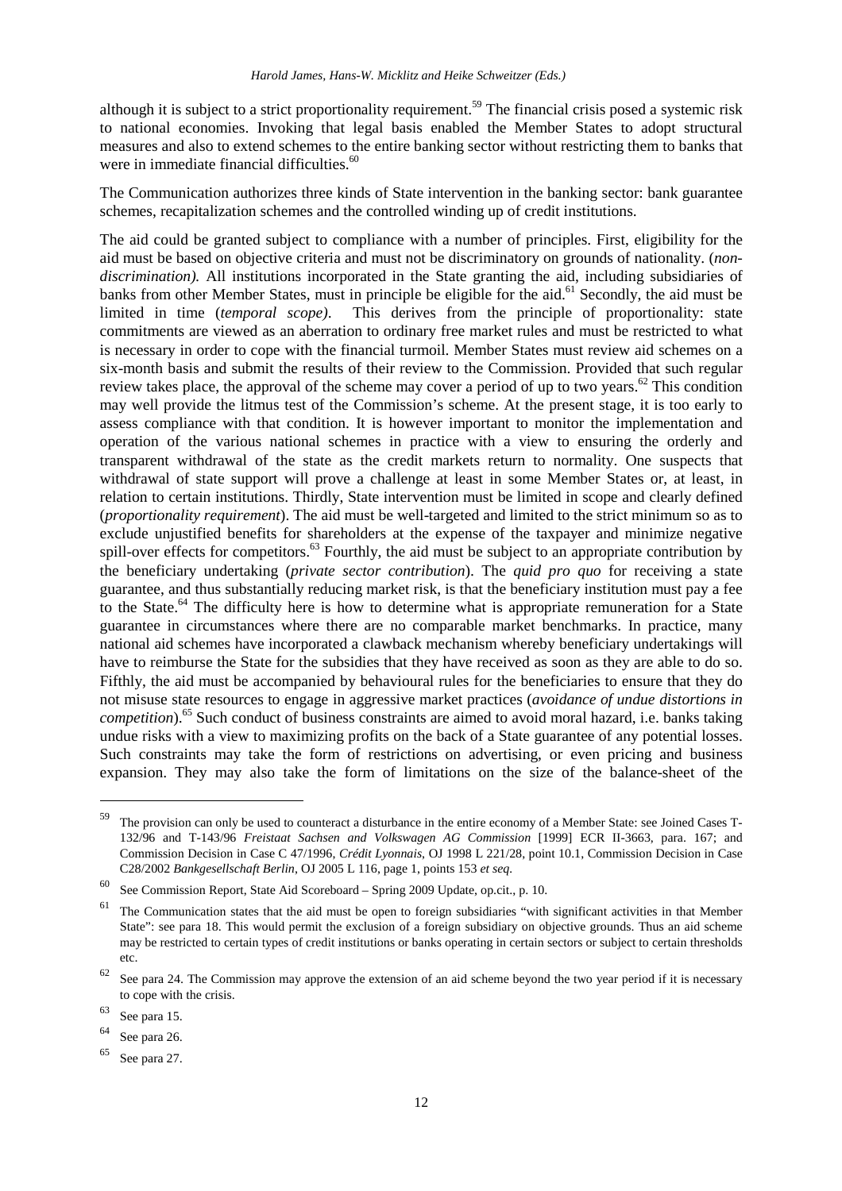although it is subject to a strict proportionality requirement.[59] The financial crisis posed a systemic risk to national economies. Invoking that legal basis enabled the Member States to adopt structural measures and also to extend schemes to the entire banking sector without restricting them to banks that were in immediate financial difficulties.[60]

The Communication authorizes three kinds of State intervention in the banking sector: bank guarantee schemes, recapitalization schemes and the controlled winding up of credit institutions.

The aid could be granted subject to compliance with a number of principles. First, eligibility for the aid must be based on objective criteria and must not be discriminatory on grounds of nationality. (*non-discrimination).* All institutions incorporated in the State granting the aid, including subsidiaries of banks from other Member States, must in principle be eligible for the aid.[61] Secondly, the aid must be limited in time (*temporal scope)*. This derives from the principle of proportionality: state commitments are viewed as an aberration to ordinary free market rules and must be restricted to what is necessary in order to cope with the financial turmoil. Member States must review aid schemes on a six-month basis and submit the results of their review to the Commission. Provided that such regular review takes place, the approval of the scheme may cover a period of up to two years.[62] This condition may well provide the litmus test of the Commission's scheme. At the present stage, it is too early to assess compliance with that condition. It is however important to monitor the implementation and operation of the various national schemes in practice with a view to ensuring the orderly and transparent withdrawal of the state as the credit markets return to normality. One suspects that withdrawal of state support will prove a challenge at least in some Member States or, at least, in relation to certain institutions. Thirdly, State intervention must be limited in scope and clearly defined (*proportionality requirement*). The aid must be well-targeted and limited to the strict minimum so as to exclude unjustified benefits for shareholders at the expense of the taxpayer and minimize negative spill-over effects for competitors.[63] Fourthly, the aid must be subject to an appropriate contribution by the beneficiary undertaking (*private sector contribution*). The *quid pro quo* for receiving a state guarantee, and thus substantially reducing market risk, is that the beneficiary institution must pay a fee to the State.[64] The difficulty here is how to determine what is appropriate remuneration for a State guarantee in circumstances where there are no comparable market benchmarks. In practice, many national aid schemes have incorporated a clawback mechanism whereby beneficiary undertakings will have to reimburse the State for the subsidies that they have received as soon as they are able to do so. Fifthly, the aid must be accompanied by behavioural rules for the beneficiaries to ensure that they do not misuse state resources to engage in aggressive market practices (*avoidance of undue distortions in competition*).[65] Such conduct of business constraints are aimed to avoid moral hazard, i.e. banks taking undue risks with a view to maximizing profits on the back of a State guarantee of any potential losses. Such constraints may take the form of restrictions on advertising, or even pricing and business expansion. They may also take the form of limitations on the size of the balance-sheet of the

---

[59] The provision can only be used to counteract a disturbance in the entire economy of a Member State: see Joined Cases T-132/96 and T-143/96 *Freistaat Sachsen and Volkswagen AG Commission* [1999] ECR II-3663, para. 167; and Commission Decision in Case C 47/1996, *Crédit Lyonnais*, OJ 1998 L 221/28, point 10.1, Commission Decision in Case C28/2002 *Bankgesellschaft Berlin*, OJ 2005 L 116, page 1, points 153 *et seq.*

[60] See Commission Report, State Aid Scoreboard – Spring 2009 Update, op.cit., p. 10.

[61] The Communication states that the aid must be open to foreign subsidiaries "with significant activities in that Member State": see para 18. This would permit the exclusion of a foreign subsidiary on objective grounds. Thus an aid scheme may be restricted to certain types of credit institutions or banks operating in certain sectors or subject to certain thresholds etc.

[62] See para 24. The Commission may approve the extension of an aid scheme beyond the two year period if it is necessary to cope with the crisis.

[63] See para 15.

[64] See para 26.

[65] See para 27.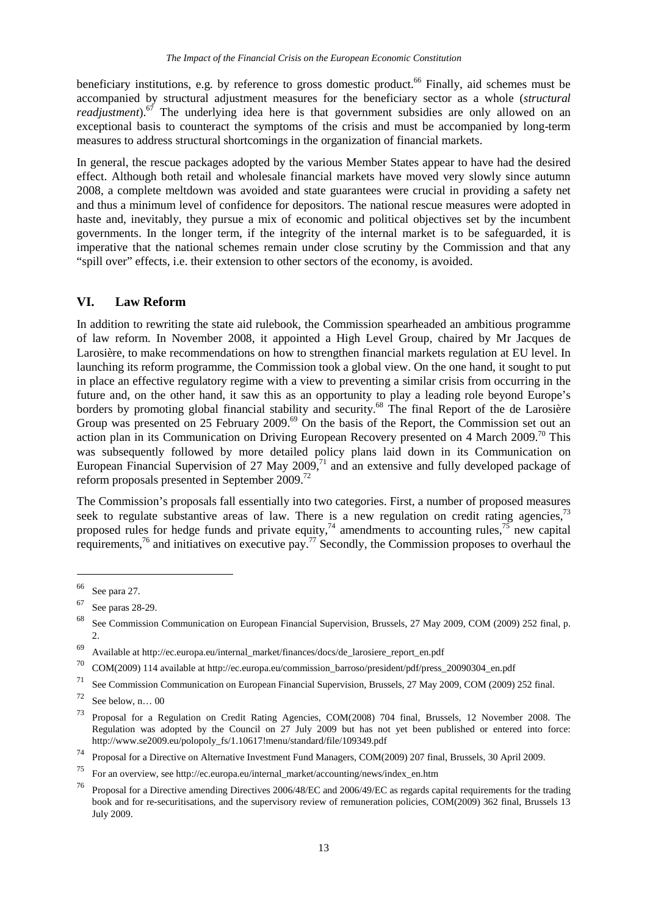beneficiary institutions, e.g. by reference to gross domestic product.[66] Finally, aid schemes must be accompanied by structural adjustment measures for the beneficiary sector as a whole (*structural readjustment*).[67] The underlying idea here is that government subsidies are only allowed on an exceptional basis to counteract the symptoms of the crisis and must be accompanied by long-term measures to address structural shortcomings in the organization of financial markets.

In general, the rescue packages adopted by the various Member States appear to have had the desired effect. Although both retail and wholesale financial markets have moved very slowly since autumn 2008, a complete meltdown was avoided and state guarantees were crucial in providing a safety net and thus a minimum level of confidence for depositors. The national rescue measures were adopted in haste and, inevitably, they pursue a mix of economic and political objectives set by the incumbent governments. In the longer term, if the integrity of the internal market is to be safeguarded, it is imperative that the national schemes remain under close scrutiny by the Commission and that any "spill over" effects, i.e. their extension to other sectors of the economy, is avoided.

## VI. Law Reform

In addition to rewriting the state aid rulebook, the Commission spearheaded an ambitious programme of law reform. In November 2008, it appointed a High Level Group, chaired by Mr Jacques de Larosière, to make recommendations on how to strengthen financial markets regulation at EU level. In launching its reform programme, the Commission took a global view. On the one hand, it sought to put in place an effective regulatory regime with a view to preventing a similar crisis from occurring in the future and, on the other hand, it saw this as an opportunity to play a leading role beyond Europe's borders by promoting global financial stability and security.[68] The final Report of the de Larosière Group was presented on 25 February 2009.[69] On the basis of the Report, the Commission set out an action plan in its Communication on Driving European Recovery presented on 4 March 2009.[70] This was subsequently followed by more detailed policy plans laid down in its Communication on European Financial Supervision of 27 May 2009,[71] and an extensive and fully developed package of reform proposals presented in September 2009.[72]

The Commission's proposals fall essentially into two categories. First, a number of proposed measures seek to regulate substantive areas of law. There is a new regulation on credit rating agencies,[73] proposed rules for hedge funds and private equity,[74] amendments to accounting rules,[75] new capital requirements,[76] and initiatives on executive pay.[77] Secondly, the Commission proposes to overhaul the

---

[66] See para 27.

[67] See paras 28-29.

[68] See Commission Communication on European Financial Supervision, Brussels, 27 May 2009, COM (2009) 252 final, p. 2.

[69] Available at http://ec.europa.eu/internal_market/finances/docs/de_larosiere_report_en.pdf

[70] COM(2009) 114 available at http://ec.europa.eu/commission_barroso/president/pdf/press_20090304_en.pdf

[71] See Commission Communication on European Financial Supervision, Brussels, 27 May 2009, COM (2009) 252 final.

[72] See below, n… 00

[73] Proposal for a Regulation on Credit Rating Agencies, COM(2008) 704 final, Brussels, 12 November 2008. The Regulation was adopted by the Council on 27 July 2009 but has not yet been published or entered into force: http://www.se2009.eu/polopoly_fs/1.10617!menu/standard/file/109349.pdf

[74] Proposal for a Directive on Alternative Investment Fund Managers, COM(2009) 207 final, Brussels, 30 April 2009.

[75] For an overview, see http://ec.europa.eu/internal_market/accounting/news/index_en.htm

[76] Proposal for a Directive amending Directives 2006/48/EC and 2006/49/EC as regards capital requirements for the trading book and for re-securitisations, and the supervisory review of remuneration policies, COM(2009) 362 final, Brussels 13 July 2009.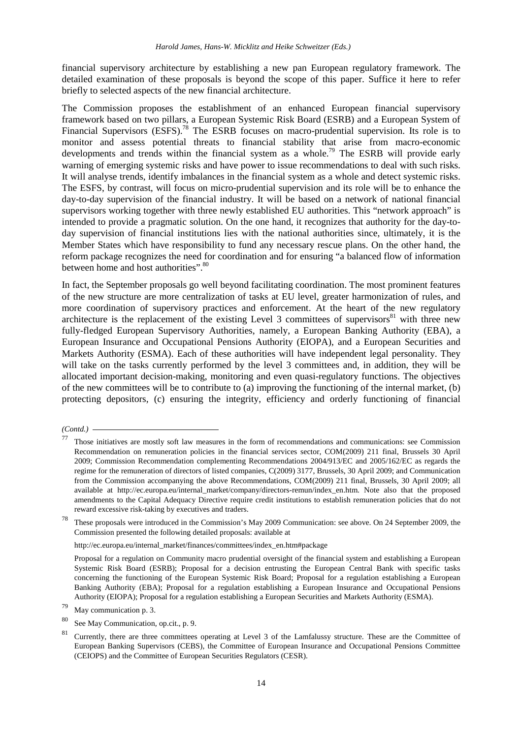financial supervisory architecture by establishing a new pan European regulatory framework. The detailed examination of these proposals is beyond the scope of this paper. Suffice it here to refer briefly to selected aspects of the new financial architecture.

The Commission proposes the establishment of an enhanced European financial supervisory framework based on two pillars, a European Systemic Risk Board (ESRB) and a European System of Financial Supervisors (ESFS).[78] The ESRB focuses on macro-prudential supervision. Its role is to monitor and assess potential threats to financial stability that arise from macro-economic developments and trends within the financial system as a whole.[79] The ESRB will provide early warning of emerging systemic risks and have power to issue recommendations to deal with such risks. It will analyse trends, identify imbalances in the financial system as a whole and detect systemic risks. The ESFS, by contrast, will focus on micro-prudential supervision and its role will be to enhance the day-to-day supervision of the financial industry. It will be based on a network of national financial supervisors working together with three newly established EU authorities. This "network approach" is intended to provide a pragmatic solution. On the one hand, it recognizes that authority for the day-to-day supervision of financial institutions lies with the national authorities since, ultimately, it is the Member States which have responsibility to fund any necessary rescue plans. On the other hand, the reform package recognizes the need for coordination and for ensuring "a balanced flow of information between home and host authorities".[80]

In fact, the September proposals go well beyond facilitating coordination. The most prominent features of the new structure are more centralization of tasks at EU level, greater harmonization of rules, and more coordination of supervisory practices and enforcement. At the heart of the new regulatory architecture is the replacement of the existing Level 3 committees of supervisors[81] with three new fully-fledged European Supervisory Authorities, namely, a European Banking Authority (EBA), a European Insurance and Occupational Pensions Authority (EIOPA), and a European Securities and Markets Authority (ESMA). Each of these authorities will have independent legal personality. They will take on the tasks currently performed by the level 3 committees and, in addition, they will be allocated important decision-making, monitoring and even quasi-regulatory functions. The objectives of the new committees will be to contribute to (a) improving the functioning of the internal market, (b) protecting depositors, (c) ensuring the integrity, efficiency and orderly functioning of financial

---

*(Contd.)*

77 Those initiatives are mostly soft law measures in the form of recommendations and communications: see Commission Recommendation on remuneration policies in the financial services sector, COM(2009) 211 final, Brussels 30 April 2009; Commission Recommendation complementing Recommendations 2004/913/EC and 2005/162/EC as regards the regime for the remuneration of directors of listed companies, C(2009) 3177, Brussels, 30 April 2009; and Communication from the Commission accompanying the above Recommendations, COM(2009) 211 final, Brussels, 30 April 2009; all available at http://ec.europa.eu/internal_market/company/directors-remun/index_en.htm. Note also that the proposed amendments to the Capital Adequacy Directive require credit institutions to establish remuneration policies that do not reward excessive risk-taking by executives and traders.

78 These proposals were introduced in the Commission's May 2009 Communication: see above. On 24 September 2009, the Commission presented the following detailed proposals: available at

http://ec.europa.eu/internal_market/finances/committees/index_en.htm#package

Proposal for a regulation on Community macro prudential oversight of the financial system and establishing a European Systemic Risk Board (ESRB); Proposal for a decision entrusting the European Central Bank with specific tasks concerning the functioning of the European Systemic Risk Board; Proposal for a regulation establishing a European Banking Authority (EBA); Proposal for a regulation establishing a European Insurance and Occupational Pensions Authority (EIOPA); Proposal for a regulation establishing a European Securities and Markets Authority (ESMA).

79 May communication p. 3.

80 See May Communication, op.cit., p. 9.

81 Currently, there are three committees operating at Level 3 of the Lamfalussy structure. These are the Committee of European Banking Supervisors (CEBS), the Committee of European Insurance and Occupational Pensions Committee (CEIOPS) and the Committee of European Securities Regulators (CESR).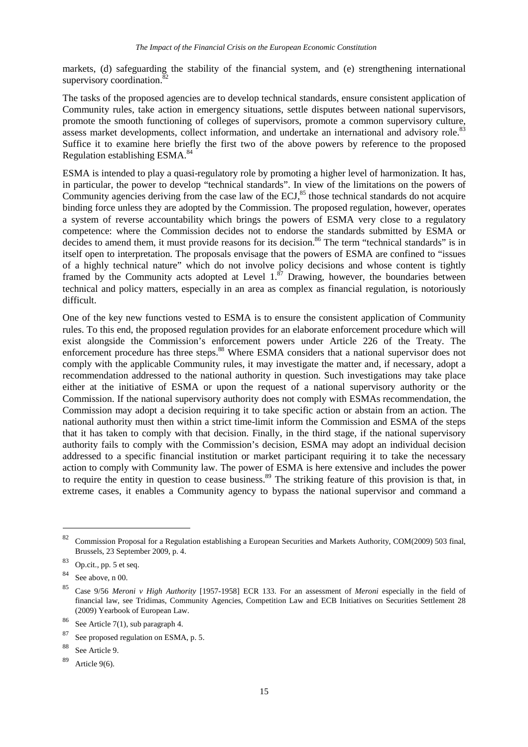markets, (d) safeguarding the stability of the financial system, and (e) strengthening international supervisory coordination.[82]

The tasks of the proposed agencies are to develop technical standards, ensure consistent application of Community rules, take action in emergency situations, settle disputes between national supervisors, promote the smooth functioning of colleges of supervisors, promote a common supervisory culture, assess market developments, collect information, and undertake an international and advisory role.[83] Suffice it to examine here briefly the first two of the above powers by reference to the proposed Regulation establishing ESMA.[84]

ESMA is intended to play a quasi-regulatory role by promoting a higher level of harmonization. It has, in particular, the power to develop "technical standards". In view of the limitations on the powers of Community agencies deriving from the case law of the ECJ,[85] those technical standards do not acquire binding force unless they are adopted by the Commission. The proposed regulation, however, operates a system of reverse accountability which brings the powers of ESMA very close to a regulatory competence: where the Commission decides not to endorse the standards submitted by ESMA or decides to amend them, it must provide reasons for its decision.[86] The term "technical standards" is in itself open to interpretation. The proposals envisage that the powers of ESMA are confined to "issues of a highly technical nature" which do not involve policy decisions and whose content is tightly framed by the Community acts adopted at Level 1.[87] Drawing, however, the boundaries between technical and policy matters, especially in an area as complex as financial regulation, is notoriously difficult.

One of the key new functions vested to ESMA is to ensure the consistent application of Community rules. To this end, the proposed regulation provides for an elaborate enforcement procedure which will exist alongside the Commission's enforcement powers under Article 226 of the Treaty. The enforcement procedure has three steps.[88] Where ESMA considers that a national supervisor does not comply with the applicable Community rules, it may investigate the matter and, if necessary, adopt a recommendation addressed to the national authority in question. Such investigations may take place either at the initiative of ESMA or upon the request of a national supervisory authority or the Commission. If the national supervisory authority does not comply with ESMAs recommendation, the Commission may adopt a decision requiring it to take specific action or abstain from an action. The national authority must then within a strict time-limit inform the Commission and ESMA of the steps that it has taken to comply with that decision. Finally, in the third stage, if the national supervisory authority fails to comply with the Commission's decision, ESMA may adopt an individual decision addressed to a specific financial institution or market participant requiring it to take the necessary action to comply with Community law. The power of ESMA is here extensive and includes the power to require the entity in question to cease business.[89] The striking feature of this provision is that, in extreme cases, it enables a Community agency to bypass the national supervisor and command a

---

[82] Commission Proposal for a Regulation establishing a European Securities and Markets Authority, COM(2009) 503 final, Brussels, 23 September 2009, p. 4.

[83] Op.cit., pp. 5 et seq.

[84] See above, n 00.

[85] Case 9/56 *Meroni v High Authority* [1957-1958] ECR 133. For an assessment of *Meroni* especially in the field of financial law, see Tridimas, Community Agencies, Competition Law and ECB Initiatives on Securities Settlement 28 (2009) Yearbook of European Law.

[86] See Article 7(1), sub paragraph 4.

[87] See proposed regulation on ESMA, p. 5.

[88] See Article 9.

[89] Article 9(6).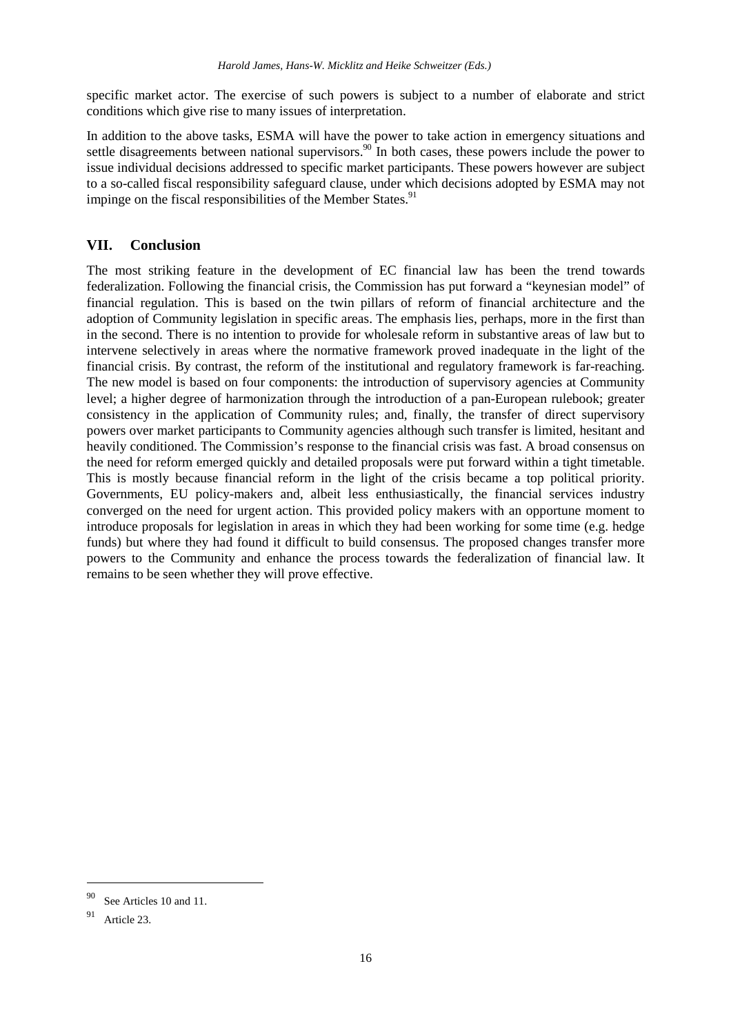specific market actor. The exercise of such powers is subject to a number of elaborate and strict conditions which give rise to many issues of interpretation.

In addition to the above tasks, ESMA will have the power to take action in emergency situations and settle disagreements between national supervisors.[90] In both cases, these powers include the power to issue individual decisions addressed to specific market participants. These powers however are subject to a so-called fiscal responsibility safeguard clause, under which decisions adopted by ESMA may not impinge on the fiscal responsibilities of the Member States.[91]

## VII. Conclusion

The most striking feature in the development of EC financial law has been the trend towards federalization. Following the financial crisis, the Commission has put forward a "keynesian model" of financial regulation. This is based on the twin pillars of reform of financial architecture and the adoption of Community legislation in specific areas. The emphasis lies, perhaps, more in the first than in the second. There is no intention to provide for wholesale reform in substantive areas of law but to intervene selectively in areas where the normative framework proved inadequate in the light of the financial crisis. By contrast, the reform of the institutional and regulatory framework is far-reaching. The new model is based on four components: the introduction of supervisory agencies at Community level; a higher degree of harmonization through the introduction of a pan-European rulebook; greater consistency in the application of Community rules; and, finally, the transfer of direct supervisory powers over market participants to Community agencies although such transfer is limited, hesitant and heavily conditioned. The Commission's response to the financial crisis was fast. A broad consensus on the need for reform emerged quickly and detailed proposals were put forward within a tight timetable. This is mostly because financial reform in the light of the crisis became a top political priority. Governments, EU policy-makers and, albeit less enthusiastically, the financial services industry converged on the need for urgent action. This provided policy makers with an opportune moment to introduce proposals for legislation in areas in which they had been working for some time (e.g. hedge funds) but where they had found it difficult to build consensus. The proposed changes transfer more powers to the Community and enhance the process towards the federalization of financial law. It remains to be seen whether they will prove effective.

---

[90] See Articles 10 and 11.

[91] Article 23.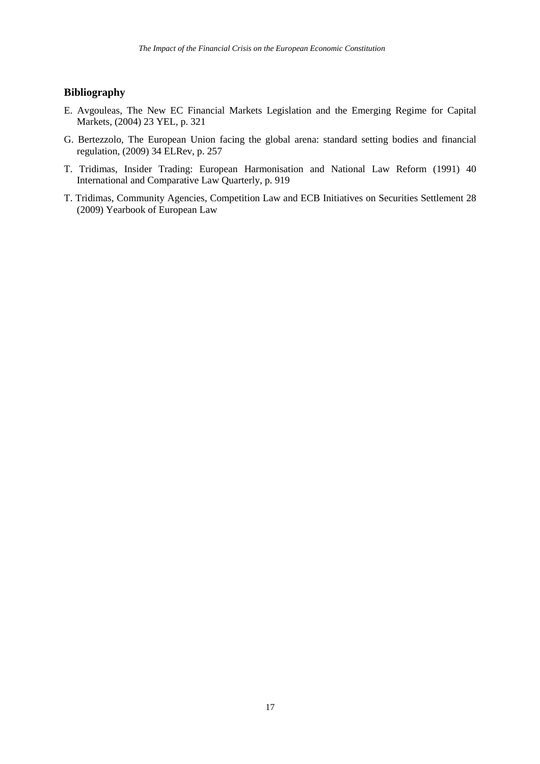## Bibliography

E. Avgouleas, The New EC Financial Markets Legislation and the Emerging Regime for Capital Markets, (2004) 23 YEL, p. 321

G. Bertezzolo, The European Union facing the global arena: standard setting bodies and financial regulation, (2009) 34 ELRev, p. 257

T. Tridimas, Insider Trading: European Harmonisation and National Law Reform (1991) 40 International and Comparative Law Quarterly, p. 919

T. Tridimas, Community Agencies, Competition Law and ECB Initiatives on Securities Settlement 28 (2009) Yearbook of European Law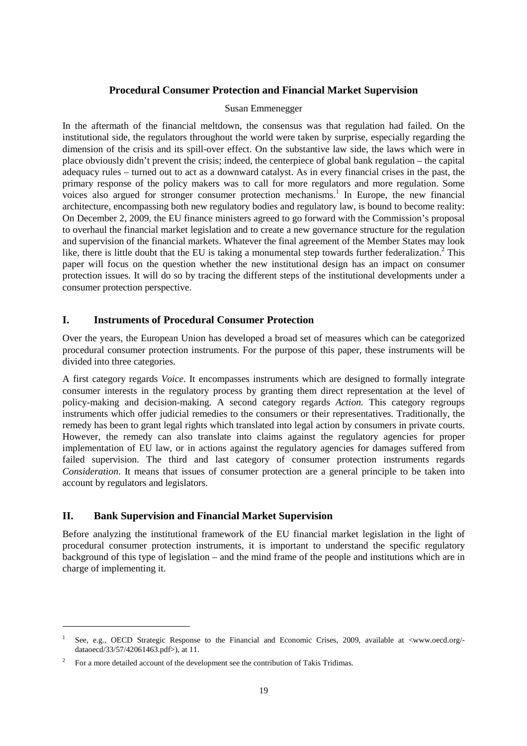## Procedural Consumer Protection and Financial Market Supervision

Susan Emmenegger

In the aftermath of the financial meltdown, the consensus was that regulation had failed. On the institutional side, the regulators throughout the world were taken by surprise, especially regarding the dimension of the crisis and its spill-over effect. On the substantive law side, the laws which were in place obviously didn't prevent the crisis; indeed, the centerpiece of global bank regulation – the capital adequacy rules – turned out to act as a downward catalyst. As in every financial crises in the past, the primary response of the policy makers was to call for more regulators and more regulation. Some voices also argued for stronger consumer protection mechanisms.[1] In Europe, the new financial architecture, encompassing both new regulatory bodies and regulatory law, is bound to become reality: On December 2, 2009, the EU finance ministers agreed to go forward with the Commission's proposal to overhaul the financial market legislation and to create a new governance structure for the regulation and supervision of the financial markets. Whatever the final agreement of the Member States may look like, there is little doubt that the EU is taking a monumental step towards further federalization.[2] This paper will focus on the question whether the new institutional design has an impact on consumer protection issues. It will do so by tracing the different steps of the institutional developments under a consumer protection perspective.

### I. Instruments of Procedural Consumer Protection

Over the years, the European Union has developed a broad set of measures which can be categorized procedural consumer protection instruments. For the purpose of this paper, these instruments will be divided into three categories.

A first category regards *Voice*. It encompasses instruments which are designed to formally integrate consumer interests in the regulatory process by granting them direct representation at the level of policy-making and decision-making. A second category regards *Action.* This category regroups instruments which offer judicial remedies to the consumers or their representatives. Traditionally, the remedy has been to grant legal rights which translated into legal action by consumers in private courts. However, the remedy can also translate into claims against the regulatory agencies for proper implementation of EU law, or in actions against the regulatory agencies for damages suffered from failed supervision. The third and last category of consumer protection instruments regards *Consideration*. It means that issues of consumer protection are a general principle to be taken into account by regulators and legislators.

### II. Bank Supervision and Financial Market Supervision

Before analyzing the institutional framework of the EU financial market legislation in the light of procedural consumer protection instruments, it is important to understand the specific regulatory background of this type of legislation – and the mind frame of the people and institutions which are in charge of implementing it.

---

[1] See, e.g., OECD Strategic Response to the Financial and Economic Crises, 2009, available at <www.oecd.org/-dataoecd/33/57/42061463.pdf>), at 11.

[2] For a more detailed account of the development see the contribution of Takis Tridimas.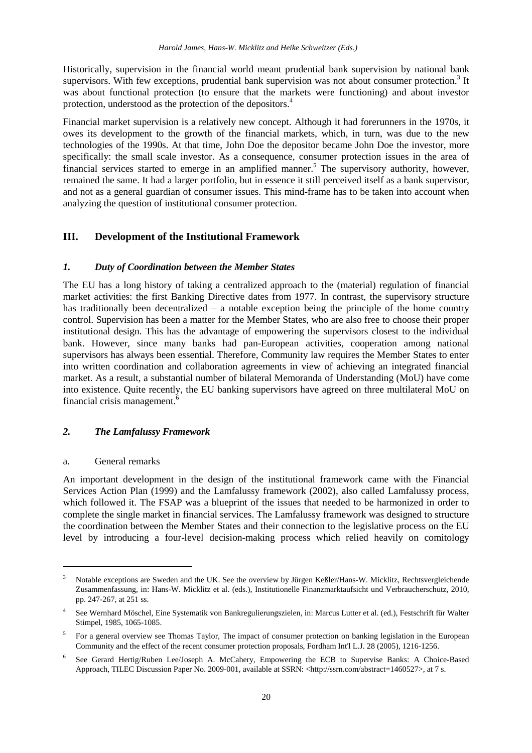Historically, supervision in the financial world meant prudential bank supervision by national bank supervisors. With few exceptions, prudential bank supervision was not about consumer protection.[3] It was about functional protection (to ensure that the markets were functioning) and about investor protection, understood as the protection of the depositors.[4]

Financial market supervision is a relatively new concept. Although it had forerunners in the 1970s, it owes its development to the growth of the financial markets, which, in turn, was due to the new technologies of the 1990s. At that time, John Doe the depositor became John Doe the investor, more specifically: the small scale investor. As a consequence, consumer protection issues in the area of financial services started to emerge in an amplified manner.[5] The supervisory authority, however, remained the same. It had a larger portfolio, but in essence it still perceived itself as a bank supervisor, and not as a general guardian of consumer issues. This mind-frame has to be taken into account when analyzing the question of institutional consumer protection.

## III. Development of the Institutional Framework

### *1. Duty of Coordination between the Member States*

The EU has a long history of taking a centralized approach to the (material) regulation of financial market activities: the first Banking Directive dates from 1977. In contrast, the supervisory structure has traditionally been decentralized – a notable exception being the principle of the home country control. Supervision has been a matter for the Member States, who are also free to choose their proper institutional design. This has the advantage of empowering the supervisors closest to the individual bank. However, since many banks had pan-European activities, cooperation among national supervisors has always been essential. Therefore, Community law requires the Member States to enter into written coordination and collaboration agreements in view of achieving an integrated financial market. As a result, a substantial number of bilateral Memoranda of Understanding (MoU) have come into existence. Quite recently, the EU banking supervisors have agreed on three multilateral MoU on financial crisis management.[6]

### *2. The Lamfalussy Framework*

#### a. General remarks

An important development in the design of the institutional framework came with the Financial Services Action Plan (1999) and the Lamfalussy framework (2002), also called Lamfalussy process, which followed it. The FSAP was a blueprint of the issues that needed to be harmonized in order to complete the single market in financial services. The Lamfalussy framework was designed to structure the coordination between the Member States and their connection to the legislative process on the EU level by introducing a four-level decision-making process which relied heavily on comitology

---

[3] Notable exceptions are Sweden and the UK. See the overview by Jürgen Keßler/Hans-W. Micklitz, Rechtsvergleichende Zusammenfassung, in: Hans-W. Micklitz et al. (eds.), Institutionelle Finanzmarktaufsicht und Verbraucherschutz, 2010, pp. 247-267, at 251 ss.

[4] See Wernhard Möschel, Eine Systematik von Bankregulierungszielen, in: Marcus Lutter et al. (ed.), Festschrift für Walter Stimpel, 1985, 1065-1085.

[5] For a general overview see Thomas Taylor, The impact of consumer protection on banking legislation in the European Community and the effect of the recent consumer protection proposals, Fordham Int'l L.J. 28 (2005), 1216-1256.

[6] See Gerard Hertig/Ruben Lee/Joseph A. McCahery, Empowering the ECB to Supervise Banks: A Choice-Based Approach, TILEC Discussion Paper No. 2009-001, available at SSRN: <http://ssrn.com/abstract=1460527>, at 7 s.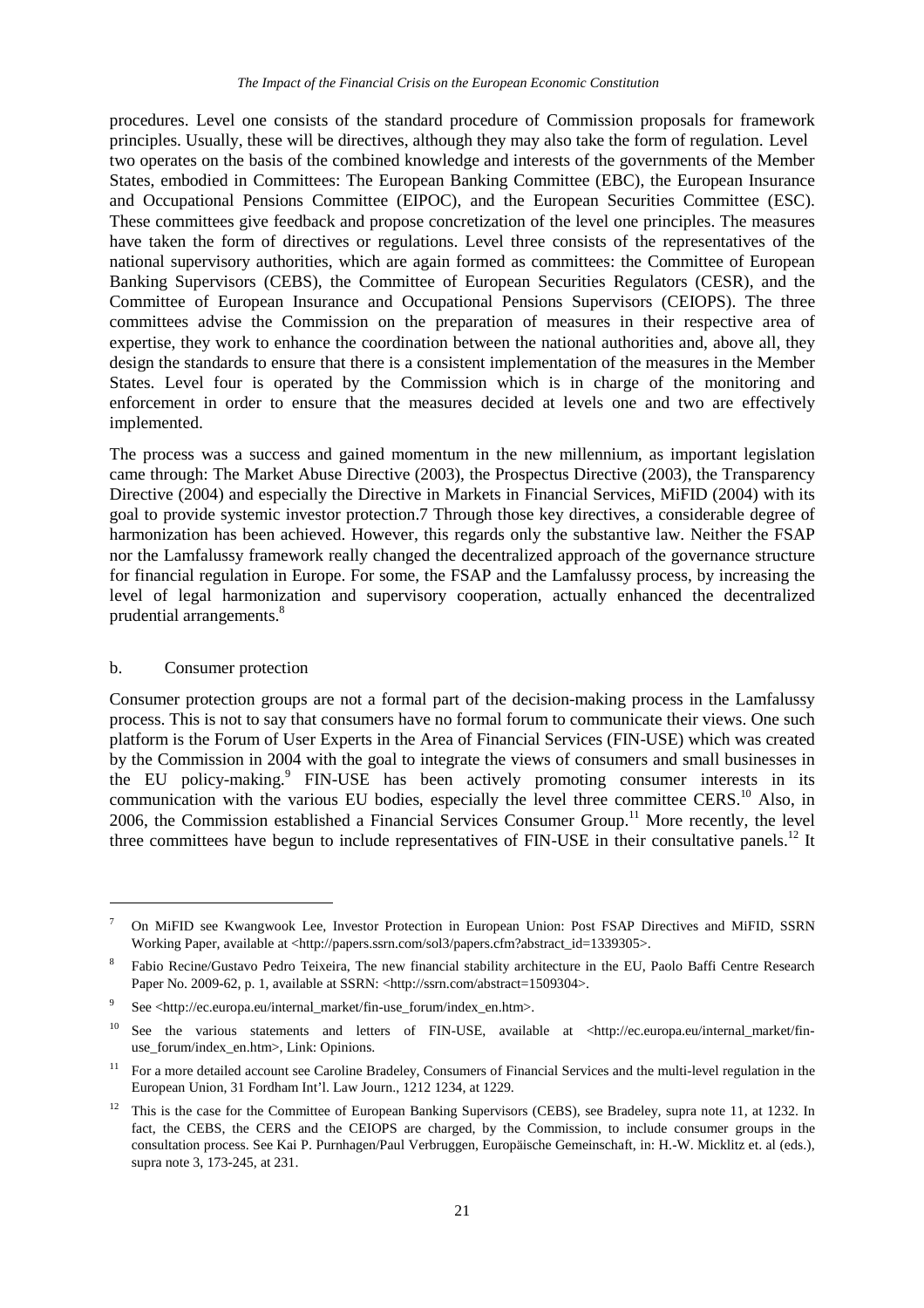procedures. Level one consists of the standard procedure of Commission proposals for framework principles. Usually, these will be directives, although they may also take the form of regulation. Level two operates on the basis of the combined knowledge and interests of the governments of the Member States, embodied in Committees: The European Banking Committee (EBC), the European Insurance and Occupational Pensions Committee (EIPOC), and the European Securities Committee (ESC). These committees give feedback and propose concretization of the level one principles. The measures have taken the form of directives or regulations. Level three consists of the representatives of the national supervisory authorities, which are again formed as committees: the Committee of European Banking Supervisors (CEBS), the Committee of European Securities Regulators (CESR), and the Committee of European Insurance and Occupational Pensions Supervisors (CEIOPS). The three committees advise the Commission on the preparation of measures in their respective area of expertise, they work to enhance the coordination between the national authorities and, above all, they design the standards to ensure that there is a consistent implementation of the measures in the Member States. Level four is operated by the Commission which is in charge of the monitoring and enforcement in order to ensure that the measures decided at levels one and two are effectively implemented.

The process was a success and gained momentum in the new millennium, as important legislation came through: The Market Abuse Directive (2003), the Prospectus Directive (2003), the Transparency Directive (2004) and especially the Directive in Markets in Financial Services, MiFID (2004) with its goal to provide systemic investor protection.7 Through those key directives, a considerable degree of harmonization has been achieved. However, this regards only the substantive law. Neither the FSAP nor the Lamfalussy framework really changed the decentralized approach of the governance structure for financial regulation in Europe. For some, the FSAP and the Lamfalussy process, by increasing the level of legal harmonization and supervisory cooperation, actually enhanced the decentralized prudential arrangements.[8]

b. Consumer protection

Consumer protection groups are not a formal part of the decision-making process in the Lamfalussy process. This is not to say that consumers have no formal forum to communicate their views. One such platform is the Forum of User Experts in the Area of Financial Services (FIN-USE) which was created by the Commission in 2004 with the goal to integrate the views of consumers and small businesses in the EU policy-making.[9] FIN-USE has been actively promoting consumer interests in its communication with the various EU bodies, especially the level three committee CERS.[10] Also, in 2006, the Commission established a Financial Services Consumer Group.[11] More recently, the level three committees have begun to include representatives of FIN-USE in their consultative panels.[12] It

---

[7] On MiFID see Kwangwook Lee, Investor Protection in European Union: Post FSAP Directives and MiFID, SSRN Working Paper, available at <http://papers.ssrn.com/sol3/papers.cfm?abstract_id=1339305>.

[8] Fabio Recine/Gustavo Pedro Teixeira, The new financial stability architecture in the EU, Paolo Baffi Centre Research Paper No. 2009-62, p. 1, available at SSRN: <http://ssrn.com/abstract=1509304>.

[9] See <http://ec.europa.eu/internal_market/fin-use_forum/index_en.htm>.

[10] See the various statements and letters of FIN-USE, available at <http://ec.europa.eu/internal_market/fin-use_forum/index_en.htm>, Link: Opinions.

[11] For a more detailed account see Caroline Bradeley, Consumers of Financial Services and the multi-level regulation in the European Union, 31 Fordham Int'l. Law Journ., 1212 1234, at 1229.

[12] This is the case for the Committee of European Banking Supervisors (CEBS), see Bradeley, supra note 11, at 1232. In fact, the CEBS, the CERS and the CEIOPS are charged, by the Commission, to include consumer groups in the consultation process. See Kai P. Purnhagen/Paul Verbruggen, Europäische Gemeinschaft, in: H.-W. Micklitz et. al (eds.), supra note 3, 173-245, at 231.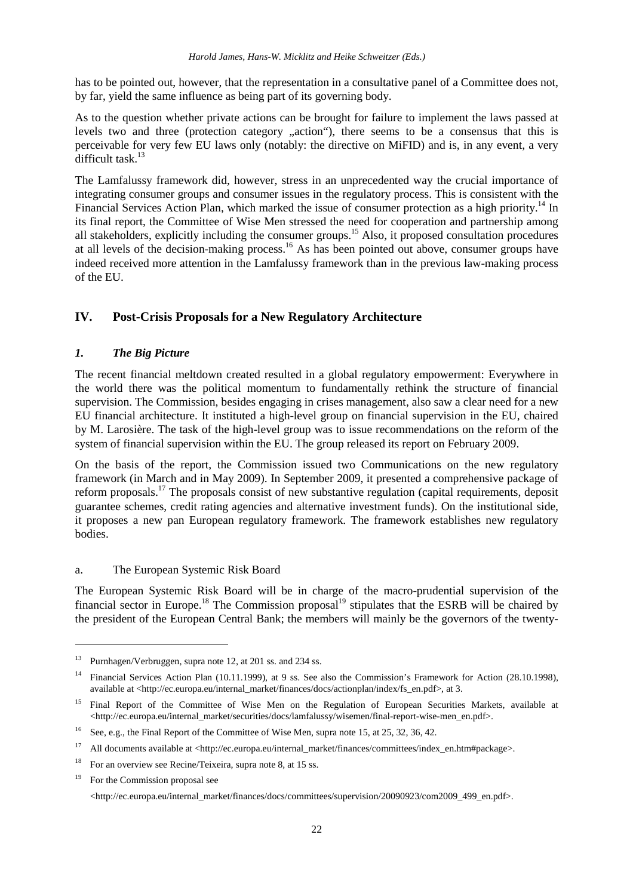has to be pointed out, however, that the representation in a consultative panel of a Committee does not, by far, yield the same influence as being part of its governing body.

As to the question whether private actions can be brought for failure to implement the laws passed at levels two and three (protection category „action“), there seems to be a consensus that this is perceivable for very few EU laws only (notably: the directive on MiFID) and is, in any event, a very difficult task.[13]

The Lamfalussy framework did, however, stress in an unprecedented way the crucial importance of integrating consumer groups and consumer issues in the regulatory process. This is consistent with the Financial Services Action Plan, which marked the issue of consumer protection as a high priority.[14] In its final report, the Committee of Wise Men stressed the need for cooperation and partnership among all stakeholders, explicitly including the consumer groups.[15] Also, it proposed consultation procedures at all levels of the decision-making process.[16] As has been pointed out above, consumer groups have indeed received more attention in the Lamfalussy framework than in the previous law-making process of the EU.

## IV. Post-Crisis Proposals for a New Regulatory Architecture

### *1. The Big Picture*

The recent financial meltdown created resulted in a global regulatory empowerment: Everywhere in the world there was the political momentum to fundamentally rethink the structure of financial supervision. The Commission, besides engaging in crises management, also saw a clear need for a new EU financial architecture. It instituted a high-level group on financial supervision in the EU, chaired by M. Larosière. The task of the high-level group was to issue recommendations on the reform of the system of financial supervision within the EU. The group released its report on February 2009.

On the basis of the report, the Commission issued two Communications on the new regulatory framework (in March and in May 2009). In September 2009, it presented a comprehensive package of reform proposals.[17] The proposals consist of new substantive regulation (capital requirements, deposit guarantee schemes, credit rating agencies and alternative investment funds). On the institutional side, it proposes a new pan European regulatory framework. The framework establishes new regulatory bodies.

#### a. The European Systemic Risk Board

The European Systemic Risk Board will be in charge of the macro-prudential supervision of the financial sector in Europe.[18] The Commission proposal[19] stipulates that the ESRB will be chaired by the president of the European Central Bank; the members will mainly be the governors of the twenty-

---

[13] Purnhagen/Verbruggen, supra note 12, at 201 ss. and 234 ss.

[14] Financial Services Action Plan (10.11.1999), at 9 ss. See also the Commission's Framework for Action (28.10.1998), available at <http://ec.europa.eu/internal_market/finances/docs/actionplan/index/fs_en.pdf>, at 3.

[15] Final Report of the Committee of Wise Men on the Regulation of European Securities Markets, available at <http://ec.europa.eu/internal_market/securities/docs/lamfalussy/wisemen/final-report-wise-men_en.pdf>.

[16] See, e.g., the Final Report of the Committee of Wise Men, supra note 15, at 25, 32, 36, 42.

[17] All documents available at <http://ec.europa.eu/internal_market/finances/committees/index_en.htm#package>.

[18] For an overview see Recine/Teixeira, supra note 8, at 15 ss.

[19] For the Commission proposal see <http://ec.europa.eu/internal_market/finances/docs/committees/supervision/20090923/com2009_499_en.pdf>.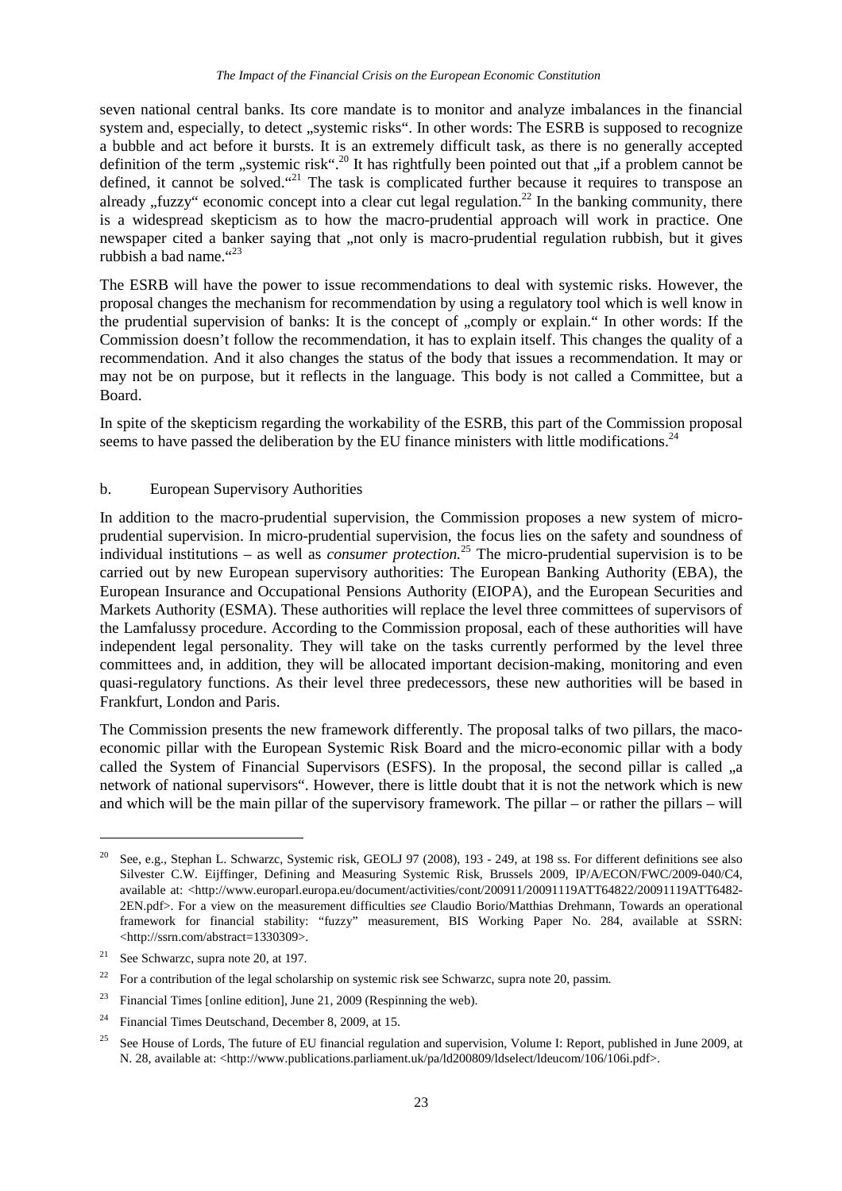seven national central banks. Its core mandate is to monitor and analyze imbalances in the financial system and, especially, to detect „systemic risks". In other words: The ESRB is supposed to recognize a bubble and act before it bursts. It is an extremely difficult task, as there is no generally accepted definition of the term „systemic risk".[20] It has rightfully been pointed out that „if a problem cannot be defined, it cannot be solved."[21] The task is complicated further because it requires to transpose an already „fuzzy" economic concept into a clear cut legal regulation.[22] In the banking community, there is a widespread skepticism as to how the macro-prudential approach will work in practice. One newspaper cited a banker saying that „not only is macro-prudential regulation rubbish, but it gives rubbish a bad name."[23]

The ESRB will have the power to issue recommendations to deal with systemic risks. However, the proposal changes the mechanism for recommendation by using a regulatory tool which is well know in the prudential supervision of banks: It is the concept of „comply or explain." In other words: If the Commission doesn't follow the recommendation, it has to explain itself. This changes the quality of a recommendation. And it also changes the status of the body that issues a recommendation. It may or may not be on purpose, but it reflects in the language. This body is not called a Committee, but a Board.

In spite of the skepticism regarding the workability of the ESRB, this part of the Commission proposal seems to have passed the deliberation by the EU finance ministers with little modifications.[24]

### b. European Supervisory Authorities

In addition to the macro-prudential supervision, the Commission proposes a new system of micro-prudential supervision. In micro-prudential supervision, the focus lies on the safety and soundness of individual institutions – as well as *consumer protection*.[25] The micro-prudential supervision is to be carried out by new European supervisory authorities: The European Banking Authority (EBA), the European Insurance and Occupational Pensions Authority (EIOPA), and the European Securities and Markets Authority (ESMA). These authorities will replace the level three committees of supervisors of the Lamfalussy procedure. According to the Commission proposal, each of these authorities will have independent legal personality. They will take on the tasks currently performed by the level three committees and, in addition, they will be allocated important decision-making, monitoring and even quasi-regulatory functions. As their level three predecessors, these new authorities will be based in Frankfurt, London and Paris.

The Commission presents the new framework differently. The proposal talks of two pillars, the maco-economic pillar with the European Systemic Risk Board and the micro-economic pillar with a body called the System of Financial Supervisors (ESFS). In the proposal, the second pillar is called „a network of national supervisors". However, there is little doubt that it is not the network which is new and which will be the main pillar of the supervisory framework. The pillar – or rather the pillars – will

---

[20] See, e.g., Stephan L. Schwarcz, Systemic risk, GEOLJ 97 (2008), 193 - 249, at 198 ss. For different definitions see also Silvester C.W. Eijffinger, Defining and Measuring Systemic Risk, Brussels 2009, IP/A/ECON/FWC/2009-040/C4, available at: <http://www.europarl.europa.eu/document/activities/cont/200911/20091119ATT64822/20091119ATT6482-2EN.pdf>. For a view on the measurement difficulties *see* Claudio Borio/Matthias Drehmann, Towards an operational framework for financial stability: "fuzzy" measurement, BIS Working Paper No. 284, available at SSRN: <http://ssrn.com/abstract=1330309>.

[21] See Schwarcz, supra note 20, at 197.

[22] For a contribution of the legal scholarship on systemic risk see Schwarcz, supra note 20, passim.

[23] Financial Times [online edition], June 21, 2009 (Respinning the web).

[24] Financial Times Deutschand, December 8, 2009, at 15.

[25] See House of Lords, The future of EU financial regulation and supervision, Volume I: Report, published in June 2009, at N. 28, available at: <http://www.publications.parliament.uk/pa/ld200809/ldselect/ldeucom/106/106i.pdf>.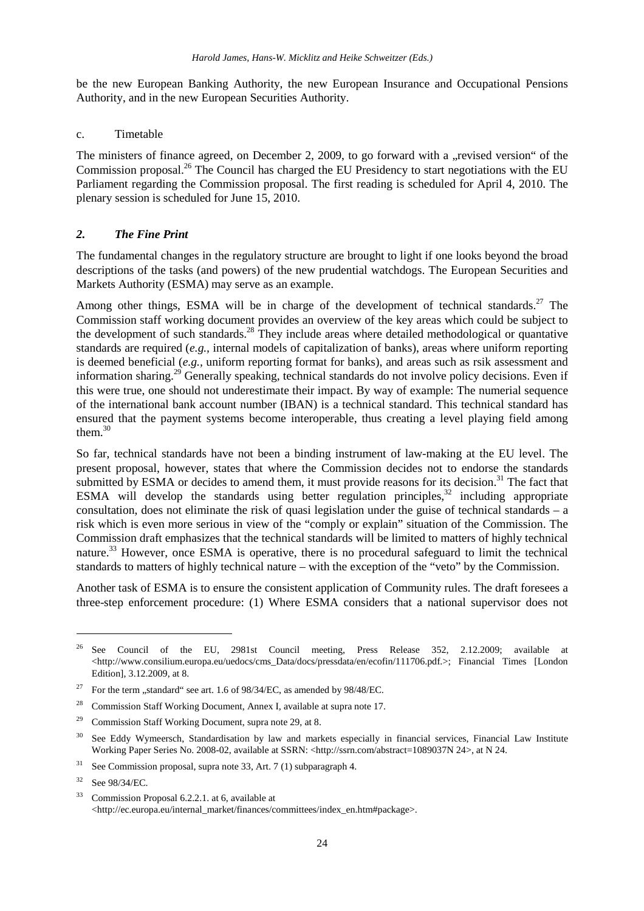be the new European Banking Authority, the new European Insurance and Occupational Pensions Authority, and in the new European Securities Authority.

c. Timetable

The ministers of finance agreed, on December 2, 2009, to go forward with a „revised version" of the Commission proposal.[26] The Council has charged the EU Presidency to start negotiations with the EU Parliament regarding the Commission proposal. The first reading is scheduled for April 4, 2010. The plenary session is scheduled for June 15, 2010.

## *2. The Fine Print*

The fundamental changes in the regulatory structure are brought to light if one looks beyond the broad descriptions of the tasks (and powers) of the new prudential watchdogs. The European Securities and Markets Authority (ESMA) may serve as an example.

Among other things, ESMA will be in charge of the development of technical standards.[27] The Commission staff working document provides an overview of the key areas which could be subject to the development of such standards.[28] They include areas where detailed methodological or quantative standards are required (*e.g.,* internal models of capitalization of banks), areas where uniform reporting is deemed beneficial (*e.g.,* uniform reporting format for banks), and areas such as rsik assessment and information sharing.[29] Generally speaking, technical standards do not involve policy decisions. Even if this were true, one should not underestimate their impact. By way of example: The numerial sequence of the international bank account number (IBAN) is a technical standard. This technical standard has ensured that the payment systems become interoperable, thus creating a level playing field among them.[30]

So far, technical standards have not been a binding instrument of law-making at the EU level. The present proposal, however, states that where the Commission decides not to endorse the standards submitted by ESMA or decides to amend them, it must provide reasons for its decision.[31] The fact that ESMA will develop the standards using better regulation principles,[32] including appropriate consultation, does not eliminate the risk of quasi legislation under the guise of technical standards – a risk which is even more serious in view of the "comply or explain" situation of the Commission. The Commission draft emphasizes that the technical standards will be limited to matters of highly technical nature.[33] However, once ESMA is operative, there is no procedural safeguard to limit the technical standards to matters of highly technical nature – with the exception of the "veto" by the Commission.

Another task of ESMA is to ensure the consistent application of Community rules. The draft foresees a three-step enforcement procedure: (1) Where ESMA considers that a national supervisor does not

---

[26] See Council of the EU, 2981st Council meeting, Press Release 352, 2.12.2009; available at <http://www.consilium.europa.eu/uedocs/cms_Data/docs/pressdata/en/ecofin/111706.pdf.>; Financial Times [London Edition], 3.12.2009, at 8.

[27] For the term „standard" see art. 1.6 of 98/34/EC, as amended by 98/48/EC.

[28] Commission Staff Working Document, Annex I, available at supra note 17.

[29] Commission Staff Working Document, supra note 29, at 8.

[30] See Eddy Wymeersch, Standardisation by law and markets especially in financial services, Financial Law Institute Working Paper Series No. 2008-02, available at SSRN: <http://ssrn.com/abstract=1089037N 24>, at N 24.

[31] See Commission proposal, supra note 33, Art. 7 (1) subparagraph 4.

[32] See 98/34/EC.

[33] Commission Proposal 6.2.2.1. at 6, available at <http://ec.europa.eu/internal_market/finances/committees/index_en.htm#package>.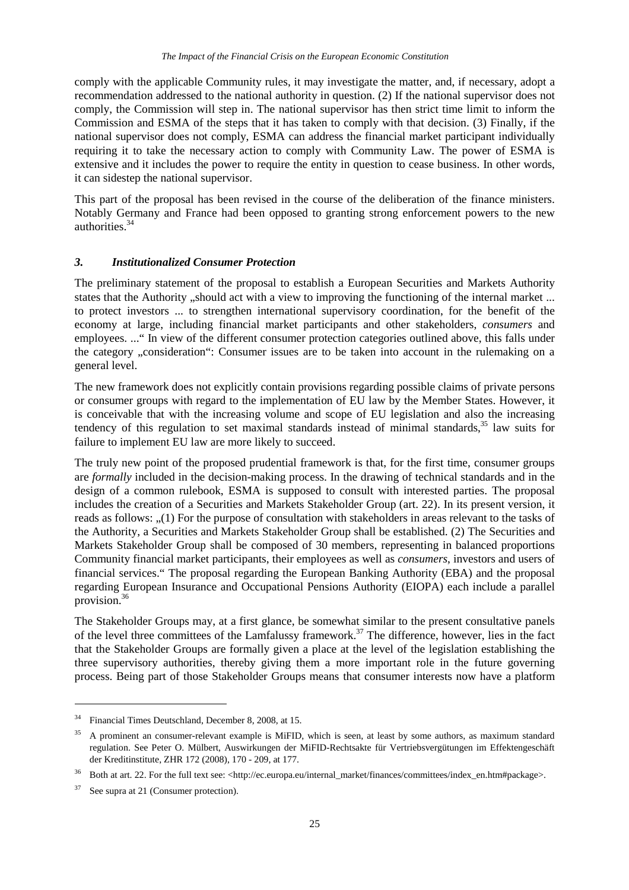comply with the applicable Community rules, it may investigate the matter, and, if necessary, adopt a recommendation addressed to the national authority in question. (2) If the national supervisor does not comply, the Commission will step in. The national supervisor has then strict time limit to inform the Commission and ESMA of the steps that it has taken to comply with that decision. (3) Finally, if the national supervisor does not comply, ESMA can address the financial market participant individually requiring it to take the necessary action to comply with Community Law. The power of ESMA is extensive and it includes the power to require the entity in question to cease business. In other words, it can sidestep the national supervisor.

This part of the proposal has been revised in the course of the deliberation of the finance ministers. Notably Germany and France had been opposed to granting strong enforcement powers to the new authorities.[34]

### *3. Institutionalized Consumer Protection*

The preliminary statement of the proposal to establish a European Securities and Markets Authority states that the Authority „should act with a view to improving the functioning of the internal market ... to protect investors ... to strengthen international supervisory coordination, for the benefit of the economy at large, including financial market participants and other stakeholders, *consumers* and employees. ..." In view of the different consumer protection categories outlined above, this falls under the category „consideration": Consumer issues are to be taken into account in the rulemaking on a general level.

The new framework does not explicitly contain provisions regarding possible claims of private persons or consumer groups with regard to the implementation of EU law by the Member States. However, it is conceivable that with the increasing volume and scope of EU legislation and also the increasing tendency of this regulation to set maximal standards instead of minimal standards,[35] law suits for failure to implement EU law are more likely to succeed.

The truly new point of the proposed prudential framework is that, for the first time, consumer groups are *formally* included in the decision-making process. In the drawing of technical standards and in the design of a common rulebook, ESMA is supposed to consult with interested parties. The proposal includes the creation of a Securities and Markets Stakeholder Group (art. 22). In its present version, it reads as follows: „(1) For the purpose of consultation with stakeholders in areas relevant to the tasks of the Authority, a Securities and Markets Stakeholder Group shall be established. (2) The Securities and Markets Stakeholder Group shall be composed of 30 members, representing in balanced proportions Community financial market participants, their employees as well as *consumers*, investors and users of financial services." The proposal regarding the European Banking Authority (EBA) and the proposal regarding European Insurance and Occupational Pensions Authority (EIOPA) each include a parallel provision.[36]

The Stakeholder Groups may, at a first glance, be somewhat similar to the present consultative panels of the level three committees of the Lamfalussy framework.[37] The difference, however, lies in the fact that the Stakeholder Groups are formally given a place at the level of the legislation establishing the three supervisory authorities, thereby giving them a more important role in the future governing process. Being part of those Stakeholder Groups means that consumer interests now have a platform

---

[34] Financial Times Deutschland, December 8, 2008, at 15.

[35] A prominent an consumer-relevant example is MiFID, which is seen, at least by some authors, as maximum standard regulation. See Peter O. Mülbert, Auswirkungen der MiFID-Rechtsakte für Vertriebsvergütungen im Effektengeschäft der Kreditinstitute, ZHR 172 (2008), 170 - 209, at 177.

[36] Both at art. 22. For the full text see: <http://ec.europa.eu/internal_market/finances/committees/index_en.htm#package>.

[37] See supra at 21 (Consumer protection).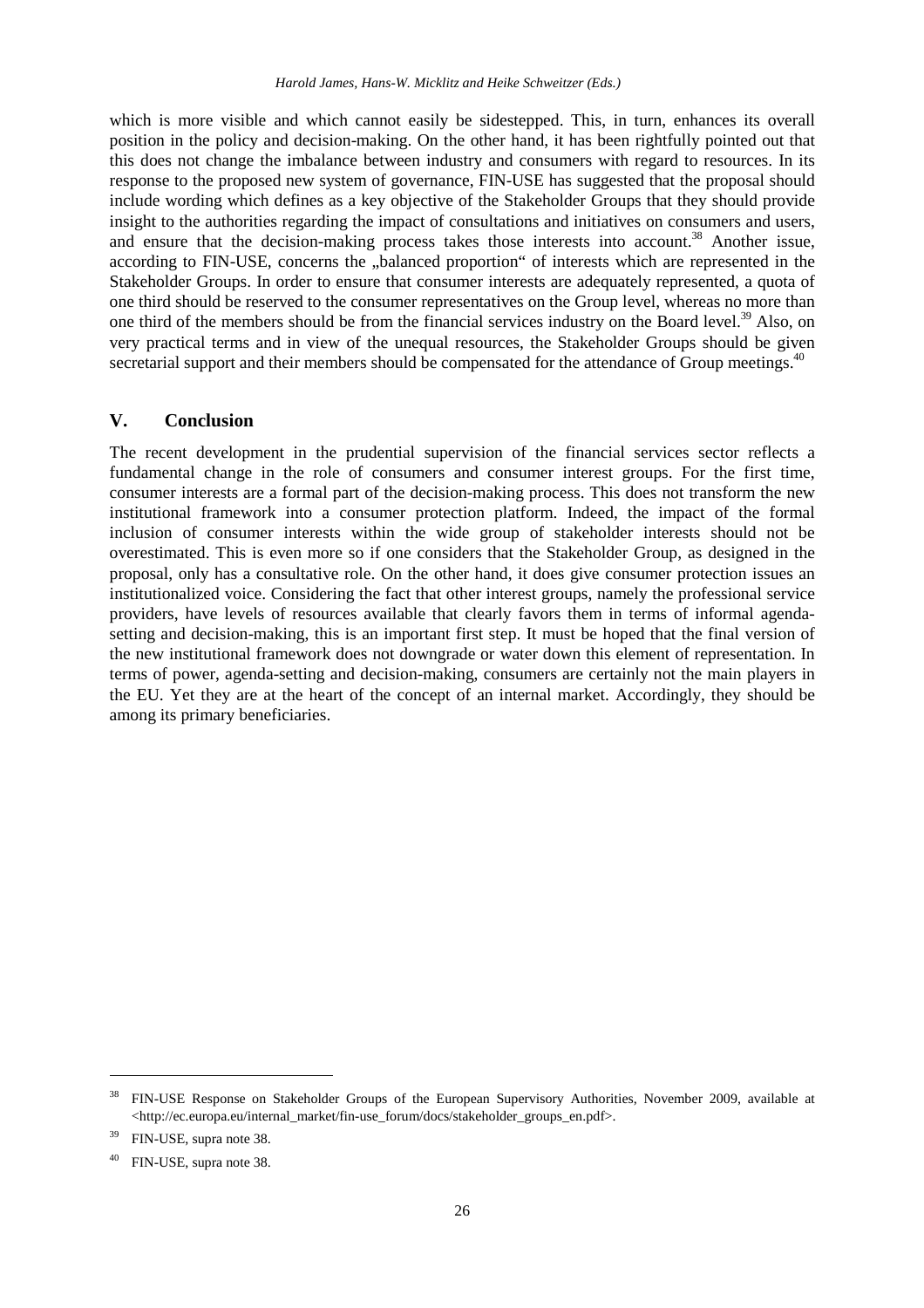which is more visible and which cannot easily be sidestepped. This, in turn, enhances its overall position in the policy and decision-making. On the other hand, it has been rightfully pointed out that this does not change the imbalance between industry and consumers with regard to resources. In its response to the proposed new system of governance, FIN-USE has suggested that the proposal should include wording which defines as a key objective of the Stakeholder Groups that they should provide insight to the authorities regarding the impact of consultations and initiatives on consumers and users, and ensure that the decision-making process takes those interests into account.[38] Another issue, according to FIN-USE, concerns the „balanced proportion" of interests which are represented in the Stakeholder Groups. In order to ensure that consumer interests are adequately represented, a quota of one third should be reserved to the consumer representatives on the Group level, whereas no more than one third of the members should be from the financial services industry on the Board level.[39] Also, on very practical terms and in view of the unequal resources, the Stakeholder Groups should be given secretarial support and their members should be compensated for the attendance of Group meetings.[40]

## V. Conclusion

The recent development in the prudential supervision of the financial services sector reflects a fundamental change in the role of consumers and consumer interest groups. For the first time, consumer interests are a formal part of the decision-making process. This does not transform the new institutional framework into a consumer protection platform. Indeed, the impact of the formal inclusion of consumer interests within the wide group of stakeholder interests should not be overestimated. This is even more so if one considers that the Stakeholder Group, as designed in the proposal, only has a consultative role. On the other hand, it does give consumer protection issues an institutionalized voice. Considering the fact that other interest groups, namely the professional service providers, have levels of resources available that clearly favors them in terms of informal agenda-setting and decision-making, this is an important first step. It must be hoped that the final version of the new institutional framework does not downgrade or water down this element of representation. In terms of power, agenda-setting and decision-making, consumers are certainly not the main players in the EU. Yet they are at the heart of the concept of an internal market. Accordingly, they should be among its primary beneficiaries.

---

[38] FIN-USE Response on Stakeholder Groups of the European Supervisory Authorities, November 2009, available at <http://ec.europa.eu/internal_market/fin-use_forum/docs/stakeholder_groups_en.pdf>.

[39] FIN-USE, supra note 38.

[40] FIN-USE, supra note 38.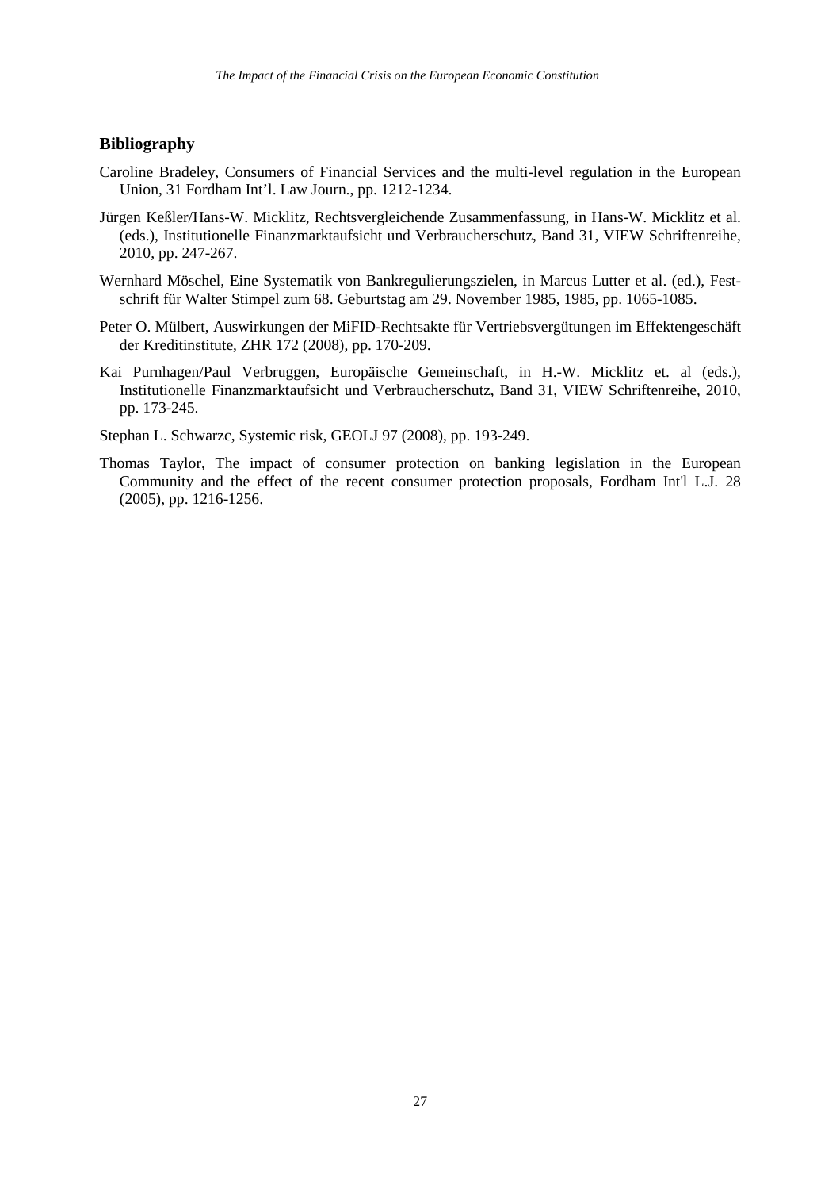## Bibliography

Caroline Bradeley, Consumers of Financial Services and the multi-level regulation in the European Union, 31 Fordham Int'l. Law Journ., pp. 1212-1234.

Jürgen Keßler/Hans-W. Micklitz, Rechtsvergleichende Zusammenfassung, in Hans-W. Micklitz et al. (eds.), Institutionelle Finanzmarktaufsicht und Verbraucherschutz, Band 31, VIEW Schriftenreihe, 2010, pp. 247-267.

Wernhard Möschel, Eine Systematik von Bankregulierungszielen, in Marcus Lutter et al. (ed.), Festschrift für Walter Stimpel zum 68. Geburtstag am 29. November 1985, 1985, pp. 1065-1085.

Peter O. Mülbert, Auswirkungen der MiFID-Rechtsakte für Vertriebsvergütungen im Effektengeschäft der Kreditinstitute, ZHR 172 (2008), pp. 170-209.

Kai Purnhagen/Paul Verbruggen, Europäische Gemeinschaft, in H.-W. Micklitz et. al (eds.), Institutionelle Finanzmarktaufsicht und Verbraucherschutz, Band 31, VIEW Schriftenreihe, 2010, pp. 173-245.

Stephan L. Schwarzc, Systemic risk, GEOLJ 97 (2008), pp. 193-249.

Thomas Taylor, The impact of consumer protection on banking legislation in the European Community and the effect of the recent consumer protection proposals, Fordham Int'l L.J. 28 (2005), pp. 1216-1256.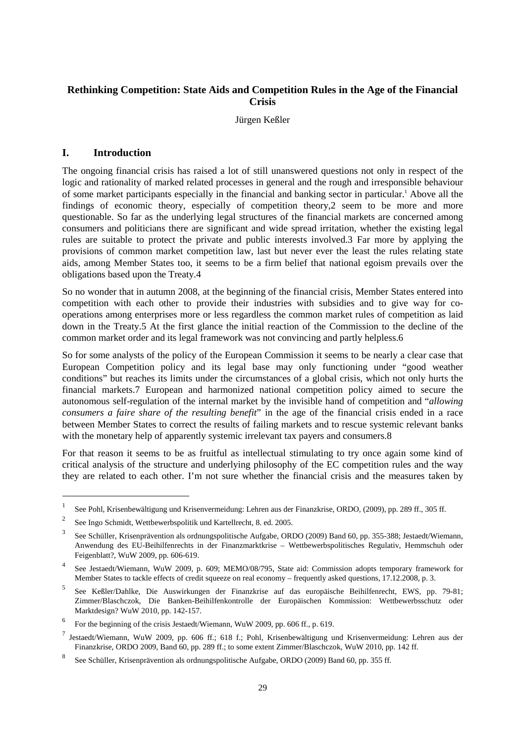## Rethinking Competition: State Aids and Competition Rules in the Age of the Financial Crisis

Jürgen Keßler

## I. Introduction

The ongoing financial crisis has raised a lot of still unanswered questions not only in respect of the logic and rationality of marked related processes in general and the rough and irresponsible behaviour of some market participants especially in the financial and banking sector in particular.[1] Above all the findings of economic theory, especially of competition theory,2 seem to be more and more questionable. So far as the underlying legal structures of the financial markets are concerned among consumers and politicians there are significant and wide spread irritation, whether the existing legal rules are suitable to protect the private and public interests involved.3 Far more by applying the provisions of common market competition law, last but never ever the least the rules relating state aids, among Member States too, it seems to be a firm belief that national egoism prevails over the obligations based upon the Treaty.4

So no wonder that in autumn 2008, at the beginning of the financial crisis, Member States entered into competition with each other to provide their industries with subsidies and to give way for co-operations among enterprises more or less regardless the common market rules of competition as laid down in the Treaty.5 At the first glance the initial reaction of the Commission to the decline of the common market order and its legal framework was not convincing and partly helpless.6

So for some analysts of the policy of the European Commission it seems to be nearly a clear case that European Competition policy and its legal base may only functioning under "good weather conditions" but reaches its limits under the circumstances of a global crisis, which not only hurts the financial markets.7 European and harmonized national competition policy aimed to secure the autonomous self-regulation of the internal market by the invisible hand of competition and "*allowing consumers a faire share of the resulting benefit*" in the age of the financial crisis ended in a race between Member States to correct the results of failing markets and to rescue systemic relevant banks with the monetary help of apparently systemic irrelevant tax payers and consumers.8

For that reason it seems to be as fruitful as intellectual stimulating to try once again some kind of critical analysis of the structure and underlying philosophy of the EC competition rules and the way they are related to each other. I'm not sure whether the financial crisis and the measures taken by

---

1 See Pohl, Krisenbewältigung und Krisenvermeidung: Lehren aus der Finanzkrise, ORDO, (2009), pp. 289 ff., 305 ff.

2 See Ingo Schmidt, Wettbewerbspolitik und Kartellrecht, 8. ed. 2005.

3 See Schüller, Krisenprävention als ordnungspolitische Aufgabe, ORDO (2009) Band 60, pp. 355-388; Jestaedt/Wiemann, Anwendung des EU-Beihilfenrechts in der Finanzmarktkrise – Wettbewerbspolitisches Regulativ, Hemmschuh oder Feigenblatt?, WuW 2009, pp. 606-619.

4 See Jestaedt/Wiemann, WuW 2009, p. 609; MEMO/08/795, State aid: Commission adopts temporary framework for Member States to tackle effects of credit squeeze on real economy – frequently asked questions, 17.12.2008, p. 3.

5 See Keßler/Dahlke, Die Auswirkungen der Finanzkrise auf das europäische Beihilfenrecht, EWS, pp. 79-81; Zimmer/Blaschczok, Die Banken-Beihilfenkontrolle der Europäischen Kommission: Wettbewerbsschutz oder Marktdesign? WuW 2010, pp. 142-157.

6 For the beginning of the crisis Jestaedt/Wiemann, WuW 2009, pp. 606 ff., p. 619.

7 Jestaedt/Wiemann, WuW 2009, pp. 606 ff.; 618 f.; Pohl, Krisenbewältigung und Krisenvermeidung: Lehren aus der Finanzkrise, ORDO 2009, Band 60, pp. 289 ff.; to some extent Zimmer/Blaschczok, WuW 2010, pp. 142 ff.

8 See Schüller, Krisenprävention als ordnungspolitische Aufgabe, ORDO (2009) Band 60, pp. 355 ff.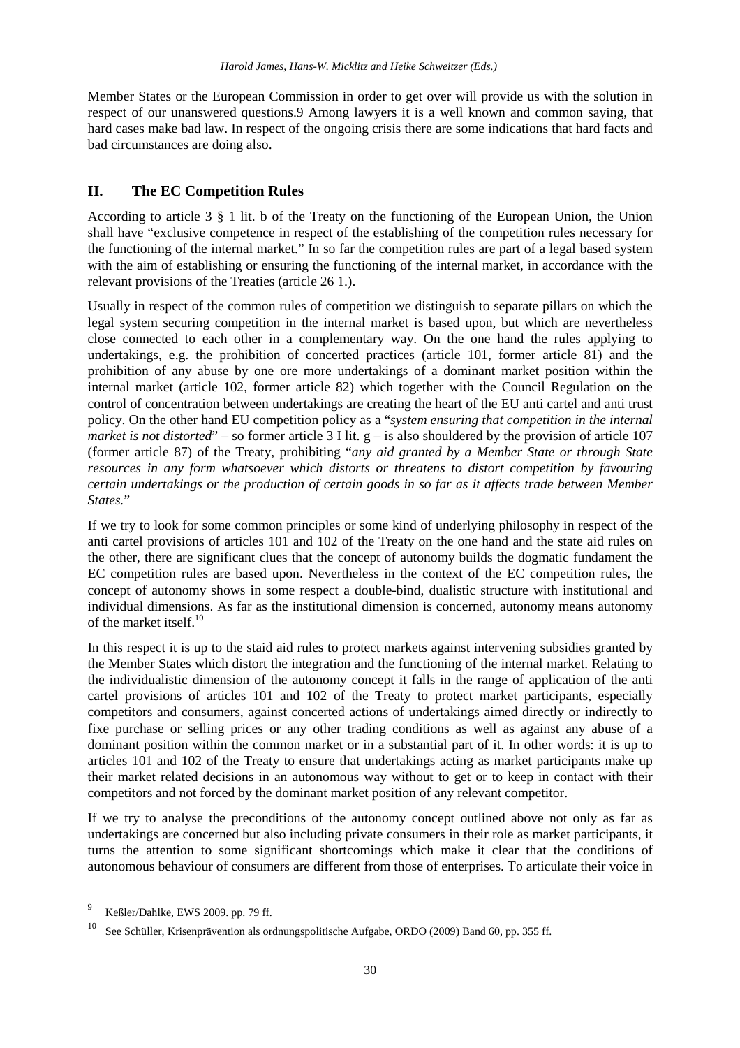Member States or the European Commission in order to get over will provide us with the solution in respect of our unanswered questions.9 Among lawyers it is a well known and common saying, that hard cases make bad law. In respect of the ongoing crisis there are some indications that hard facts and bad circumstances are doing also.

## II. The EC Competition Rules

According to article 3 § 1 lit. b of the Treaty on the functioning of the European Union, the Union shall have "exclusive competence in respect of the establishing of the competition rules necessary for the functioning of the internal market." In so far the competition rules are part of a legal based system with the aim of establishing or ensuring the functioning of the internal market, in accordance with the relevant provisions of the Treaties (article 26 1.).

Usually in respect of the common rules of competition we distinguish to separate pillars on which the legal system securing competition in the internal market is based upon, but which are nevertheless close connected to each other in a complementary way. On the one hand the rules applying to undertakings, e.g. the prohibition of concerted practices (article 101, former article 81) and the prohibition of any abuse by one ore more undertakings of a dominant market position within the internal market (article 102, former article 82) which together with the Council Regulation on the control of concentration between undertakings are creating the heart of the EU anti cartel and anti trust policy. On the other hand EU competition policy as a "*system ensuring that competition in the internal market is not distorted*" – so former article 3 I lit. g – is also shouldered by the provision of article 107 (former article 87) of the Treaty, prohibiting "*any aid granted by a Member State or through State resources in any form whatsoever which distorts or threatens to distort competition by favouring certain undertakings or the production of certain goods in so far as it affects trade between Member States.*"

If we try to look for some common principles or some kind of underlying philosophy in respect of the anti cartel provisions of articles 101 and 102 of the Treaty on the one hand and the state aid rules on the other, there are significant clues that the concept of autonomy builds the dogmatic fundament the EC competition rules are based upon. Nevertheless in the context of the EC competition rules, the concept of autonomy shows in some respect a double-bind, dualistic structure with institutional and individual dimensions. As far as the institutional dimension is concerned, autonomy means autonomy of the market itself.[10]

In this respect it is up to the staid aid rules to protect markets against intervening subsidies granted by the Member States which distort the integration and the functioning of the internal market. Relating to the individualistic dimension of the autonomy concept it falls in the range of application of the anti cartel provisions of articles 101 and 102 of the Treaty to protect market participants, especially competitors and consumers, against concerted actions of undertakings aimed directly or indirectly to fixe purchase or selling prices or any other trading conditions as well as against any abuse of a dominant position within the common market or in a substantial part of it. In other words: it is up to articles 101 and 102 of the Treaty to ensure that undertakings acting as market participants make up their market related decisions in an autonomous way without to get or to keep in contact with their competitors and not forced by the dominant market position of any relevant competitor.

If we try to analyse the preconditions of the autonomy concept outlined above not only as far as undertakings are concerned but also including private consumers in their role as market participants, it turns the attention to some significant shortcomings which make it clear that the conditions of autonomous behaviour of consumers are different from those of enterprises. To articulate their voice in

---

[9] Keßler/Dahlke, EWS 2009. pp. 79 ff.

[10] See Schüller, Krisenprävention als ordnungspolitische Aufgabe, ORDO (2009) Band 60, pp. 355 ff.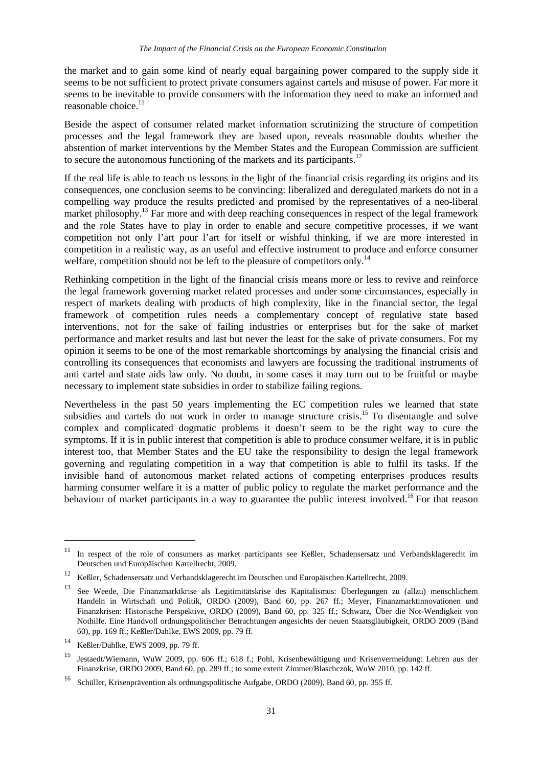the market and to gain some kind of nearly equal bargaining power compared to the supply side it seems to be not sufficient to protect private consumers against cartels and misuse of power. Far more it seems to be inevitable to provide consumers with the information they need to make an informed and reasonable choice.[11]

Beside the aspect of consumer related market information scrutinizing the structure of competition processes and the legal framework they are based upon, reveals reasonable doubts whether the abstention of market interventions by the Member States and the European Commission are sufficient to secure the autonomous functioning of the markets and its participants.[12]

If the real life is able to teach us lessons in the light of the financial crisis regarding its origins and its consequences, one conclusion seems to be convincing: liberalized and deregulated markets do not in a compelling way produce the results predicted and promised by the representatives of a neo-liberal market philosophy.[13] Far more and with deep reaching consequences in respect of the legal framework and the role States have to play in order to enable and secure competitive processes, if we want competition not only l'art pour l'art for itself or wishful thinking, if we are more interested in competition in a realistic way, as an useful and effective instrument to produce and enforce consumer welfare, competition should not be left to the pleasure of competitors only.[14]

Rethinking competition in the light of the financial crisis means more or less to revive and reinforce the legal framework governing market related processes and under some circumstances, especially in respect of markets dealing with products of high complexity, like in the financial sector, the legal framework of competition rules needs a complementary concept of regulative state based interventions, not for the sake of failing industries or enterprises but for the sake of market performance and market results and last but never the least for the sake of private consumers. For my opinion it seems to be one of the most remarkable shortcomings by analysing the financial crisis and controlling its consequences that economists and lawyers are focussing the traditional instruments of anti cartel and state aids law only. No doubt, in some cases it may turn out to be fruitful or maybe necessary to implement state subsidies in order to stabilize failing regions.

Nevertheless in the past 50 years implementing the EC competition rules we learned that state subsidies and cartels do not work in order to manage structure crisis.[15] To disentangle and solve complex and complicated dogmatic problems it doesn't seem to be the right way to cure the symptoms. If it is in public interest that competition is able to produce consumer welfare, it is in public interest too, that Member States and the EU take the responsibility to design the legal framework governing and regulating competition in a way that competition is able to fulfil its tasks. If the invisible hand of autonomous market related actions of competing enterprises produces results harming consumer welfare it is a matter of public policy to regulate the market performance and the behaviour of market participants in a way to guarantee the public interest involved.[16] For that reason

---

[11] In respect of the role of consumers as market participants see Keßler, Schadensersatz und Verbandsklagerecht im Deutschen und Europäischen Kartellrecht, 2009.

[12] Keßler, Schadensersatz und Verbandsklagerecht im Deutschen und Europäischen Kartellrecht, 2009.

[13] See Weede, Die Finanzmarktkrise als Legitimitätskrise des Kapitalismus: Überlegungen zu (allzu) menschlichem Handeln in Wirtschaft und Politik, ORDO (2009), Band 60, pp. 267 ff.; Meyer, Finanzmarktinnovationen und Finanzkrisen: Historische Perspektive, ORDO (2009), Band 60, pp. 325 ff.; Schwarz, Über die Not-Wendigkeit von Nothilfe. Eine Handvoll ordnungspolitischer Betrachtungen angesichts der neuen Staatsgläubigkeit, ORDO 2009 (Band 60), pp. 169 ff.; Keßler/Dahlke, EWS 2009, pp. 79 ff.

[14] Keßler/Dahlke, EWS 2009, pp. 79 ff.

[15] Jestaedt/Wiemann, WuW 2009, pp. 606 ff.; 618 f.; Pohl, Krisenbewältigung und Krisenvermeidung: Lehren aus der Finanzkrise, ORDO 2009, Band 60, pp. 289 ff.; to some extent Zimmer/Blaschczok, WuW 2010, pp. 142 ff.

[16] Schüller, Krisenprävention als ordnungspolitische Aufgabe, ORDO (2009), Band 60, pp. 355 ff.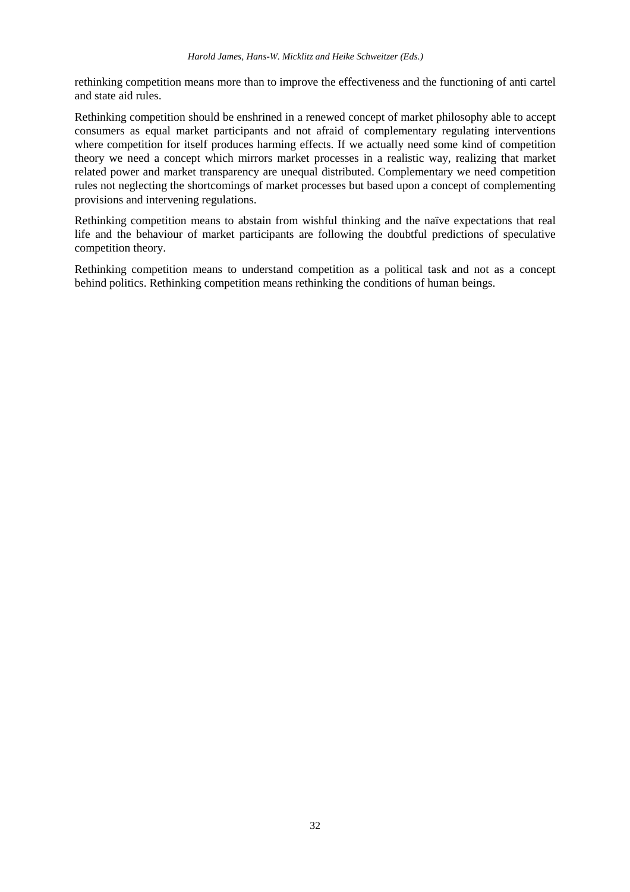rethinking competition means more than to improve the effectiveness and the functioning of anti cartel and state aid rules.

Rethinking competition should be enshrined in a renewed concept of market philosophy able to accept consumers as equal market participants and not afraid of complementary regulating interventions where competition for itself produces harming effects. If we actually need some kind of competition theory we need a concept which mirrors market processes in a realistic way, realizing that market related power and market transparency are unequal distributed. Complementary we need competition rules not neglecting the shortcomings of market processes but based upon a concept of complementing provisions and intervening regulations.

Rethinking competition means to abstain from wishful thinking and the naïve expectations that real life and the behaviour of market participants are following the doubtful predictions of speculative competition theory.

Rethinking competition means to understand competition as a political task and not as a concept behind politics. Rethinking competition means rethinking the conditions of human beings.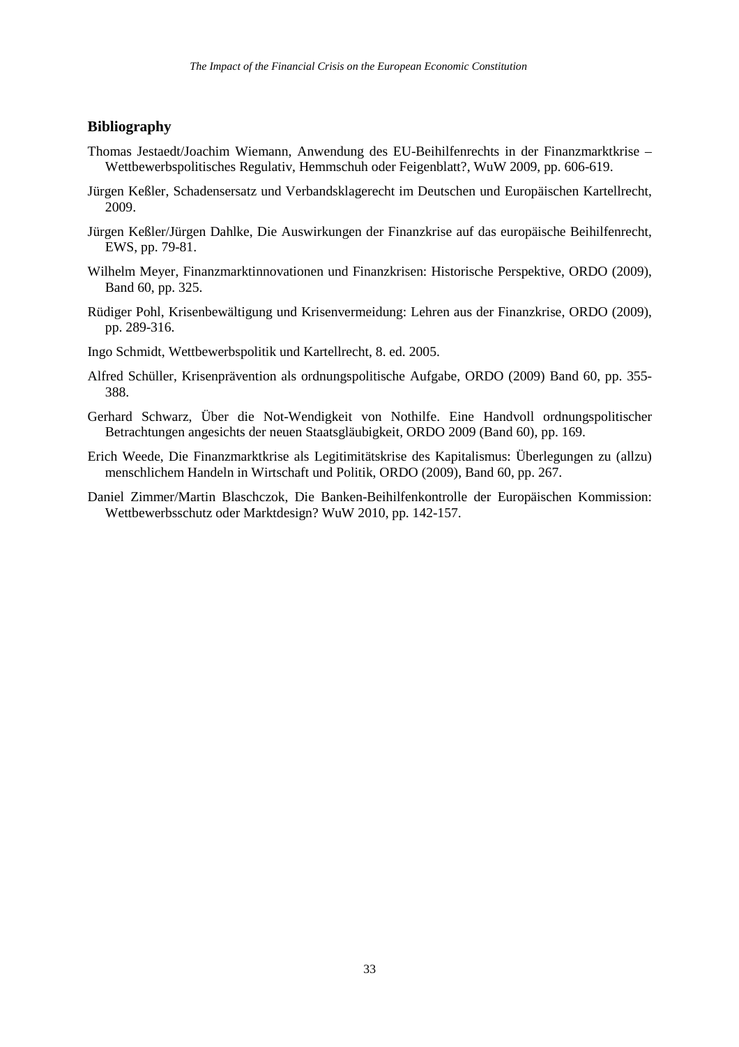## Bibliography

Thomas Jestaedt/Joachim Wiemann, Anwendung des EU-Beihilfenrechts in der Finanzmarktkrise – Wettbewerbspolitisches Regulativ, Hemmschuh oder Feigenblatt?, WuW 2009, pp. 606-619.

Jürgen Keßler, Schadensersatz und Verbandsklagerecht im Deutschen und Europäischen Kartellrecht, 2009.

Jürgen Keßler/Jürgen Dahlke, Die Auswirkungen der Finanzkrise auf das europäische Beihilfenrecht, EWS, pp. 79-81.

Wilhelm Meyer, Finanzmarktinnovationen und Finanzkrisen: Historische Perspektive, ORDO (2009), Band 60, pp. 325.

Rüdiger Pohl, Krisenbewältigung und Krisenvermeidung: Lehren aus der Finanzkrise, ORDO (2009), pp. 289-316.

Ingo Schmidt, Wettbewerbspolitik und Kartellrecht, 8. ed. 2005.

Alfred Schüller, Krisenprävention als ordnungspolitische Aufgabe, ORDO (2009) Band 60, pp. 355-388.

Gerhard Schwarz, Über die Not-Wendigkeit von Nothilfe. Eine Handvoll ordnungspolitischer Betrachtungen angesichts der neuen Staatsgläubigkeit, ORDO 2009 (Band 60), pp. 169.

Erich Weede, Die Finanzmarktkrise als Legitimitätskrise des Kapitalismus: Überlegungen zu (allzu) menschlichem Handeln in Wirtschaft und Politik, ORDO (2009), Band 60, pp. 267.

Daniel Zimmer/Martin Blaschczok, Die Banken-Beihilfenkontrolle der Europäischen Kommission: Wettbewerbsschutz oder Marktdesign? WuW 2010, pp. 142-157.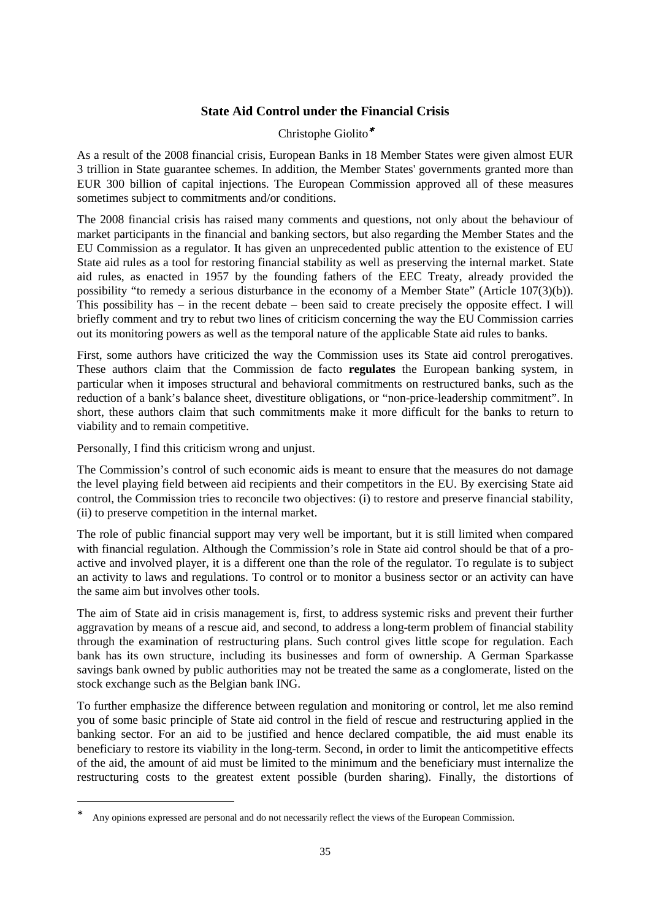## State Aid Control under the Financial Crisis

Christophe Giolito*

As a result of the 2008 financial crisis, European Banks in 18 Member States were given almost EUR 3 trillion in State guarantee schemes. In addition, the Member States' governments granted more than EUR 300 billion of capital injections. The European Commission approved all of these measures sometimes subject to commitments and/or conditions.

The 2008 financial crisis has raised many comments and questions, not only about the behaviour of market participants in the financial and banking sectors, but also regarding the Member States and the EU Commission as a regulator. It has given an unprecedented public attention to the existence of EU State aid rules as a tool for restoring financial stability as well as preserving the internal market. State aid rules, as enacted in 1957 by the founding fathers of the EEC Treaty, already provided the possibility "to remedy a serious disturbance in the economy of a Member State" (Article 107(3)(b)). This possibility has – in the recent debate – been said to create precisely the opposite effect. I will briefly comment and try to rebut two lines of criticism concerning the way the EU Commission carries out its monitoring powers as well as the temporal nature of the applicable State aid rules to banks.

First, some authors have criticized the way the Commission uses its State aid control prerogatives. These authors claim that the Commission de facto **regulates** the European banking system, in particular when it imposes structural and behavioral commitments on restructured banks, such as the reduction of a bank's balance sheet, divestiture obligations, or "non-price-leadership commitment". In short, these authors claim that such commitments make it more difficult for the banks to return to viability and to remain competitive.

Personally, I find this criticism wrong and unjust.

The Commission's control of such economic aids is meant to ensure that the measures do not damage the level playing field between aid recipients and their competitors in the EU. By exercising State aid control, the Commission tries to reconcile two objectives: (i) to restore and preserve financial stability, (ii) to preserve competition in the internal market.

The role of public financial support may very well be important, but it is still limited when compared with financial regulation. Although the Commission's role in State aid control should be that of a pro-active and involved player, it is a different one than the role of the regulator. To regulate is to subject an activity to laws and regulations. To control or to monitor a business sector or an activity can have the same aim but involves other tools.

The aim of State aid in crisis management is, first, to address systemic risks and prevent their further aggravation by means of a rescue aid, and second, to address a long-term problem of financial stability through the examination of restructuring plans. Such control gives little scope for regulation. Each bank has its own structure, including its businesses and form of ownership. A German Sparkasse savings bank owned by public authorities may not be treated the same as a conglomerate, listed on the stock exchange such as the Belgian bank ING.

To further emphasize the difference between regulation and monitoring or control, let me also remind you of some basic principle of State aid control in the field of rescue and restructuring applied in the banking sector. For an aid to be justified and hence declared compatible, the aid must enable its beneficiary to restore its viability in the long-term. Second, in order to limit the anticompetitive effects of the aid, the amount of aid must be limited to the minimum and the beneficiary must internalize the restructuring costs to the greatest extent possible (burden sharing). Finally, the distortions of

---

* Any opinions expressed are personal and do not necessarily reflect the views of the European Commission.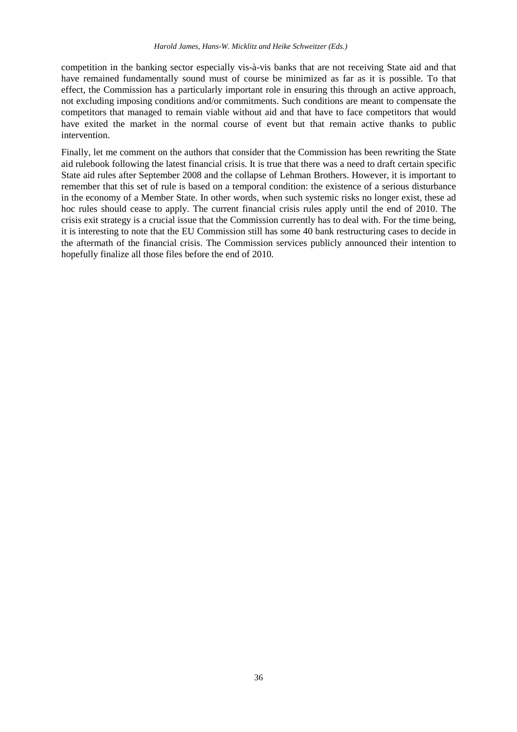competition in the banking sector especially vis-à-vis banks that are not receiving State aid and that have remained fundamentally sound must of course be minimized as far as it is possible. To that effect, the Commission has a particularly important role in ensuring this through an active approach, not excluding imposing conditions and/or commitments. Such conditions are meant to compensate the competitors that managed to remain viable without aid and that have to face competitors that would have exited the market in the normal course of event but that remain active thanks to public intervention.

Finally, let me comment on the authors that consider that the Commission has been rewriting the State aid rulebook following the latest financial crisis. It is true that there was a need to draft certain specific State aid rules after September 2008 and the collapse of Lehman Brothers. However, it is important to remember that this set of rule is based on a temporal condition: the existence of a serious disturbance in the economy of a Member State. In other words, when such systemic risks no longer exist, these ad hoc rules should cease to apply. The current financial crisis rules apply until the end of 2010. The crisis exit strategy is a crucial issue that the Commission currently has to deal with. For the time being, it is interesting to note that the EU Commission still has some 40 bank restructuring cases to decide in the aftermath of the financial crisis. The Commission services publicly announced their intention to hopefully finalize all those files before the end of 2010.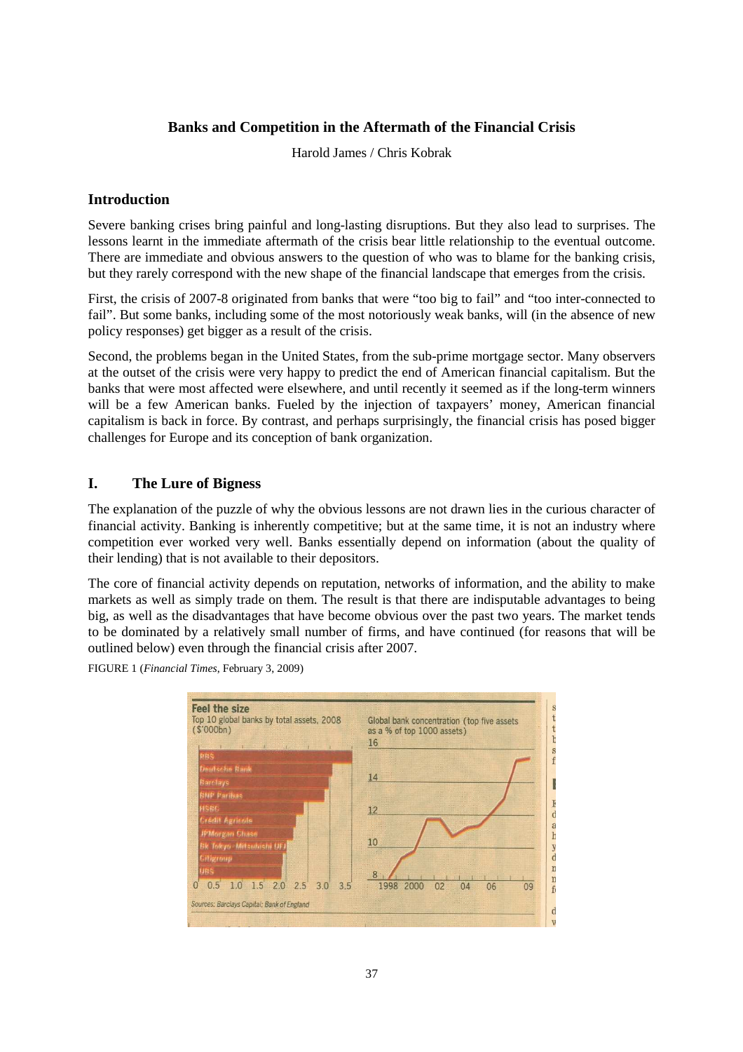# Banks and Competition in the Aftermath of the Financial Crisis

Harold James / Chris Kobrak

## Introduction

Severe banking crises bring painful and long-lasting disruptions. But they also lead to surprises. The lessons learnt in the immediate aftermath of the crisis bear little relationship to the eventual outcome. There are immediate and obvious answers to the question of who was to blame for the banking crisis, but they rarely correspond with the new shape of the financial landscape that emerges from the crisis.

First, the crisis of 2007-8 originated from banks that were "too big to fail" and "too inter-connected to fail". But some banks, including some of the most notoriously weak banks, will (in the absence of new policy responses) get bigger as a result of the crisis.

Second, the problems began in the United States, from the sub-prime mortgage sector. Many observers at the outset of the crisis were very happy to predict the end of American financial capitalism. But the banks that were most affected were elsewhere, and until recently it seemed as if the long-term winners will be a few American banks. Fueled by the injection of taxpayers' money, American financial capitalism is back in force. By contrast, and perhaps surprisingly, the financial crisis has posed bigger challenges for Europe and its conception of bank organization.

## I. The Lure of Bigness

The explanation of the puzzle of why the obvious lessons are not drawn lies in the curious character of financial activity. Banking is inherently competitive; but at the same time, it is not an industry where competition ever worked very well. Banks essentially depend on information (about the quality of their lending) that is not available to their depositors.

The core of financial activity depends on reputation, networks of information, and the ability to make markets as well as simply trade on them. The result is that there are indisputable advantages to being big, as well as the disadvantages that have become obvious over the past two years. The market tends to be dominated by a relatively small number of firms, and have continued (for reasons that will be outlined below) even through the financial crisis after 2007.

FIGURE 1 (*Financial Times*, February 3, 2009)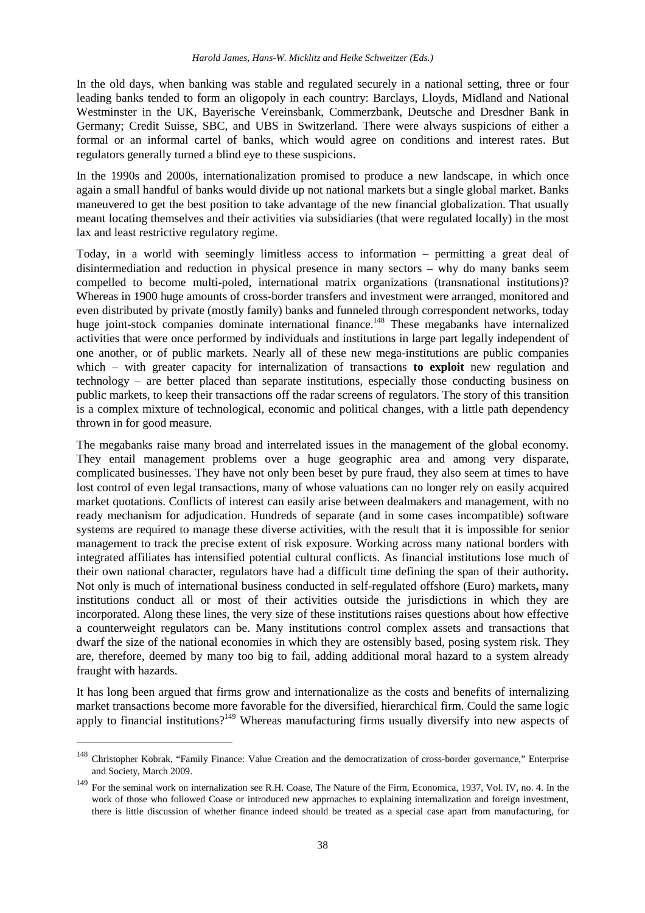In the old days, when banking was stable and regulated securely in a national setting, three or four leading banks tended to form an oligopoly in each country: Barclays, Lloyds, Midland and National Westminster in the UK, Bayerische Vereinsbank, Commerzbank, Deutsche and Dresdner Bank in Germany; Credit Suisse, SBC, and UBS in Switzerland. There were always suspicions of either a formal or an informal cartel of banks, which would agree on conditions and interest rates. But regulators generally turned a blind eye to these suspicions.

In the 1990s and 2000s, internationalization promised to produce a new landscape, in which once again a small handful of banks would divide up not national markets but a single global market. Banks maneuvered to get the best position to take advantage of the new financial globalization. That usually meant locating themselves and their activities via subsidiaries (that were regulated locally) in the most lax and least restrictive regulatory regime.

Today, in a world with seemingly limitless access to information – permitting a great deal of disintermediation and reduction in physical presence in many sectors – why do many banks seem compelled to become multi-poled, international matrix organizations (transnational institutions)? Whereas in 1900 huge amounts of cross-border transfers and investment were arranged, monitored and even distributed by private (mostly family) banks and funneled through correspondent networks, today huge joint-stock companies dominate international finance.[148] These megabanks have internalized activities that were once performed by individuals and institutions in large part legally independent of one another, or of public markets. Nearly all of these new mega-institutions are public companies which – with greater capacity for internalization of transactions **to exploit** new regulation and technology – are better placed than separate institutions, especially those conducting business on public markets, to keep their transactions off the radar screens of regulators. The story of this transition is a complex mixture of technological, economic and political changes, with a little path dependency thrown in for good measure.

The megabanks raise many broad and interrelated issues in the management of the global economy. They entail management problems over a huge geographic area and among very disparate, complicated businesses. They have not only been beset by pure fraud, they also seem at times to have lost control of even legal transactions, many of whose valuations can no longer rely on easily acquired market quotations. Conflicts of interest can easily arise between dealmakers and management, with no ready mechanism for adjudication. Hundreds of separate (and in some cases incompatible) software systems are required to manage these diverse activities, with the result that it is impossible for senior management to track the precise extent of risk exposure. Working across many national borders with integrated affiliates has intensified potential cultural conflicts. As financial institutions lose much of their own national character, regulators have had a difficult time defining the span of their authority**.** Not only is much of international business conducted in self-regulated offshore (Euro) markets**,** many institutions conduct all or most of their activities outside the jurisdictions in which they are incorporated. Along these lines, the very size of these institutions raises questions about how effective a counterweight regulators can be. Many institutions control complex assets and transactions that dwarf the size of the national economies in which they are ostensibly based, posing system risk. They are, therefore, deemed by many too big to fail, adding additional moral hazard to a system already fraught with hazards.

It has long been argued that firms grow and internationalize as the costs and benefits of internalizing market transactions become more favorable for the diversified, hierarchical firm. Could the same logic apply to financial institutions?[149] Whereas manufacturing firms usually diversify into new aspects of

---

[148] Christopher Kobrak, "Family Finance: Value Creation and the democratization of cross-border governance," Enterprise and Society, March 2009.

[149] For the seminal work on internalization see R.H. Coase, The Nature of the Firm, Economica, 1937, Vol. IV, no. 4. In the work of those who followed Coase or introduced new approaches to explaining internalization and foreign investment, there is little discussion of whether finance indeed should be treated as a special case apart from manufacturing, for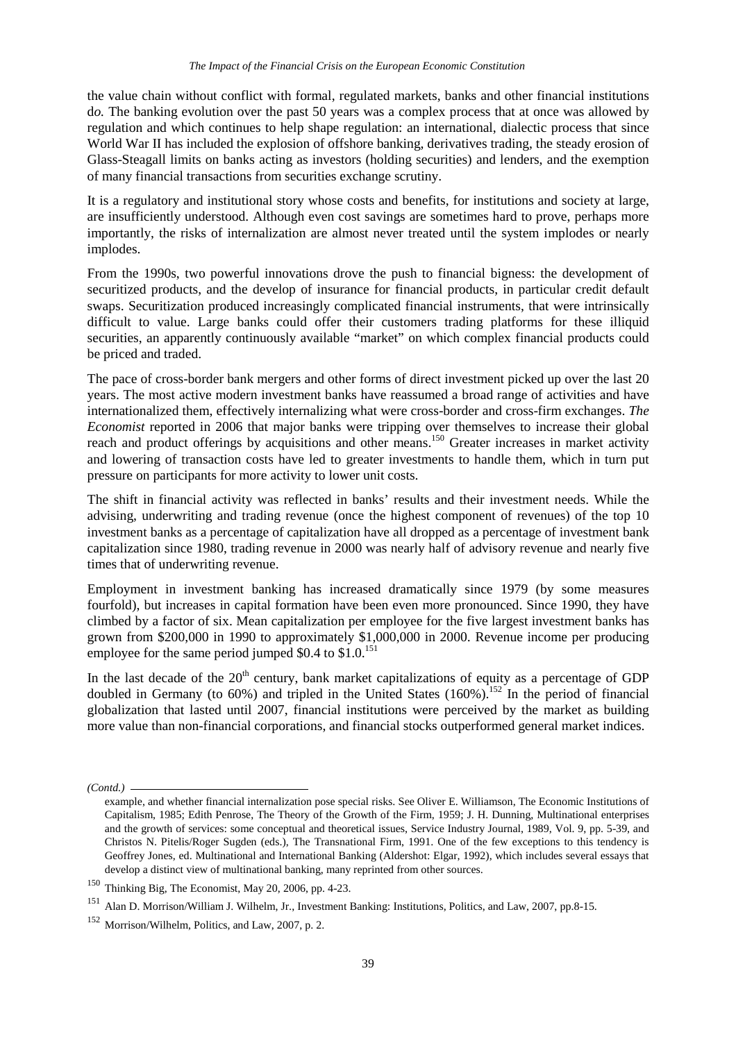the value chain without conflict with formal, regulated markets, banks and other financial institutions do. The banking evolution over the past 50 years was a complex process that at once was allowed by regulation and which continues to help shape regulation: an international, dialectic process that since World War II has included the explosion of offshore banking, derivatives trading, the steady erosion of Glass-Steagall limits on banks acting as investors (holding securities) and lenders, and the exemption of many financial transactions from securities exchange scrutiny.

It is a regulatory and institutional story whose costs and benefits, for institutions and society at large, are insufficiently understood. Although even cost savings are sometimes hard to prove, perhaps more importantly, the risks of internalization are almost never treated until the system implodes or nearly implodes.

From the 1990s, two powerful innovations drove the push to financial bigness: the development of securitized products, and the develop of insurance for financial products, in particular credit default swaps. Securitization produced increasingly complicated financial instruments, that were intrinsically difficult to value. Large banks could offer their customers trading platforms for these illiquid securities, an apparently continuously available "market" on which complex financial products could be priced and traded.

The pace of cross-border bank mergers and other forms of direct investment picked up over the last 20 years. The most active modern investment banks have reassumed a broad range of activities and have internationalized them, effectively internalizing what were cross-border and cross-firm exchanges. *The Economist* reported in 2006 that major banks were tripping over themselves to increase their global reach and product offerings by acquisitions and other means.[150] Greater increases in market activity and lowering of transaction costs have led to greater investments to handle them, which in turn put pressure on participants for more activity to lower unit costs.

The shift in financial activity was reflected in banks' results and their investment needs. While the advising, underwriting and trading revenue (once the highest component of revenues) of the top 10 investment banks as a percentage of capitalization have all dropped as a percentage of investment bank capitalization since 1980, trading revenue in 2000 was nearly half of advisory revenue and nearly five times that of underwriting revenue.

Employment in investment banking has increased dramatically since 1979 (by some measures fourfold), but increases in capital formation have been even more pronounced. Since 1990, they have climbed by a factor of six. Mean capitalization per employee for the five largest investment banks has grown from \$200,000 in 1990 to approximately \$1,000,000 in 2000. Revenue income per producing employee for the same period jumped \$0.4 to \$1.0.[151]

In the last decade of the 20th century, bank market capitalizations of equity as a percentage of GDP doubled in Germany (to 60%) and tripled in the United States (160%).[152] In the period of financial globalization that lasted until 2007, financial institutions were perceived by the market as building more value than non-financial corporations, and financial stocks outperformed general market indices.

---

*(Contd.)*

example, and whether financial internalization pose special risks. See Oliver E. Williamson, The Economic Institutions of Capitalism, 1985; Edith Penrose, The Theory of the Growth of the Firm, 1959; J. H. Dunning, Multinational enterprises and the growth of services: some conceptual and theoretical issues, Service Industry Journal, 1989, Vol. 9, pp. 5-39, and Christos N. Pitelis/Roger Sugden (eds.), The Transnational Firm, 1991. One of the few exceptions to this tendency is Geoffrey Jones, ed. Multinational and International Banking (Aldershot: Elgar, 1992), which includes several essays that develop a distinct view of multinational banking, many reprinted from other sources.

[150] Thinking Big, The Economist, May 20, 2006, pp. 4-23.

[151] Alan D. Morrison/William J. Wilhelm, Jr., Investment Banking: Institutions, Politics, and Law, 2007, pp.8-15.

[152] Morrison/Wilhelm, Politics, and Law, 2007, p. 2.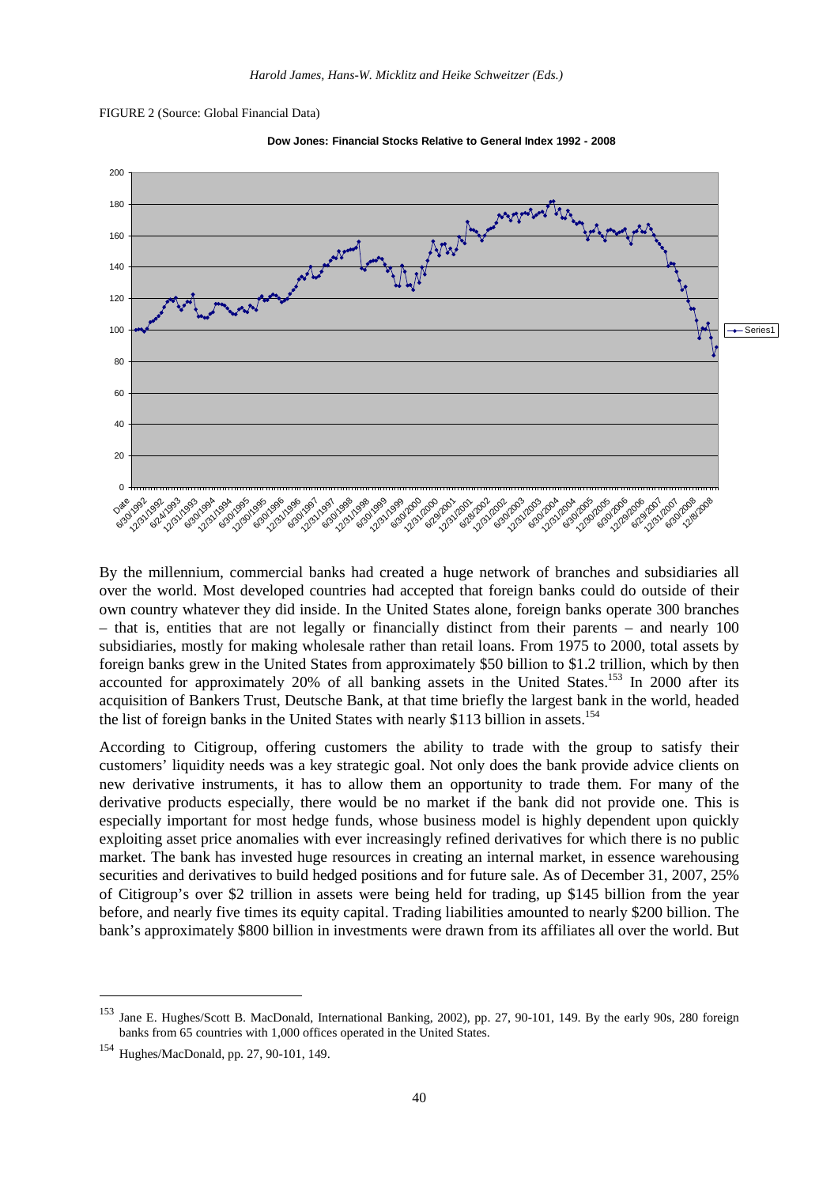FIGURE 2 (Source: Global Financial Data)

**Dow Jones: Financial Stocks Relative to General Index 1992 - 2008**

By the millennium, commercial banks had created a huge network of branches and subsidiaries all over the world. Most developed countries had accepted that foreign banks could do outside of their own country whatever they did inside. In the United States alone, foreign banks operate 300 branches – that is, entities that are not legally or financially distinct from their parents – and nearly 100 subsidiaries, mostly for making wholesale rather than retail loans. From 1975 to 2000, total assets by foreign banks grew in the United States from approximately $50 billion to $1.2 trillion, which by then accounted for approximately 20% of all banking assets in the United States.[153] In 2000 after its acquisition of Bankers Trust, Deutsche Bank, at that time briefly the largest bank in the world, headed the list of foreign banks in the United States with nearly $113 billion in assets.[154]

According to Citigroup, offering customers the ability to trade with the group to satisfy their customers' liquidity needs was a key strategic goal. Not only does the bank provide advice clients on new derivative instruments, it has to allow them an opportunity to trade them. For many of the derivative products especially, there would be no market if the bank did not provide one. This is especially important for most hedge funds, whose business model is highly dependent upon quickly exploiting asset price anomalies with ever increasingly refined derivatives for which there is no public market. The bank has invested huge resources in creating an internal market, in essence warehousing securities and derivatives to build hedged positions and for future sale. As of December 31, 2007, 25% of Citigroup's over $2 trillion in assets were being held for trading, up $145 billion from the year before, and nearly five times its equity capital. Trading liabilities amounted to nearly $200 billion. The bank's approximately $800 billion in investments were drawn from its affiliates all over the world. But

---

[153] Jane E. Hughes/Scott B. MacDonald, International Banking, 2002), pp. 27, 90-101, 149. By the early 90s, 280 foreign banks from 65 countries with 1,000 offices operated in the United States.

[154] Hughes/MacDonald, pp. 27, 90-101, 149.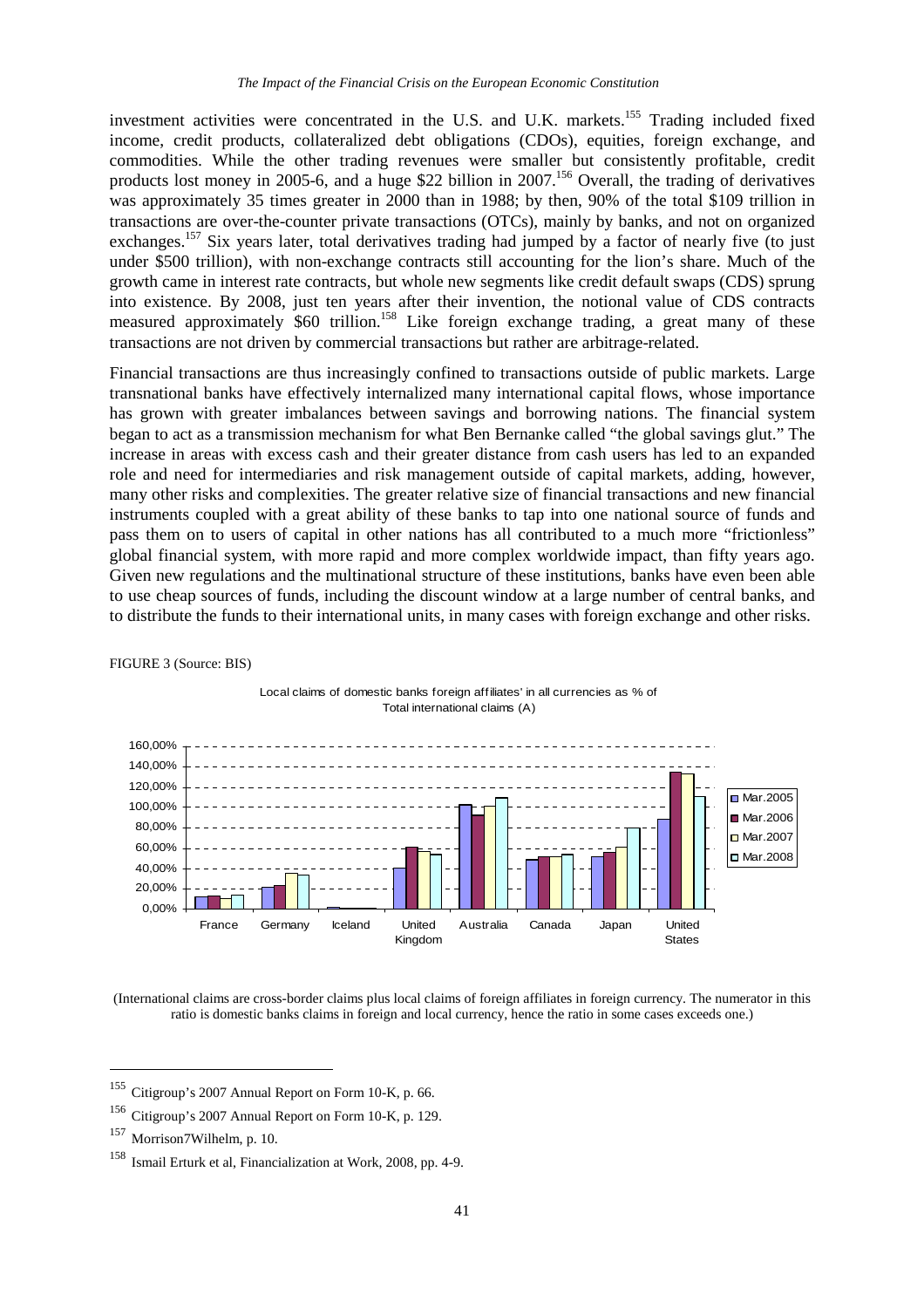investment activities were concentrated in the U.S. and U.K. markets.[155] Trading included fixed income, credit products, collateralized debt obligations (CDOs), equities, foreign exchange, and commodities. While the other trading revenues were smaller but consistently profitable, credit products lost money in 2005-6, and a huge \$22 billion in 2007.[156] Overall, the trading of derivatives was approximately 35 times greater in 2000 than in 1988; by then, 90% of the total \$109 trillion in transactions are over-the-counter private transactions (OTCs), mainly by banks, and not on organized exchanges.[157] Six years later, total derivatives trading had jumped by a factor of nearly five (to just under \$500 trillion), with non-exchange contracts still accounting for the lion's share. Much of the growth came in interest rate contracts, but whole new segments like credit default swaps (CDS) sprung into existence. By 2008, just ten years after their invention, the notional value of CDS contracts measured approximately \$60 trillion.[158] Like foreign exchange trading, a great many of these transactions are not driven by commercial transactions but rather are arbitrage-related.

Financial transactions are thus increasingly confined to transactions outside of public markets. Large transnational banks have effectively internalized many international capital flows, whose importance has grown with greater imbalances between savings and borrowing nations. The financial system began to act as a transmission mechanism for what Ben Bernanke called "the global savings glut." The increase in areas with excess cash and their greater distance from cash users has led to an expanded role and need for intermediaries and risk management outside of capital markets, adding, however, many other risks and complexities. The greater relative size of financial transactions and new financial instruments coupled with a great ability of these banks to tap into one national source of funds and pass them on to users of capital in other nations has all contributed to a much more "frictionless" global financial system, with more rapid and more complex worldwide impact, than fifty years ago. Given new regulations and the multinational structure of these institutions, banks have even been able to use cheap sources of funds, including the discount window at a large number of central banks, and to distribute the funds to their international units, in many cases with foreign exchange and other risks.

FIGURE 3 (Source: BIS)

Local claims of domestic banks foreign affiliates' in all currencies as % of Total international claims (A)

(International claims are cross-border claims plus local claims of foreign affiliates in foreign currency. The numerator in this ratio is domestic banks claims in foreign and local currency, hence the ratio in some cases exceeds one.)

[155] Citigroup's 2007 Annual Report on Form 10-K, p. 66.

[156] Citigroup's 2007 Annual Report on Form 10-K, p. 129.

[157] Morrison7Wilhelm, p. 10.

[158] Ismail Erturk et al, Financialization at Work, 2008, pp. 4-9.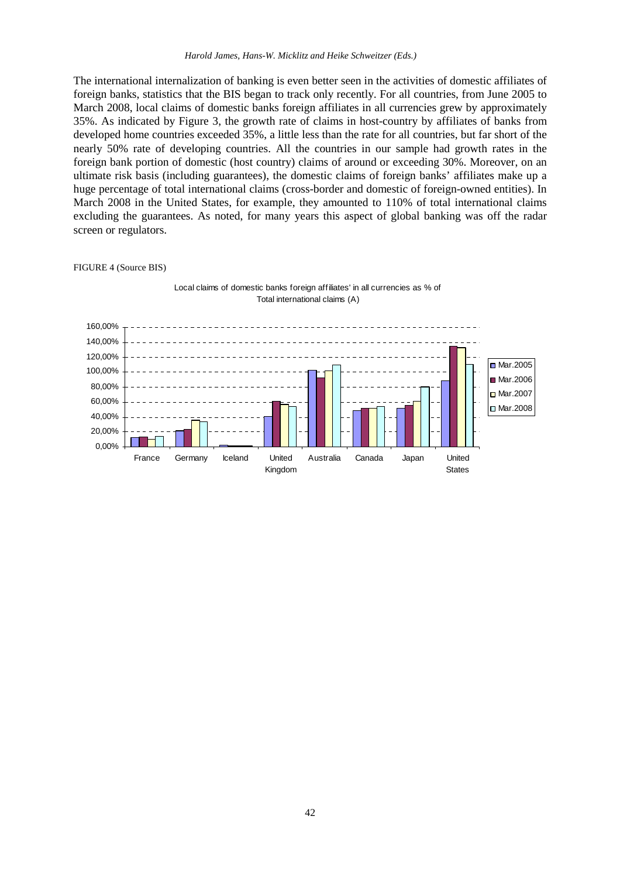The international internalization of banking is even better seen in the activities of domestic affiliates of foreign banks, statistics that the BIS began to track only recently. For all countries, from June 2005 to March 2008, local claims of domestic banks foreign affiliates in all currencies grew by approximately 35%. As indicated by Figure 3, the growth rate of claims in host-country by affiliates of banks from developed home countries exceeded 35%, a little less than the rate for all countries, but far short of the nearly 50% rate of developing countries. All the countries in our sample had growth rates in the foreign bank portion of domestic (host country) claims of around or exceeding 30%. Moreover, on an ultimate risk basis (including guarantees), the domestic claims of foreign banks' affiliates make up a huge percentage of total international claims (cross-border and domestic of foreign-owned entities). In March 2008 in the United States, for example, they amounted to 110% of total international claims excluding the guarantees. As noted, for many years this aspect of global banking was off the radar screen or regulators.

FIGURE 4 (Source BIS)

Local claims of domestic banks foreign affiliates' in all currencies as % of Total international claims (A)

Legend: Mar.2005, Mar.2006, Mar.2007, Mar.2008

Y-axis: 0,00% – 160,00%

Countries: France, Germany, Iceland, United Kingdom, Australia, Canada, Japan, United States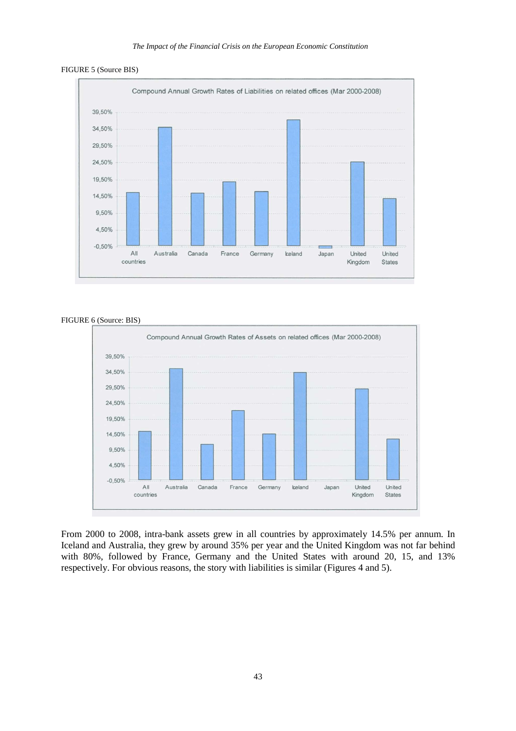FIGURE 5 (Source BIS)

FIGURE 6 (Source: BIS)

From 2000 to 2008, intra-bank assets grew in all countries by approximately 14.5% per annum. In Iceland and Australia, they grew by around 35% per year and the United Kingdom was not far behind with 80%, followed by France, Germany and the United States with around 20, 15, and 13% respectively. For obvious reasons, the story with liabilities is similar (Figures 4 and 5).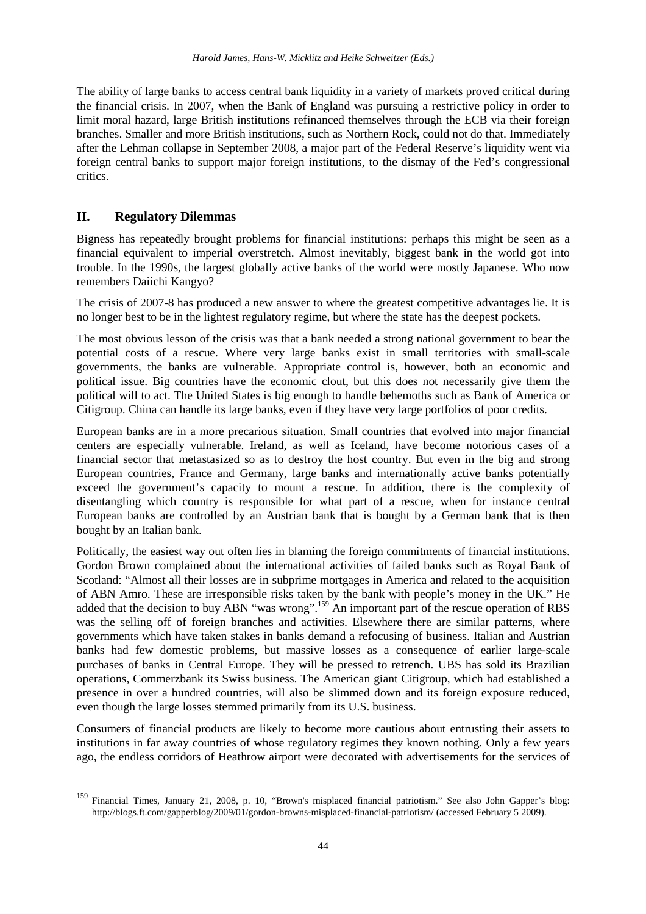The ability of large banks to access central bank liquidity in a variety of markets proved critical during the financial crisis. In 2007, when the Bank of England was pursuing a restrictive policy in order to limit moral hazard, large British institutions refinanced themselves through the ECB via their foreign branches. Smaller and more British institutions, such as Northern Rock, could not do that. Immediately after the Lehman collapse in September 2008, a major part of the Federal Reserve's liquidity went via foreign central banks to support major foreign institutions, to the dismay of the Fed's congressional critics.

## II. Regulatory Dilemmas

Bigness has repeatedly brought problems for financial institutions: perhaps this might be seen as a financial equivalent to imperial overstretch. Almost inevitably, biggest bank in the world got into trouble. In the 1990s, the largest globally active banks of the world were mostly Japanese. Who now remembers Daiichi Kangyo?

The crisis of 2007-8 has produced a new answer to where the greatest competitive advantages lie. It is no longer best to be in the lightest regulatory regime, but where the state has the deepest pockets.

The most obvious lesson of the crisis was that a bank needed a strong national government to bear the potential costs of a rescue. Where very large banks exist in small territories with small-scale governments, the banks are vulnerable. Appropriate control is, however, both an economic and political issue. Big countries have the economic clout, but this does not necessarily give them the political will to act. The United States is big enough to handle behemoths such as Bank of America or Citigroup. China can handle its large banks, even if they have very large portfolios of poor credits.

European banks are in a more precarious situation. Small countries that evolved into major financial centers are especially vulnerable. Ireland, as well as Iceland, have become notorious cases of a financial sector that metastasized so as to destroy the host country. But even in the big and strong European countries, France and Germany, large banks and internationally active banks potentially exceed the government's capacity to mount a rescue. In addition, there is the complexity of disentangling which country is responsible for what part of a rescue, when for instance central European banks are controlled by an Austrian bank that is bought by a German bank that is then bought by an Italian bank.

Politically, the easiest way out often lies in blaming the foreign commitments of financial institutions. Gordon Brown complained about the international activities of failed banks such as Royal Bank of Scotland: "Almost all their losses are in subprime mortgages in America and related to the acquisition of ABN Amro. These are irresponsible risks taken by the bank with people's money in the UK." He added that the decision to buy ABN "was wrong".[159] An important part of the rescue operation of RBS was the selling off of foreign branches and activities. Elsewhere there are similar patterns, where governments which have taken stakes in banks demand a refocusing of business. Italian and Austrian banks had few domestic problems, but massive losses as a consequence of earlier large-scale purchases of banks in Central Europe. They will be pressed to retrench. UBS has sold its Brazilian operations, Commerzbank its Swiss business. The American giant Citigroup, which had established a presence in over a hundred countries, will also be slimmed down and its foreign exposure reduced, even though the large losses stemmed primarily from its U.S. business.

Consumers of financial products are likely to become more cautious about entrusting their assets to institutions in far away countries of whose regulatory regimes they known nothing. Only a few years ago, the endless corridors of Heathrow airport were decorated with advertisements for the services of

---

[159] Financial Times, January 21, 2008, p. 10, "Brown's misplaced financial patriotism." See also John Gapper's blog: http://blogs.ft.com/gapperblog/2009/01/gordon-browns-misplaced-financial-patriotism/ (accessed February 5 2009).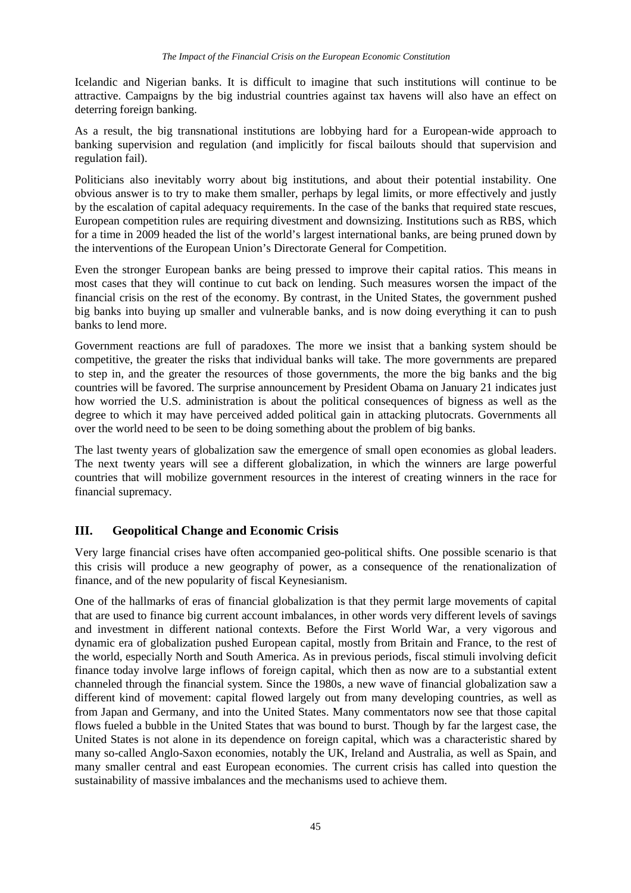Icelandic and Nigerian banks. It is difficult to imagine that such institutions will continue to be attractive. Campaigns by the big industrial countries against tax havens will also have an effect on deterring foreign banking.

As a result, the big transnational institutions are lobbying hard for a European-wide approach to banking supervision and regulation (and implicitly for fiscal bailouts should that supervision and regulation fail).

Politicians also inevitably worry about big institutions, and about their potential instability. One obvious answer is to try to make them smaller, perhaps by legal limits, or more effectively and justly by the escalation of capital adequacy requirements. In the case of the banks that required state rescues, European competition rules are requiring divestment and downsizing. Institutions such as RBS, which for a time in 2009 headed the list of the world's largest international banks, are being pruned down by the interventions of the European Union's Directorate General for Competition.

Even the stronger European banks are being pressed to improve their capital ratios. This means in most cases that they will continue to cut back on lending. Such measures worsen the impact of the financial crisis on the rest of the economy. By contrast, in the United States, the government pushed big banks into buying up smaller and vulnerable banks, and is now doing everything it can to push banks to lend more.

Government reactions are full of paradoxes. The more we insist that a banking system should be competitive, the greater the risks that individual banks will take. The more governments are prepared to step in, and the greater the resources of those governments, the more the big banks and the big countries will be favored. The surprise announcement by President Obama on January 21 indicates just how worried the U.S. administration is about the political consequences of bigness as well as the degree to which it may have perceived added political gain in attacking plutocrats. Governments all over the world need to be seen to be doing something about the problem of big banks.

The last twenty years of globalization saw the emergence of small open economies as global leaders. The next twenty years will see a different globalization, in which the winners are large powerful countries that will mobilize government resources in the interest of creating winners in the race for financial supremacy.

## III. Geopolitical Change and Economic Crisis

Very large financial crises have often accompanied geo-political shifts. One possible scenario is that this crisis will produce a new geography of power, as a consequence of the renationalization of finance, and of the new popularity of fiscal Keynesianism.

One of the hallmarks of eras of financial globalization is that they permit large movements of capital that are used to finance big current account imbalances, in other words very different levels of savings and investment in different national contexts. Before the First World War, a very vigorous and dynamic era of globalization pushed European capital, mostly from Britain and France, to the rest of the world, especially North and South America. As in previous periods, fiscal stimuli involving deficit finance today involve large inflows of foreign capital, which then as now are to a substantial extent channeled through the financial system. Since the 1980s, a new wave of financial globalization saw a different kind of movement: capital flowed largely out from many developing countries, as well as from Japan and Germany, and into the United States. Many commentators now see that those capital flows fueled a bubble in the United States that was bound to burst. Though by far the largest case, the United States is not alone in its dependence on foreign capital, which was a characteristic shared by many so-called Anglo-Saxon economies, notably the UK, Ireland and Australia, as well as Spain, and many smaller central and east European economies. The current crisis has called into question the sustainability of massive imbalances and the mechanisms used to achieve them.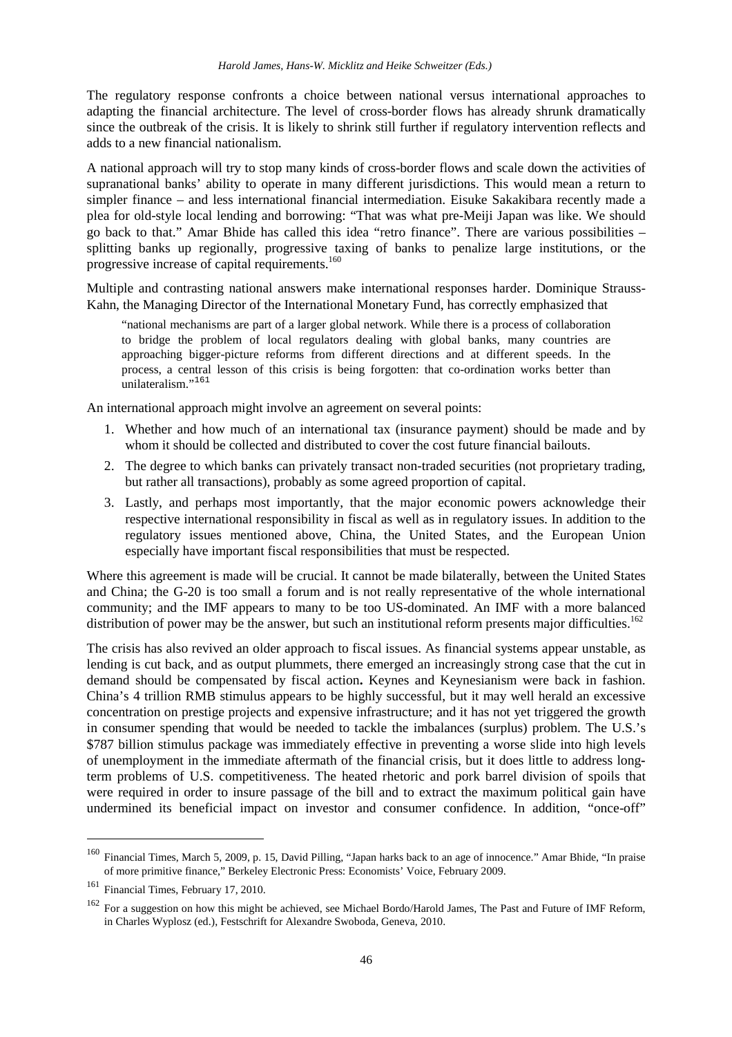The regulatory response confronts a choice between national versus international approaches to adapting the financial architecture. The level of cross-border flows has already shrunk dramatically since the outbreak of the crisis. It is likely to shrink still further if regulatory intervention reflects and adds to a new financial nationalism.

A national approach will try to stop many kinds of cross-border flows and scale down the activities of supranational banks' ability to operate in many different jurisdictions. This would mean a return to simpler finance – and less international financial intermediation. Eisuke Sakakibara recently made a plea for old-style local lending and borrowing: "That was what pre-Meiji Japan was like. We should go back to that." Amar Bhide has called this idea "retro finance". There are various possibilities – splitting banks up regionally, progressive taxing of banks to penalize large institutions, or the progressive increase of capital requirements.[160]

Multiple and contrasting national answers make international responses harder. Dominique Strauss-Kahn, the Managing Director of the International Monetary Fund, has correctly emphasized that

> "national mechanisms are part of a larger global network. While there is a process of collaboration to bridge the problem of local regulators dealing with global banks, many countries are approaching bigger-picture reforms from different directions and at different speeds. In the process, a central lesson of this crisis is being forgotten: that co-ordination works better than unilateralism."[161]

An international approach might involve an agreement on several points:

1. Whether and how much of an international tax (insurance payment) should be made and by whom it should be collected and distributed to cover the cost future financial bailouts.
2. The degree to which banks can privately transact non-traded securities (not proprietary trading, but rather all transactions), probably as some agreed proportion of capital.
3. Lastly, and perhaps most importantly, that the major economic powers acknowledge their respective international responsibility in fiscal as well as in regulatory issues. In addition to the regulatory issues mentioned above, China, the United States, and the European Union especially have important fiscal responsibilities that must be respected.

Where this agreement is made will be crucial. It cannot be made bilaterally, between the United States and China; the G-20 is too small a forum and is not really representative of the whole international community; and the IMF appears to many to be too US-dominated. An IMF with a more balanced distribution of power may be the answer, but such an institutional reform presents major difficulties.[162]

The crisis has also revived an older approach to fiscal issues. As financial systems appear unstable, as lending is cut back, and as output plummets, there emerged an increasingly strong case that the cut in demand should be compensated by fiscal action**.** Keynes and Keynesianism were back in fashion. China's 4 trillion RMB stimulus appears to be highly successful, but it may well herald an excessive concentration on prestige projects and expensive infrastructure; and it has not yet triggered the growth in consumer spending that would be needed to tackle the imbalances (surplus) problem. The U.S.'s $787 billion stimulus package was immediately effective in preventing a worse slide into high levels of unemployment in the immediate aftermath of the financial crisis, but it does little to address long-term problems of U.S. competitiveness. The heated rhetoric and pork barrel division of spoils that were required in order to insure passage of the bill and to extract the maximum political gain have undermined its beneficial impact on investor and consumer confidence. In addition, "once-off"

---

[160] Financial Times, March 5, 2009, p. 15, David Pilling, "Japan harks back to an age of innocence." Amar Bhide, "In praise of more primitive finance," Berkeley Electronic Press: Economists' Voice, February 2009.

[161] Financial Times, February 17, 2010.

[162] For a suggestion on how this might be achieved, see Michael Bordo/Harold James, The Past and Future of IMF Reform, in Charles Wyplosz (ed.), Festschrift for Alexandre Swoboda, Geneva, 2010.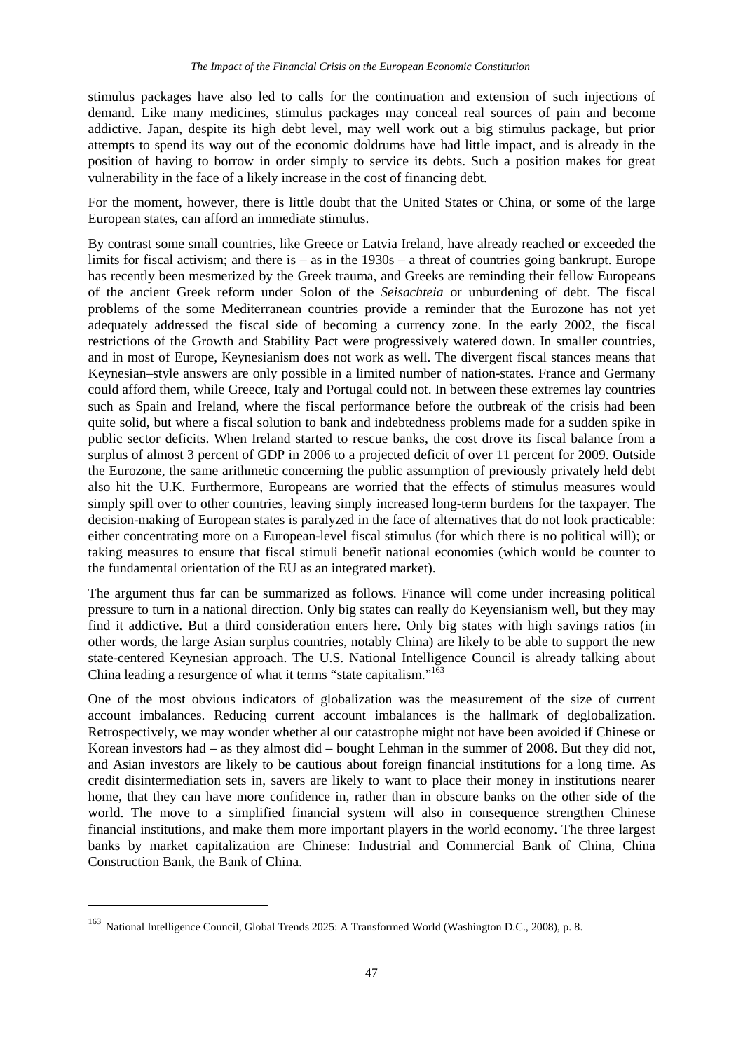stimulus packages have also led to calls for the continuation and extension of such injections of demand. Like many medicines, stimulus packages may conceal real sources of pain and become addictive. Japan, despite its high debt level, may well work out a big stimulus package, but prior attempts to spend its way out of the economic doldrums have had little impact, and is already in the position of having to borrow in order simply to service its debts. Such a position makes for great vulnerability in the face of a likely increase in the cost of financing debt.

For the moment, however, there is little doubt that the United States or China, or some of the large European states, can afford an immediate stimulus.

By contrast some small countries, like Greece or Latvia Ireland, have already reached or exceeded the limits for fiscal activism; and there is – as in the 1930s – a threat of countries going bankrupt. Europe has recently been mesmerized by the Greek trauma, and Greeks are reminding their fellow Europeans of the ancient Greek reform under Solon of the *Seisachteia* or unburdening of debt. The fiscal problems of the some Mediterranean countries provide a reminder that the Eurozone has not yet adequately addressed the fiscal side of becoming a currency zone. In the early 2002, the fiscal restrictions of the Growth and Stability Pact were progressively watered down. In smaller countries, and in most of Europe, Keynesianism does not work as well. The divergent fiscal stances means that Keynesian–style answers are only possible in a limited number of nation-states. France and Germany could afford them, while Greece, Italy and Portugal could not. In between these extremes lay countries such as Spain and Ireland, where the fiscal performance before the outbreak of the crisis had been quite solid, but where a fiscal solution to bank and indebtedness problems made for a sudden spike in public sector deficits. When Ireland started to rescue banks, the cost drove its fiscal balance from a surplus of almost 3 percent of GDP in 2006 to a projected deficit of over 11 percent for 2009. Outside the Eurozone, the same arithmetic concerning the public assumption of previously privately held debt also hit the U.K. Furthermore, Europeans are worried that the effects of stimulus measures would simply spill over to other countries, leaving simply increased long-term burdens for the taxpayer. The decision-making of European states is paralyzed in the face of alternatives that do not look practicable: either concentrating more on a European-level fiscal stimulus (for which there is no political will); or taking measures to ensure that fiscal stimuli benefit national economies (which would be counter to the fundamental orientation of the EU as an integrated market).

The argument thus far can be summarized as follows. Finance will come under increasing political pressure to turn in a national direction. Only big states can really do Keyensianism well, but they may find it addictive. But a third consideration enters here. Only big states with high savings ratios (in other words, the large Asian surplus countries, notably China) are likely to be able to support the new state-centered Keynesian approach. The U.S. National Intelligence Council is already talking about China leading a resurgence of what it terms "state capitalism."[163]

One of the most obvious indicators of globalization was the measurement of the size of current account imbalances. Reducing current account imbalances is the hallmark of deglobalization. Retrospectively, we may wonder whether al our catastrophe might not have been avoided if Chinese or Korean investors had – as they almost did – bought Lehman in the summer of 2008. But they did not, and Asian investors are likely to be cautious about foreign financial institutions for a long time. As credit disintermediation sets in, savers are likely to want to place their money in institutions nearer home, that they can have more confidence in, rather than in obscure banks on the other side of the world. The move to a simplified financial system will also in consequence strengthen Chinese financial institutions, and make them more important players in the world economy. The three largest banks by market capitalization are Chinese: Industrial and Commercial Bank of China, China Construction Bank, the Bank of China.

---

[163] National Intelligence Council, Global Trends 2025: A Transformed World (Washington D.C., 2008), p. 8.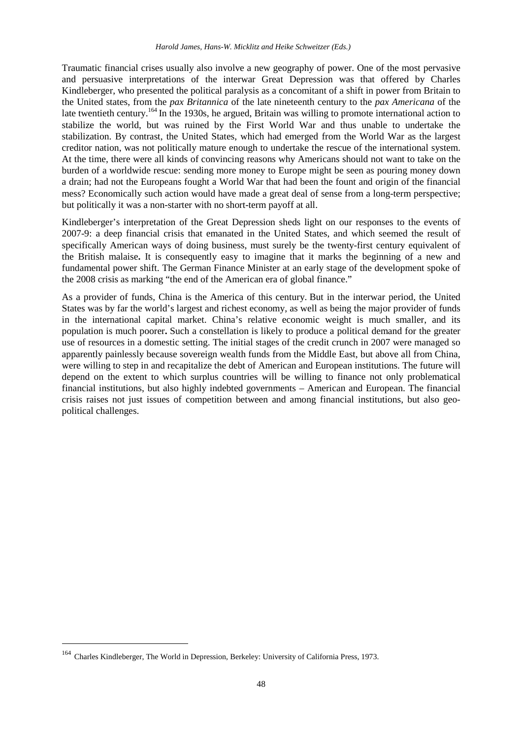Traumatic financial crises usually also involve a new geography of power. One of the most pervasive and persuasive interpretations of the interwar Great Depression was that offered by Charles Kindleberger, who presented the political paralysis as a concomitant of a shift in power from Britain to the United states, from the *pax Britannica* of the late nineteenth century to the *pax Americana* of the late twentieth century.[164] In the 1930s, he argued, Britain was willing to promote international action to stabilize the world, but was ruined by the First World War and thus unable to undertake the stabilization. By contrast, the United States, which had emerged from the World War as the largest creditor nation, was not politically mature enough to undertake the rescue of the international system. At the time, there were all kinds of convincing reasons why Americans should not want to take on the burden of a worldwide rescue: sending more money to Europe might be seen as pouring money down a drain; had not the Europeans fought a World War that had been the fount and origin of the financial mess? Economically such action would have made a great deal of sense from a long-term perspective; but politically it was a non-starter with no short-term payoff at all.

Kindleberger's interpretation of the Great Depression sheds light on our responses to the events of 2007-9: a deep financial crisis that emanated in the United States, and which seemed the result of specifically American ways of doing business, must surely be the twenty-first century equivalent of the British malaise**.** It is consequently easy to imagine that it marks the beginning of a new and fundamental power shift. The German Finance Minister at an early stage of the development spoke of the 2008 crisis as marking "the end of the American era of global finance."

As a provider of funds, China is the America of this century. But in the interwar period, the United States was by far the world's largest and richest economy, as well as being the major provider of funds in the international capital market. China's relative economic weight is much smaller, and its population is much poorer**.** Such a constellation is likely to produce a political demand for the greater use of resources in a domestic setting. The initial stages of the credit crunch in 2007 were managed so apparently painlessly because sovereign wealth funds from the Middle East, but above all from China, were willing to step in and recapitalize the debt of American and European institutions. The future will depend on the extent to which surplus countries will be willing to finance not only problematical financial institutions, but also highly indebted governments – American and European. The financial crisis raises not just issues of competition between and among financial institutions, but also geo-political challenges.

[164] Charles Kindleberger, The World in Depression, Berkeley: University of California Press, 1973.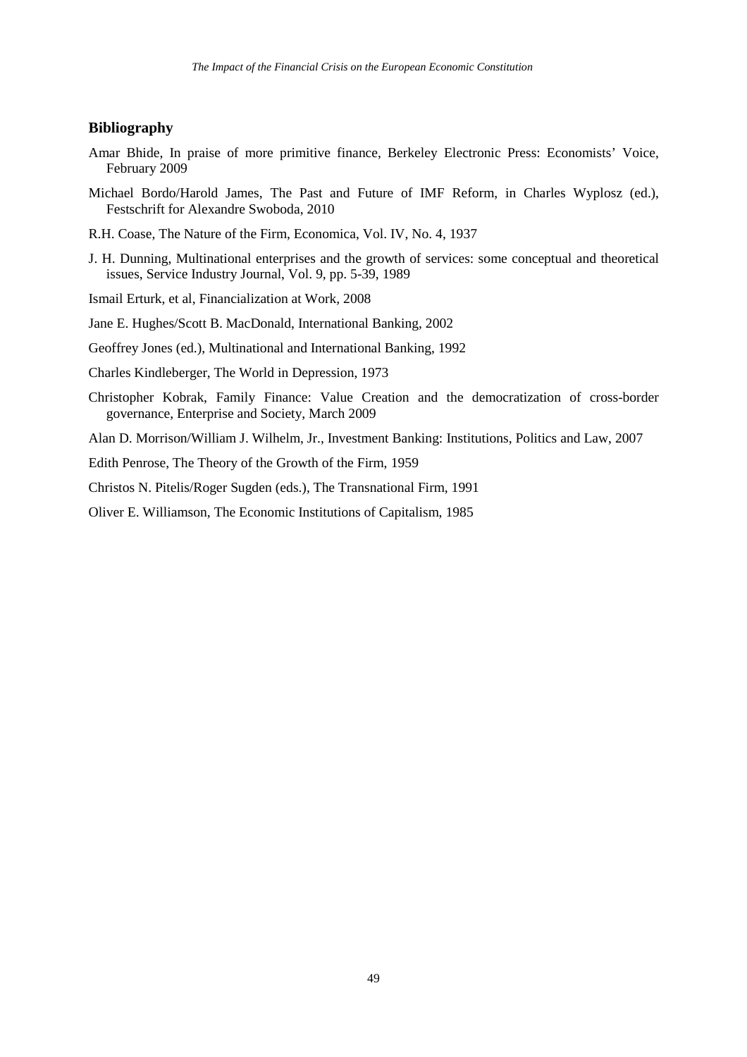## Bibliography

Amar Bhide, In praise of more primitive finance, Berkeley Electronic Press: Economists' Voice, February 2009

Michael Bordo/Harold James, The Past and Future of IMF Reform, in Charles Wyplosz (ed.), Festschrift for Alexandre Swoboda, 2010

R.H. Coase, The Nature of the Firm, Economica, Vol. IV, No. 4, 1937

J. H. Dunning, Multinational enterprises and the growth of services: some conceptual and theoretical issues, Service Industry Journal, Vol. 9, pp. 5-39, 1989

Ismail Erturk, et al, Financialization at Work, 2008

Jane E. Hughes/Scott B. MacDonald, International Banking, 2002

Geoffrey Jones (ed.), Multinational and International Banking, 1992

Charles Kindleberger, The World in Depression, 1973

Christopher Kobrak, Family Finance: Value Creation and the democratization of cross-border governance, Enterprise and Society, March 2009

Alan D. Morrison/William J. Wilhelm, Jr., Investment Banking: Institutions, Politics and Law, 2007

Edith Penrose, The Theory of the Growth of the Firm, 1959

Christos N. Pitelis/Roger Sugden (eds.), The Transnational Firm, 1991

Oliver E. Williamson, The Economic Institutions of Capitalism, 1985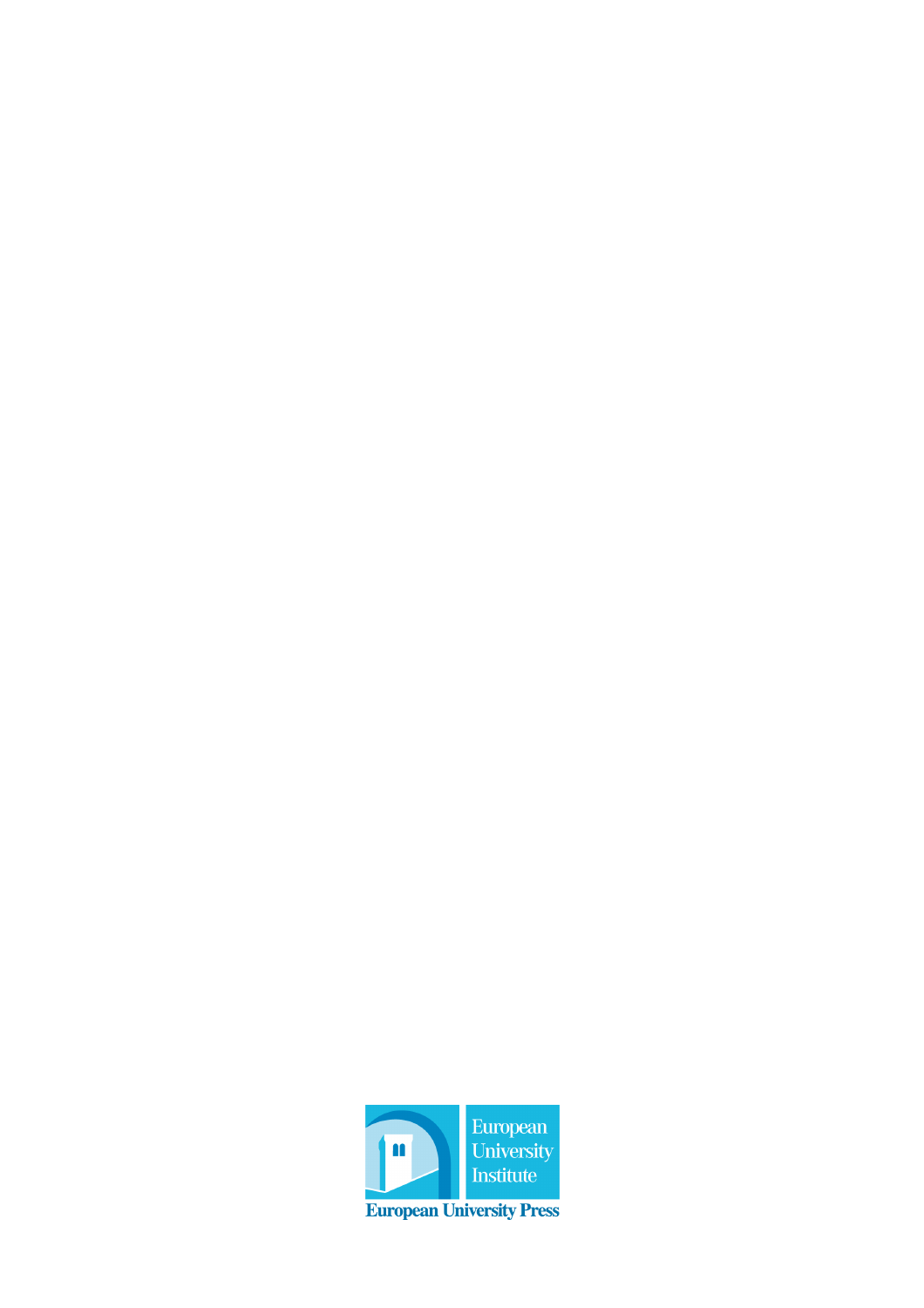European
University
Institute

European University Press